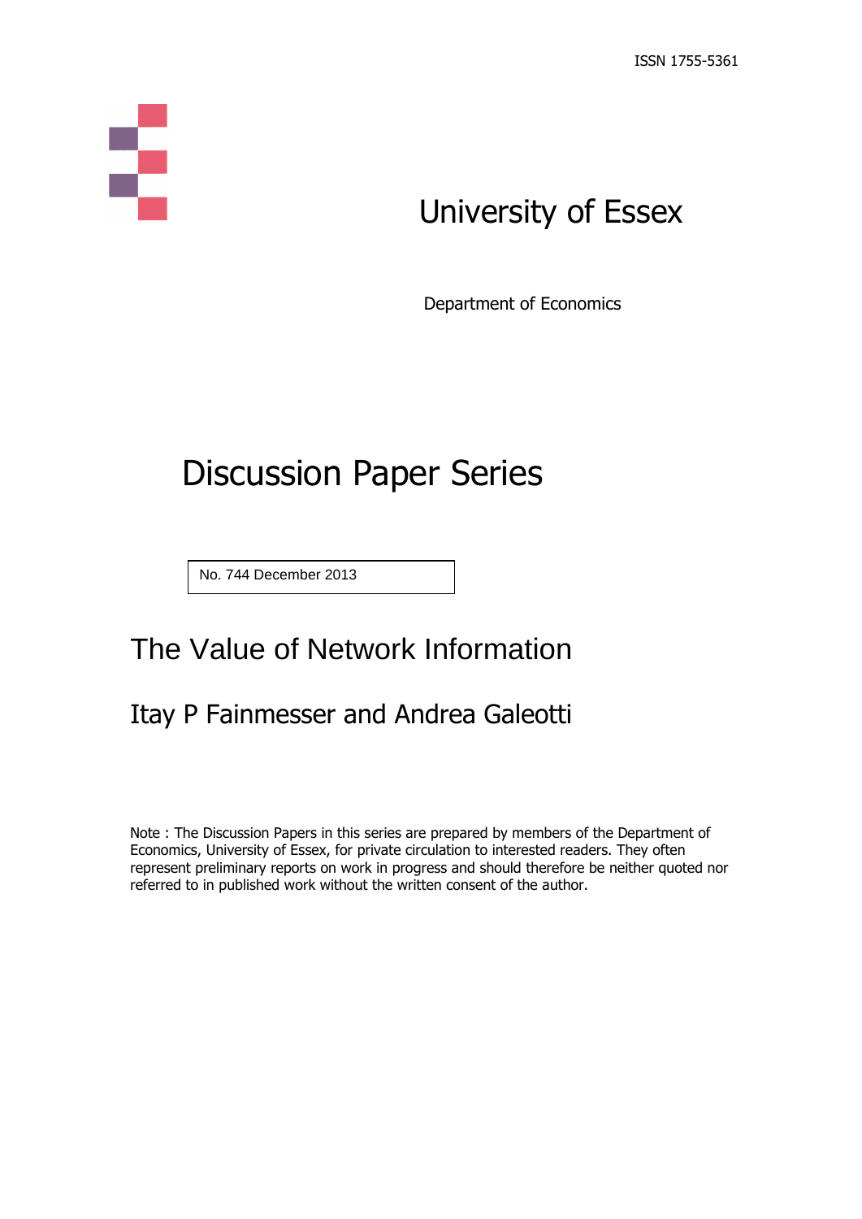ISSN 1755-5361

University of Essex

Department of Economics

# Discussion Paper Series

No. 744 December 2013

## The Value of Network Information

### Itay P Fainmesser and Andrea Galeotti

Note : The Discussion Papers in this series are prepared by members of the Department of Economics, University of Essex, for private circulation to interested readers. They often represent preliminary reports on work in progress and should therefore be neither quoted nor referred to in published work without the written consent of the author.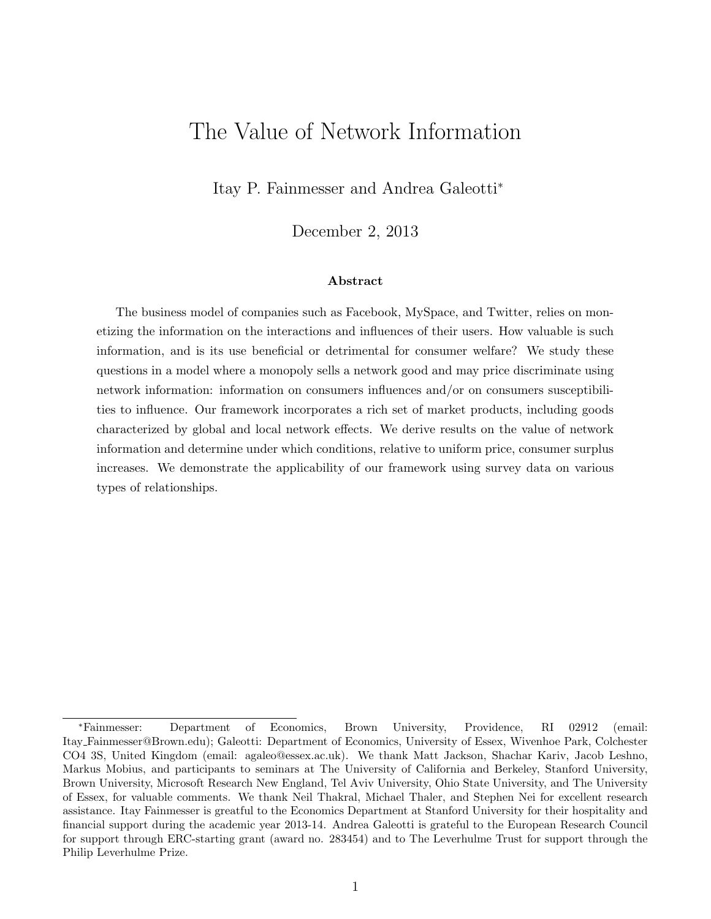# The Value of Network Information

Itay P. Fainmesser and Andrea Galeotti*

December 2, 2013

**Abstract**

The business model of companies such as Facebook, MySpace, and Twitter, relies on monetizing the information on the interactions and influences of their users. How valuable is such information, and is its use beneficial or detrimental for consumer welfare? We study these questions in a model where a monopoly sells a network good and may price discriminate using network information: information on consumers influences and/or on consumers susceptibilities to influence. Our framework incorporates a rich set of market products, including goods characterized by global and local network effects. We derive results on the value of network information and determine under which conditions, relative to uniform price, consumer surplus increases. We demonstrate the applicability of our framework using survey data on various types of relationships.

---

*Fainmesser: Department of Economics, Brown University, Providence, RI 02912 (email: Itay_Fainmesser@Brown.edu); Galeotti: Department of Economics, University of Essex, Wivenhoe Park, Colchester CO4 3S, United Kingdom (email: agaleo@essex.ac.uk). We thank Matt Jackson, Shachar Kariv, Jacob Leshno, Markus Mobius, and participants to seminars at The University of California and Berkeley, Stanford University, Brown University, Microsoft Research New England, Tel Aviv University, Ohio State University, and The University of Essex, for valuable comments. We thank Neil Thakral, Michael Thaler, and Stephen Nei for excellent research assistance. Itay Fainmesser is greatful to the Economics Department at Stanford University for their hospitality and financial support during the academic year 2013-14. Andrea Galeotti is grateful to the European Research Council for support through ERC-starting grant (award no. 283454) and to The Leverhulme Trust for support through the Philip Leverhulme Prize.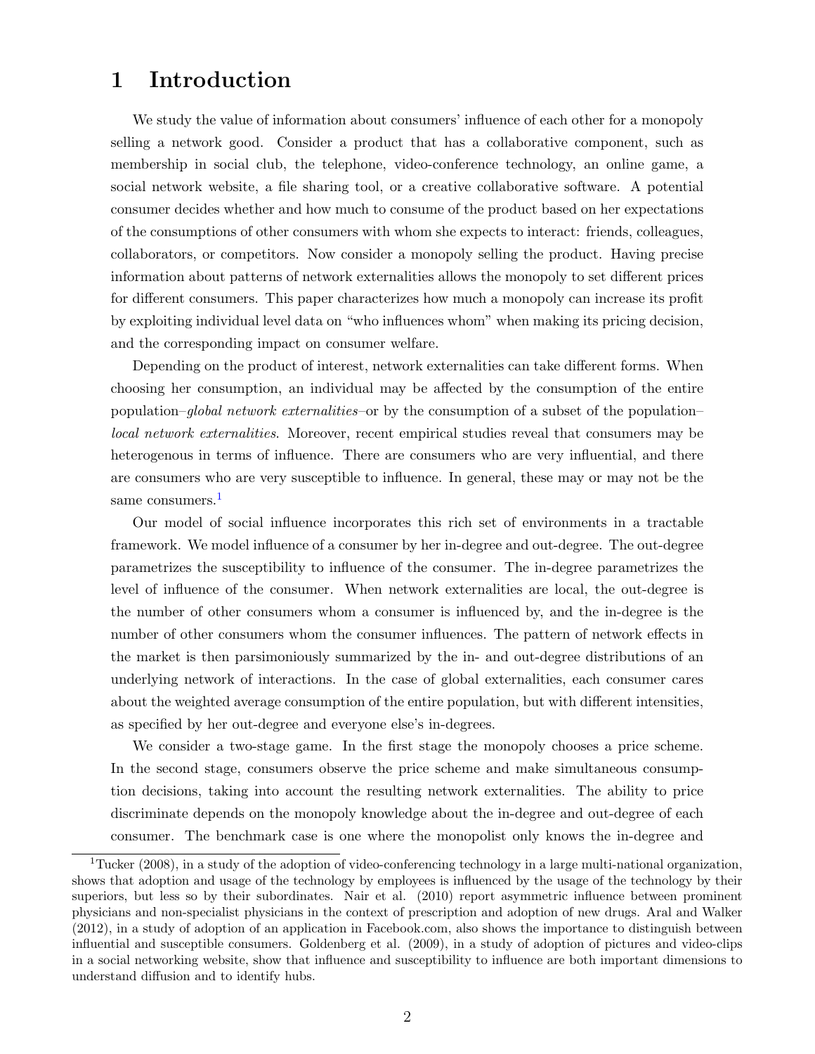# 1 Introduction

We study the value of information about consumers' influence of each other for a monopoly selling a network good. Consider a product that has a collaborative component, such as membership in social club, the telephone, video-conference technology, an online game, a social network website, a file sharing tool, or a creative collaborative software. A potential consumer decides whether and how much to consume of the product based on her expectations of the consumptions of other consumers with whom she expects to interact: friends, colleagues, collaborators, or competitors. Now consider a monopoly selling the product. Having precise information about patterns of network externalities allows the monopoly to set different prices for different consumers. This paper characterizes how much a monopoly can increase its profit by exploiting individual level data on "who influences whom" when making its pricing decision, and the corresponding impact on consumer welfare.

Depending on the product of interest, network externalities can take different forms. When choosing her consumption, an individual may be affected by the consumption of the entire population–*global network externalities*–or by the consumption of a subset of the population–*local network externalities*. Moreover, recent empirical studies reveal that consumers may be heterogenous in terms of influence. There are consumers who are very influential, and there are consumers who are very susceptible to influence. In general, these may or may not be the same consumers.[1]

Our model of social influence incorporates this rich set of environments in a tractable framework. We model influence of a consumer by her in-degree and out-degree. The out-degree parametrizes the susceptibility to influence of the consumer. The in-degree parametrizes the level of influence of the consumer. When network externalities are local, the out-degree is the number of other consumers whom a consumer is influenced by, and the in-degree is the number of other consumers whom the consumer influences. The pattern of network effects in the market is then parsimoniously summarized by the in- and out-degree distributions of an underlying network of interactions. In the case of global externalities, each consumer cares about the weighted average consumption of the entire population, but with different intensities, as specified by her out-degree and everyone else's in-degrees.

We consider a two-stage game. In the first stage the monopoly chooses a price scheme. In the second stage, consumers observe the price scheme and make simultaneous consumption decisions, taking into account the resulting network externalities. The ability to price discriminate depends on the monopoly knowledge about the in-degree and out-degree of each consumer. The benchmark case is one where the monopolist only knows the in-degree and

[1] Tucker (2008), in a study of the adoption of video-conferencing technology in a large multi-national organization, shows that adoption and usage of the technology by employees is influenced by the usage of the technology by their superiors, but less so by their subordinates. Nair et al. (2010) report asymmetric influence between prominent physicians and non-specialist physicians in the context of prescription and adoption of new drugs. Aral and Walker (2012), in a study of adoption of an application in Facebook.com, also shows the importance to distinguish between influential and susceptible consumers. Goldenberg et al. (2009), in a study of adoption of pictures and video-clips in a social networking website, show that influence and susceptibility to influence are both important dimensions to understand diffusion and to identify hubs.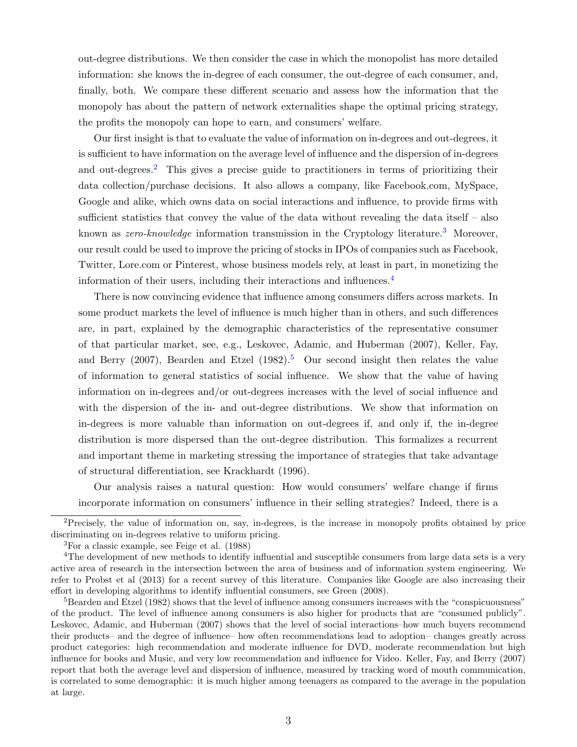out-degree distributions. We then consider the case in which the monopolist has more detailed information: she knows the in-degree of each consumer, the out-degree of each consumer, and, finally, both. We compare these different scenario and assess how the information that the monopoly has about the pattern of network externalities shape the optimal pricing strategy, the profits the monopoly can hope to earn, and consumers' welfare.

Our first insight is that to evaluate the value of information on in-degrees and out-degrees, it is sufficient to have information on the average level of influence and the dispersion of in-degrees and out-degrees.[2] This gives a precise guide to practitioners in terms of prioritizing their data collection/purchase decisions. It also allows a company, like Facebook.com, MySpace, Google and alike, which owns data on social interactions and influence, to provide firms with sufficient statistics that convey the value of the data without revealing the data itself – also known as *zero-knowledge* information transmission in the Cryptology literature.[3] Moreover, our result could be used to improve the pricing of stocks in IPOs of companies such as Facebook, Twitter, Lore.com or Pinterest, whose business models rely, at least in part, in monetizing the information of their users, including their interactions and influences.[4]

There is now convincing evidence that influence among consumers differs across markets. In some product markets the level of influence is much higher than in others, and such differences are, in part, explained by the demographic characteristics of the representative consumer of that particular market, see, e.g., Leskovec, Adamic, and Huberman (2007), Keller, Fay, and Berry (2007), Bearden and Etzel (1982).[5] Our second insight then relates the value of information to general statistics of social influence. We show that the value of having information on in-degrees and/or out-degrees increases with the level of social influence and with the dispersion of the in- and out-degree distributions. We show that information on in-degrees is more valuable than information on out-degrees if, and only if, the in-degree distribution is more dispersed than the out-degree distribution. This formalizes a recurrent and important theme in marketing stressing the importance of strategies that take advantage of structural differentiation, see Krackhardt (1996).

Our analysis raises a natural question: How would consumers' welfare change if firms incorporate information on consumers' influence in their selling strategies? Indeed, there is a

[2]Precisely, the value of information on, say, in-degrees, is the increase in monopoly profits obtained by price discriminating on in-degrees relative to uniform pricing.

[3]For a classic example, see Feige et al. (1988)

[4]The development of new methods to identify influential and susceptible consumers from large data sets is a very active area of research in the intersection between the area of business and of information system engineering. We refer to Probst et al (2013) for a recent survey of this literature. Companies like Google are also increasing their effort in developing algorithms to identify influential consumers, see Green (2008).

[5]Bearden and Etzel (1982) shows that the level of influence among consumers increases with the "conspicuousness" of the product. The level of influence among consumers is also higher for products that are "consumed publicly". Leskovec, Adamic, and Huberman (2007) shows that the level of social interactions–how much buyers recommend their products– and the degree of influence– how often recommendations lead to adoption– changes greatly across product categories: high recommendation and moderate influence for DVD, moderate recommendation but high influence for books and Music, and very low recommendation and influence for Video. Keller, Fay, and Berry (2007) report that both the average level and dispersion of influence, measured by tracking word of mouth communication, is correlated to some demographic: it is much higher among teenagers as compared to the average in the population at large.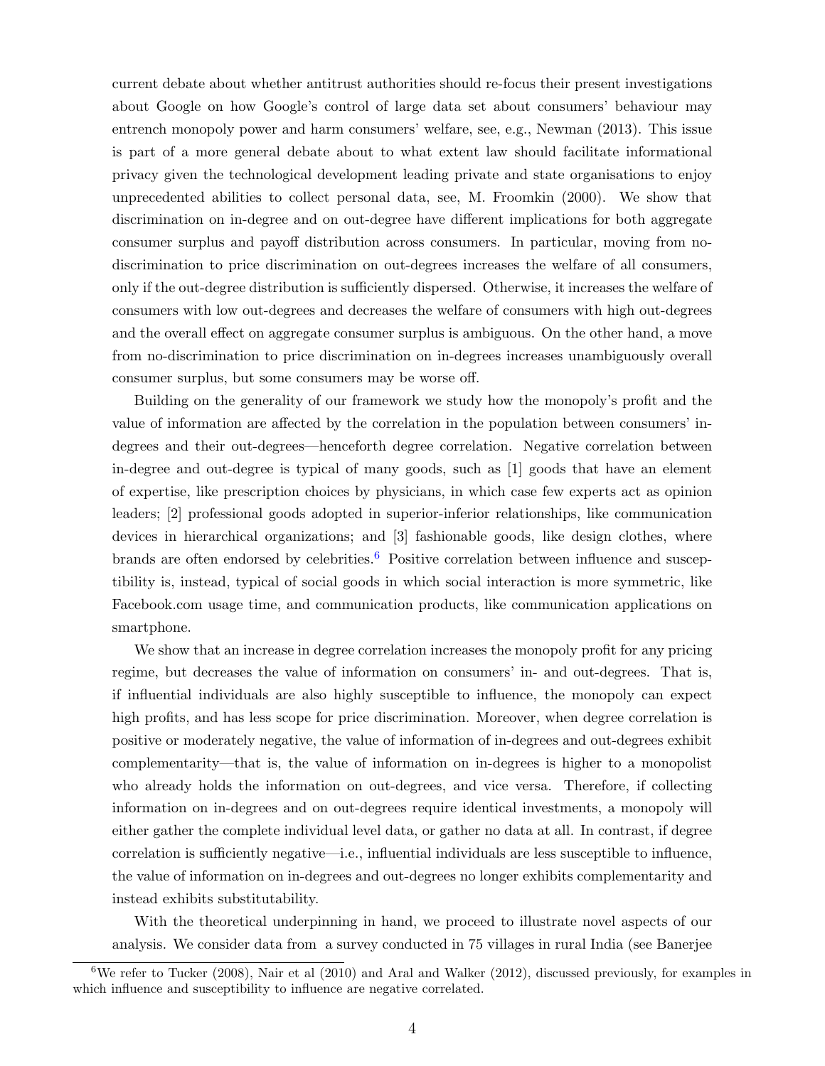current debate about whether antitrust authorities should re-focus their present investigations about Google on how Google's control of large data set about consumers' behaviour may entrench monopoly power and harm consumers' welfare, see, e.g., Newman (2013). This issue is part of a more general debate about to what extent law should facilitate informational privacy given the technological development leading private and state organisations to enjoy unprecedented abilities to collect personal data, see, M. Froomkin (2000). We show that discrimination on in-degree and on out-degree have different implications for both aggregate consumer surplus and payoff distribution across consumers. In particular, moving from no-discrimination to price discrimination on out-degrees increases the welfare of all consumers, only if the out-degree distribution is sufficiently dispersed. Otherwise, it increases the welfare of consumers with low out-degrees and decreases the welfare of consumers with high out-degrees and the overall effect on aggregate consumer surplus is ambiguous. On the other hand, a move from no-discrimination to price discrimination on in-degrees increases unambiguously overall consumer surplus, but some consumers may be worse off.

Building on the generality of our framework we study how the monopoly's profit and the value of information are affected by the correlation in the population between consumers' in-degrees and their out-degrees—henceforth degree correlation. Negative correlation between in-degree and out-degree is typical of many goods, such as [1] goods that have an element of expertise, like prescription choices by physicians, in which case few experts act as opinion leaders; [2] professional goods adopted in superior-inferior relationships, like communication devices in hierarchical organizations; and [3] fashionable goods, like design clothes, where brands are often endorsed by celebrities.[6] Positive correlation between influence and susceptibility is, instead, typical of social goods in which social interaction is more symmetric, like Facebook.com usage time, and communication products, like communication applications on smartphone.

We show that an increase in degree correlation increases the monopoly profit for any pricing regime, but decreases the value of information on consumers' in- and out-degrees. That is, if influential individuals are also highly susceptible to influence, the monopoly can expect high profits, and has less scope for price discrimination. Moreover, when degree correlation is positive or moderately negative, the value of information of in-degrees and out-degrees exhibit complementarity—that is, the value of information on in-degrees is higher to a monopolist who already holds the information on out-degrees, and vice versa. Therefore, if collecting information on in-degrees and on out-degrees require identical investments, a monopoly will either gather the complete individual level data, or gather no data at all. In contrast, if degree correlation is sufficiently negative—i.e., influential individuals are less susceptible to influence, the value of information on in-degrees and out-degrees no longer exhibits complementarity and instead exhibits substitutability.

With the theoretical underpinning in hand, we proceed to illustrate novel aspects of our analysis. We consider data from a survey conducted in 75 villages in rural India (see Banerjee

[6] We refer to Tucker (2008), Nair et al (2010) and Aral and Walker (2012), discussed previously, for examples in which influence and susceptibility to influence are negative correlated.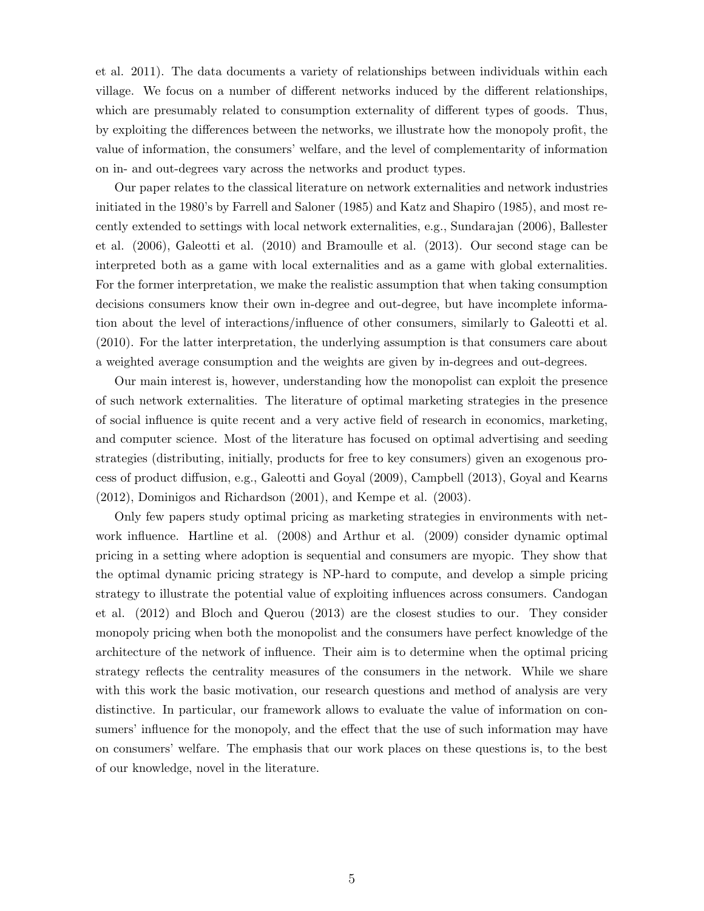et al. 2011). The data documents a variety of relationships between individuals within each village. We focus on a number of different networks induced by the different relationships, which are presumably related to consumption externality of different types of goods. Thus, by exploiting the differences between the networks, we illustrate how the monopoly profit, the value of information, the consumers' welfare, and the level of complementarity of information on in- and out-degrees vary across the networks and product types.

Our paper relates to the classical literature on network externalities and network industries initiated in the 1980's by Farrell and Saloner (1985) and Katz and Shapiro (1985), and most recently extended to settings with local network externalities, e.g., Sundarajan (2006), Ballester et al. (2006), Galeotti et al. (2010) and Bramoulle et al. (2013). Our second stage can be interpreted both as a game with local externalities and as a game with global externalities. For the former interpretation, we make the realistic assumption that when taking consumption decisions consumers know their own in-degree and out-degree, but have incomplete information about the level of interactions/influence of other consumers, similarly to Galeotti et al. (2010). For the latter interpretation, the underlying assumption is that consumers care about a weighted average consumption and the weights are given by in-degrees and out-degrees.

Our main interest is, however, understanding how the monopolist can exploit the presence of such network externalities. The literature of optimal marketing strategies in the presence of social influence is quite recent and a very active field of research in economics, marketing, and computer science. Most of the literature has focused on optimal advertising and seeding strategies (distributing, initially, products for free to key consumers) given an exogenous process of product diffusion, e.g., Galeotti and Goyal (2009), Campbell (2013), Goyal and Kearns (2012), Dominigos and Richardson (2001), and Kempe et al. (2003).

Only few papers study optimal pricing as marketing strategies in environments with network influence. Hartline et al. (2008) and Arthur et al. (2009) consider dynamic optimal pricing in a setting where adoption is sequential and consumers are myopic. They show that the optimal dynamic pricing strategy is NP-hard to compute, and develop a simple pricing strategy to illustrate the potential value of exploiting influences across consumers. Candogan et al. (2012) and Bloch and Querou (2013) are the closest studies to our. They consider monopoly pricing when both the monopolist and the consumers have perfect knowledge of the architecture of the network of influence. Their aim is to determine when the optimal pricing strategy reflects the centrality measures of the consumers in the network. While we share with this work the basic motivation, our research questions and method of analysis are very distinctive. In particular, our framework allows to evaluate the value of information on consumers' influence for the monopoly, and the effect that the use of such information may have on consumers' welfare. The emphasis that our work places on these questions is, to the best of our knowledge, novel in the literature.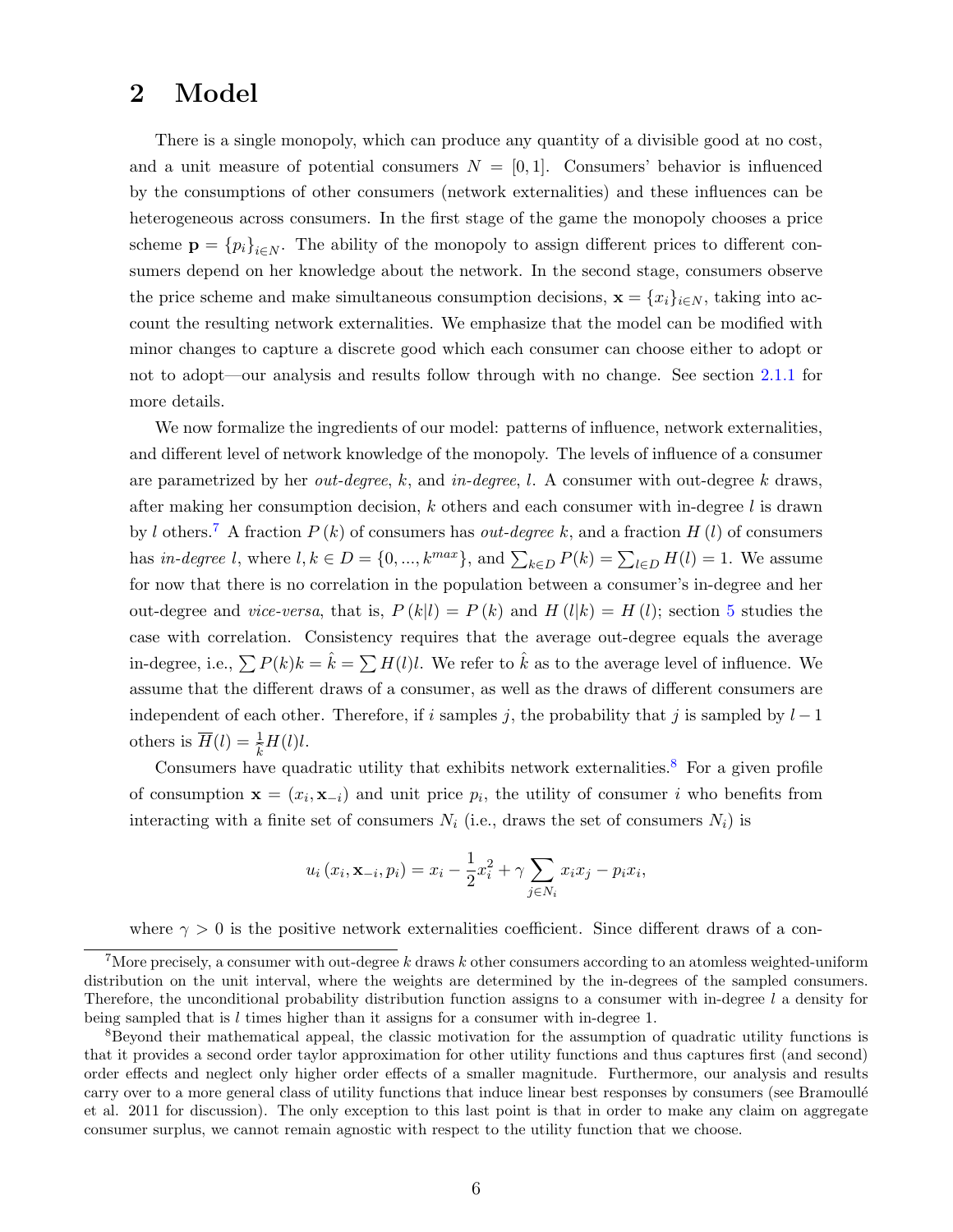## 2 Model

There is a single monopoly, which can produce any quantity of a divisible good at no cost, and a unit measure of potential consumers $N = [0, 1]$. Consumers' behavior is influenced by the consumptions of other consumers (network externalities) and these influences can be heterogeneous across consumers. In the first stage of the game the monopoly chooses a price scheme $\mathbf{p} = \{p_i\}_{i \in N}$. The ability of the monopoly to assign different prices to different consumers depend on her knowledge about the network. In the second stage, consumers observe the price scheme and make simultaneous consumption decisions, $\mathbf{x} = \{x_i\}_{i \in N}$, taking into account the resulting network externalities. We emphasize that the model can be modified with minor changes to capture a discrete good which each consumer can choose either to adopt or not to adopt—our analysis and results follow through with no change. See section 2.1.1 for more details.

We now formalize the ingredients of our model: patterns of influence, network externalities, and different level of network knowledge of the monopoly. The levels of influence of a consumer are parametrized by her *out-degree*, $k$, and *in-degree*, $l$. A consumer with out-degree $k$ draws, after making her consumption decision, $k$ others and each consumer with in-degree $l$ is drawn by $l$ others.[7] A fraction $P(k)$ of consumers has *out-degree* $k$, and a fraction $H(l)$ of consumers has *in-degree* $l$, where $l, k \in D = \{0, ..., k^{max}\}$, and $\sum_{k \in D} P(k) = \sum_{l \in D} H(l) = 1$. We assume for now that there is no correlation in the population between a consumer's in-degree and her out-degree and *vice-versa*, that is, $P(k|l) = P(k)$ and $H(l|k) = H(l)$; section 5 studies the case with correlation. Consistency requires that the average out-degree equals the average in-degree, i.e., $\sum P(k)k = \hat{k} = \sum H(l)l$. We refer to $\hat{k}$ as to the average level of influence. We assume that the different draws of a consumer, as well as the draws of different consumers are independent of each other. Therefore, if $i$ samples $j$, the probability that $j$ is sampled by $l - 1$ others is $\overline{H}(l) = \frac{1}{\hat{k}} H(l)l$.

Consumers have quadratic utility that exhibits network externalities.[8] For a given profile of consumption $\mathbf{x} = (x_i, \mathbf{x}_{-i})$ and unit price $p_i$, the utility of consumer $i$ who benefits from interacting with a finite set of consumers $N_i$ (i.e., draws the set of consumers $N_i$) is

$$u_i(x_i, \mathbf{x}_{-i}, p_i) = x_i - \frac{1}{2}x_i^2 + \gamma \sum_{j \in N_i} x_i x_j - p_i x_i,$$

where $\gamma > 0$ is the positive network externalities coefficient. Since different draws of a con-

---

[7] More precisely, a consumer with out-degree $k$ draws $k$ other consumers according to an atomless weighted-uniform distribution on the unit interval, where the weights are determined by the in-degrees of the sampled consumers. Therefore, the unconditional probability distribution function assigns to a consumer with in-degree $l$ a density for being sampled that is $l$ times higher than it assigns for a consumer with in-degree 1.

[8] Beyond their mathematical appeal, the classic motivation for the assumption of quadratic utility functions is that it provides a second order taylor approximation for other utility functions and thus captures first (and second) order effects and neglect only higher order effects of a smaller magnitude. Furthermore, our analysis and results carry over to a more general class of utility functions that induce linear best responses by consumers (see Bramoullé et al. 2011 for discussion). The only exception to this last point is that in order to make any claim on aggregate consumer surplus, we cannot remain agnostic with respect to the utility function that we choose.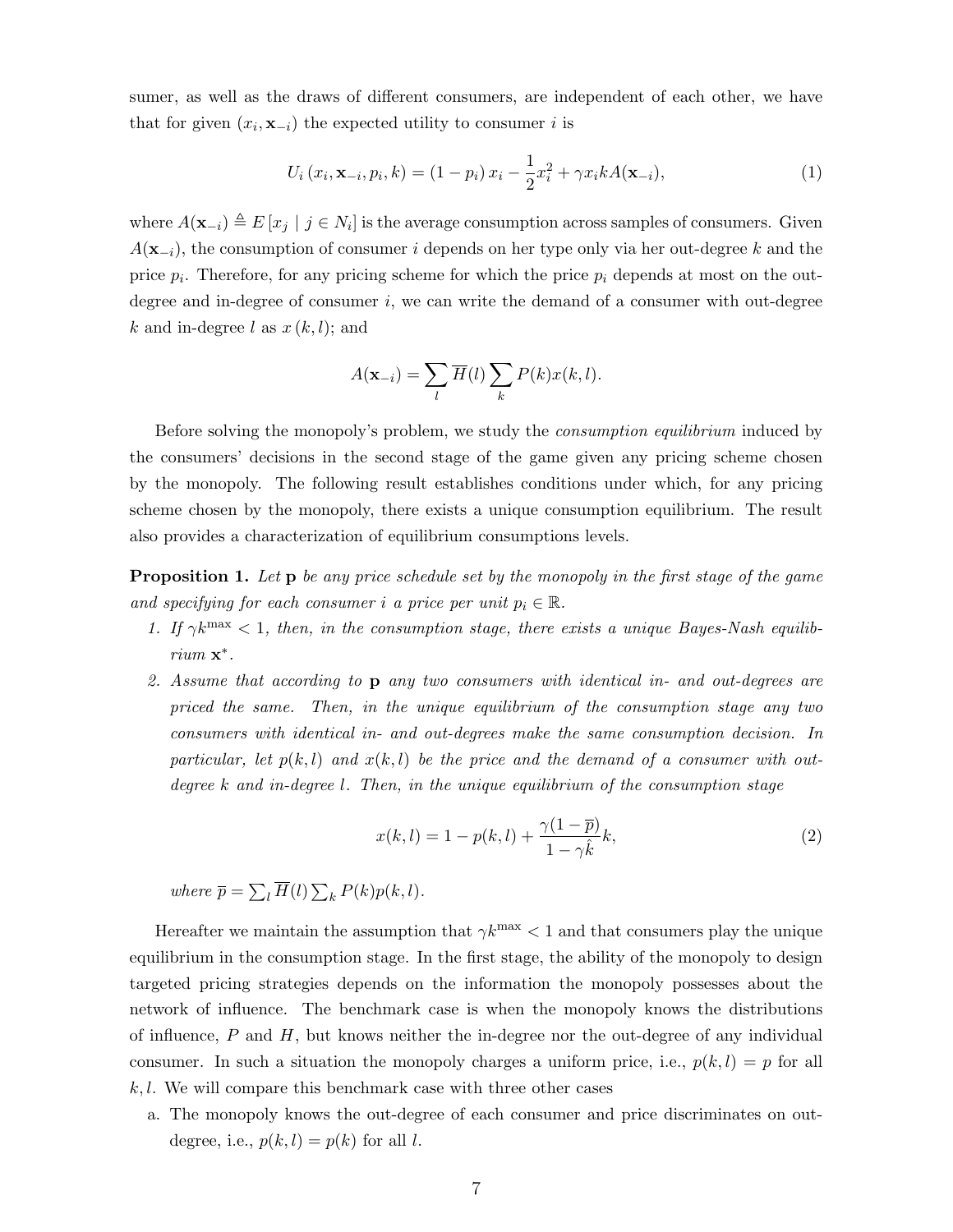sumer, as well as the draws of different consumers, are independent of each other, we have that for given $(x_i, \mathbf{x}_{-i})$ the expected utility to consumer $i$ is

$$U_i(x_i, \mathbf{x}_{-i}, p_i, k) = (1 - p_i)x_i - \frac{1}{2}x_i^2 + \gamma x_i k A(\mathbf{x}_{-i}), \tag{1}$$

where $A(\mathbf{x}_{-i}) \triangleq E[x_j \mid j \in N_i]$ is the average consumption across samples of consumers. Given $A(\mathbf{x}_{-i})$, the consumption of consumer $i$ depends on her type only via her out-degree $k$ and the price $p_i$. Therefore, for any pricing scheme for which the price $p_i$ depends at most on the out-degree and in-degree of consumer $i$, we can write the demand of a consumer with out-degree $k$ and in-degree $l$ as $x(k, l)$; and

$$A(\mathbf{x}_{-i}) = \sum_l \overline{H}(l) \sum_k P(k) x(k, l).$$

Before solving the monopoly's problem, we study the *consumption equilibrium* induced by the consumers' decisions in the second stage of the game given any pricing scheme chosen by the monopoly. The following result establishes conditions under which, for any pricing scheme chosen by the monopoly, there exists a unique consumption equilibrium. The result also provides a characterization of equilibrium consumptions levels.

**Proposition 1.** *Let* $\mathbf{p}$ *be any price schedule set by the monopoly in the first stage of the game and specifying for each consumer* $i$ *a price per unit* $p_i \in \mathbb{R}$.

1. *If* $\gamma k^{\max} < 1$, *then, in the consumption stage, there exists a unique Bayes-Nash equilibrium* $\mathbf{x}^*$.
2. *Assume that according to* $\mathbf{p}$ *any two consumers with identical in- and out-degrees are priced the same. Then, in the unique equilibrium of the consumption stage any two consumers with identical in- and out-degrees make the same consumption decision. In particular, let* $p(k, l)$ *and* $x(k, l)$ *be the price and the demand of a consumer with out-degree* $k$ *and in-degree* $l$. *Then, in the unique equilibrium of the consumption stage*

$$x(k, l) = 1 - p(k, l) + \frac{\gamma(1 - \overline{p})}{1 - \gamma\hat{k}} k, \tag{2}$$

*where* $\overline{p} = \sum_l \overline{H}(l) \sum_k P(k) p(k, l)$.

Hereafter we maintain the assumption that $\gamma k^{\max} < 1$ and that consumers play the unique equilibrium in the consumption stage. In the first stage, the ability of the monopoly to design targeted pricing strategies depends on the information the monopoly possesses about the network of influence. The benchmark case is when the monopoly knows the distributions of influence, $P$ and $H$, but knows neither the in-degree nor the out-degree of any individual consumer. In such a situation the monopoly charges a uniform price, i.e., $p(k, l) = p$ for all $k, l$. We will compare this benchmark case with three other cases

a. The monopoly knows the out-degree of each consumer and price discriminates on out-degree, i.e., $p(k, l) = p(k)$ for all $l$.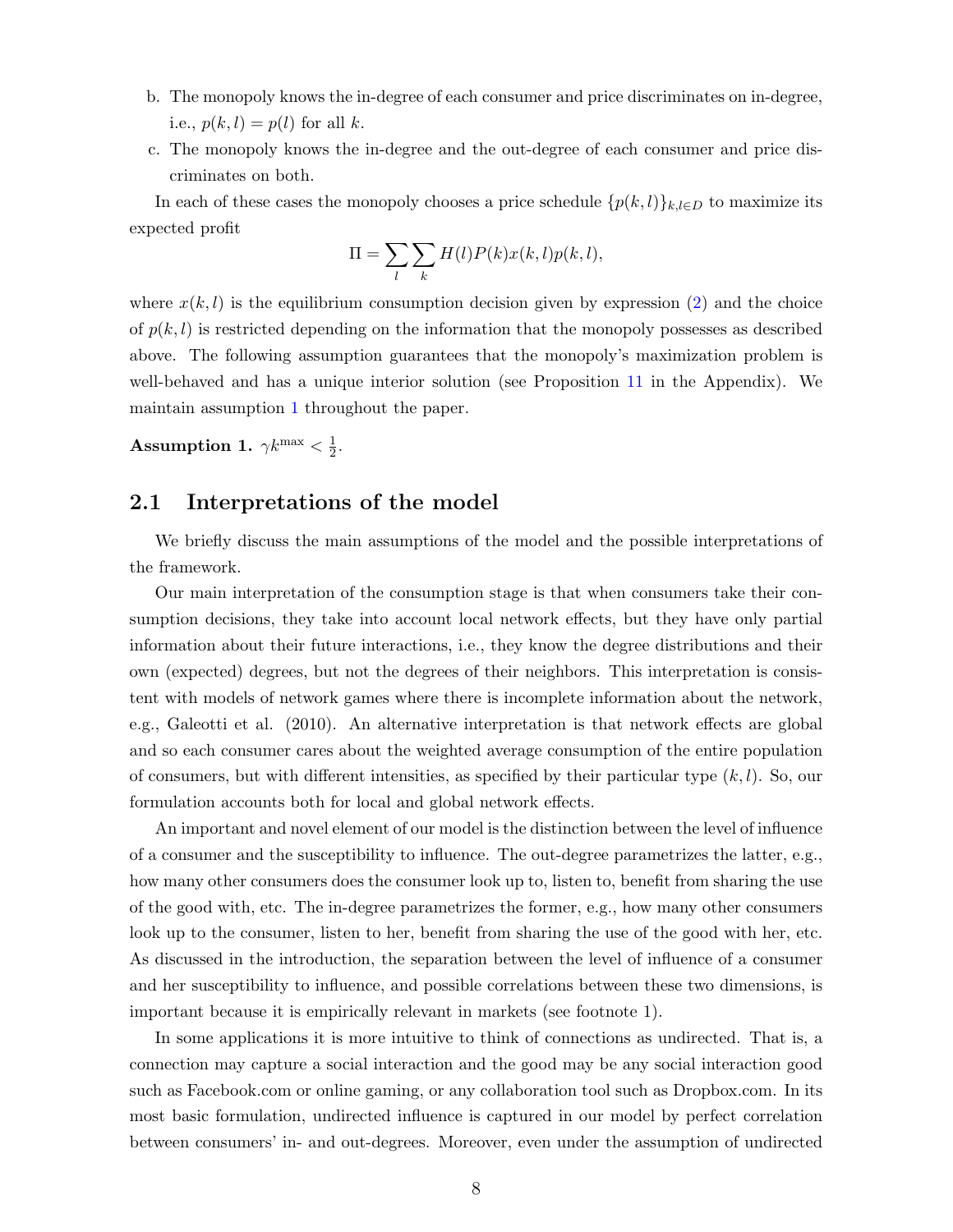b. The monopoly knows the in-degree of each consumer and price discriminates on in-degree, i.e., $p(k,l) = p(l)$ for all $k$.

c. The monopoly knows the in-degree and the out-degree of each consumer and price discriminates on both.

In each of these cases the monopoly chooses a price schedule $\{p(k,l)\}_{k,l \in D}$ to maximize its expected profit

$$\Pi = \sum_l \sum_k H(l)P(k)x(k,l)p(k,l),$$

where $x(k,l)$ is the equilibrium consumption decision given by expression (2) and the choice of $p(k,l)$ is restricted depending on the information that the monopoly possesses as described above. The following assumption guarantees that the monopoly's maximization problem is well-behaved and has a unique interior solution (see Proposition 11 in the Appendix). We maintain assumption 1 throughout the paper.

**Assumption 1.** $\gamma k^{\max} < \frac{1}{2}$.

## 2.1 Interpretations of the model

We briefly discuss the main assumptions of the model and the possible interpretations of the framework.

Our main interpretation of the consumption stage is that when consumers take their consumption decisions, they take into account local network effects, but they have only partial information about their future interactions, i.e., they know the degree distributions and their own (expected) degrees, but not the degrees of their neighbors. This interpretation is consistent with models of network games where there is incomplete information about the network, e.g., Galeotti et al. (2010). An alternative interpretation is that network effects are global and so each consumer cares about the weighted average consumption of the entire population of consumers, but with different intensities, as specified by their particular type $(k,l)$. So, our formulation accounts both for local and global network effects.

An important and novel element of our model is the distinction between the level of influence of a consumer and the susceptibility to influence. The out-degree parametrizes the latter, e.g., how many other consumers does the consumer look up to, listen to, benefit from sharing the use of the good with, etc. The in-degree parametrizes the former, e.g., how many other consumers look up to the consumer, listen to her, benefit from sharing the use of the good with her, etc. As discussed in the introduction, the separation between the level of influence of a consumer and her susceptibility to influence, and possible correlations between these two dimensions, is important because it is empirically relevant in markets (see footnote 1).

In some applications it is more intuitive to think of connections as undirected. That is, a connection may capture a social interaction and the good may be any social interaction good such as Facebook.com or online gaming, or any collaboration tool such as Dropbox.com. In its most basic formulation, undirected influence is captured in our model by perfect correlation between consumers' in- and out-degrees. Moreover, even under the assumption of undirected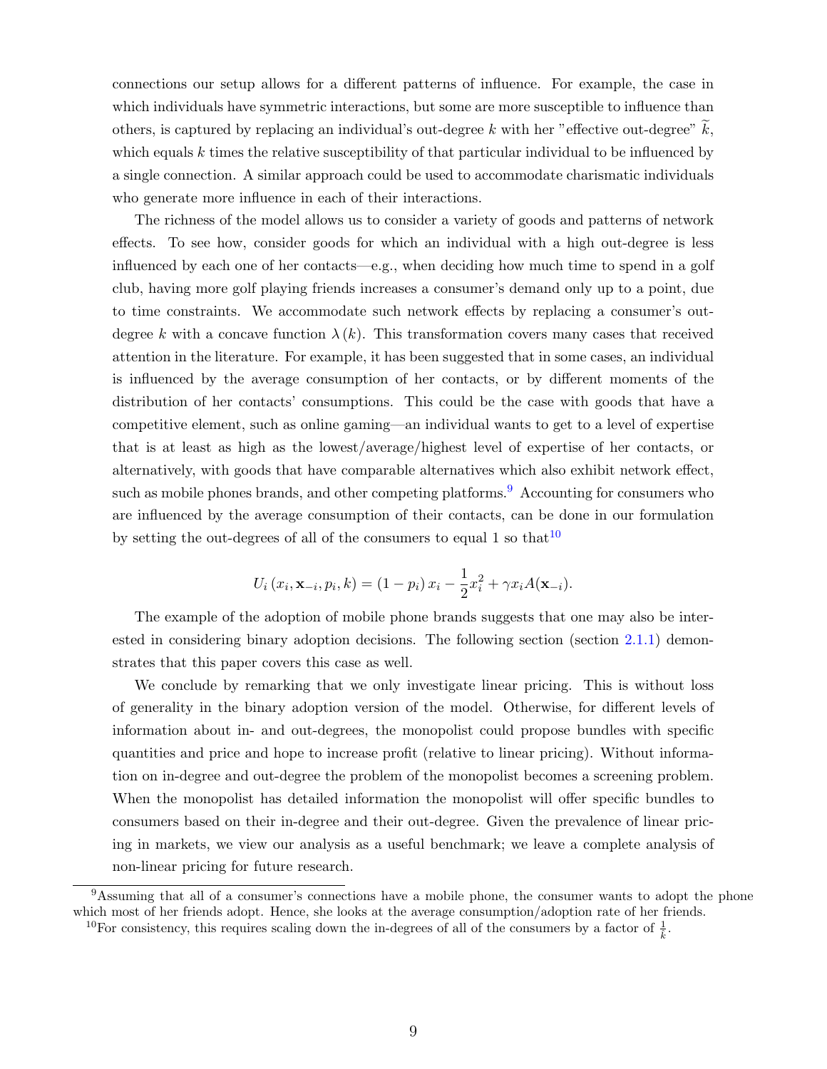connections our setup allows for a different patterns of influence. For example, the case in which individuals have symmetric interactions, but some are more susceptible to influence than others, is captured by replacing an individual's out-degree $k$ with her "effective out-degree" $\widetilde{k}$, which equals $k$ times the relative susceptibility of that particular individual to be influenced by a single connection. A similar approach could be used to accommodate charismatic individuals who generate more influence in each of their interactions.

The richness of the model allows us to consider a variety of goods and patterns of network effects. To see how, consider goods for which an individual with a high out-degree is less influenced by each one of her contacts—e.g., when deciding how much time to spend in a golf club, having more golf playing friends increases a consumer's demand only up to a point, due to time constraints. We accommodate such network effects by replacing a consumer's out-degree $k$ with a concave function $\lambda(k)$. This transformation covers many cases that received attention in the literature. For example, it has been suggested that in some cases, an individual is influenced by the average consumption of her contacts, or by different moments of the distribution of her contacts' consumptions. This could be the case with goods that have a competitive element, such as online gaming—an individual wants to get to a level of expertise that is at least as high as the lowest/average/highest level of expertise of her contacts, or alternatively, with goods that have comparable alternatives which also exhibit network effect, such as mobile phones brands, and other competing platforms.[9] Accounting for consumers who are influenced by the average consumption of their contacts, can be done in our formulation by setting the out-degrees of all of the consumers to equal 1 so that[10]

$$U_i(x_i, \mathbf{x}_{-i}, p_i, k) = (1 - p_i)\, x_i - \frac{1}{2}x_i^2 + \gamma x_i A(\mathbf{x}_{-i}).$$

The example of the adoption of mobile phone brands suggests that one may also be interested in considering binary adoption decisions. The following section (section 2.1.1) demonstrates that this paper covers this case as well.

We conclude by remarking that we only investigate linear pricing. This is without loss of generality in the binary adoption version of the model. Otherwise, for different levels of information about in- and out-degrees, the monopolist could propose bundles with specific quantities and price and hope to increase profit (relative to linear pricing). Without information on in-degree and out-degree the problem of the monopolist becomes a screening problem. When the monopolist has detailed information the monopolist will offer specific bundles to consumers based on their in-degree and their out-degree. Given the prevalence of linear pricing in markets, we view our analysis as a useful benchmark; we leave a complete analysis of non-linear pricing for future research.

[9] Assuming that all of a consumer's connections have a mobile phone, the consumer wants to adopt the phone which most of her friends adopt. Hence, she looks at the average consumption/adoption rate of her friends.

[10] For consistency, this requires scaling down the in-degrees of all of the consumers by a factor of $\frac{1}{k}$.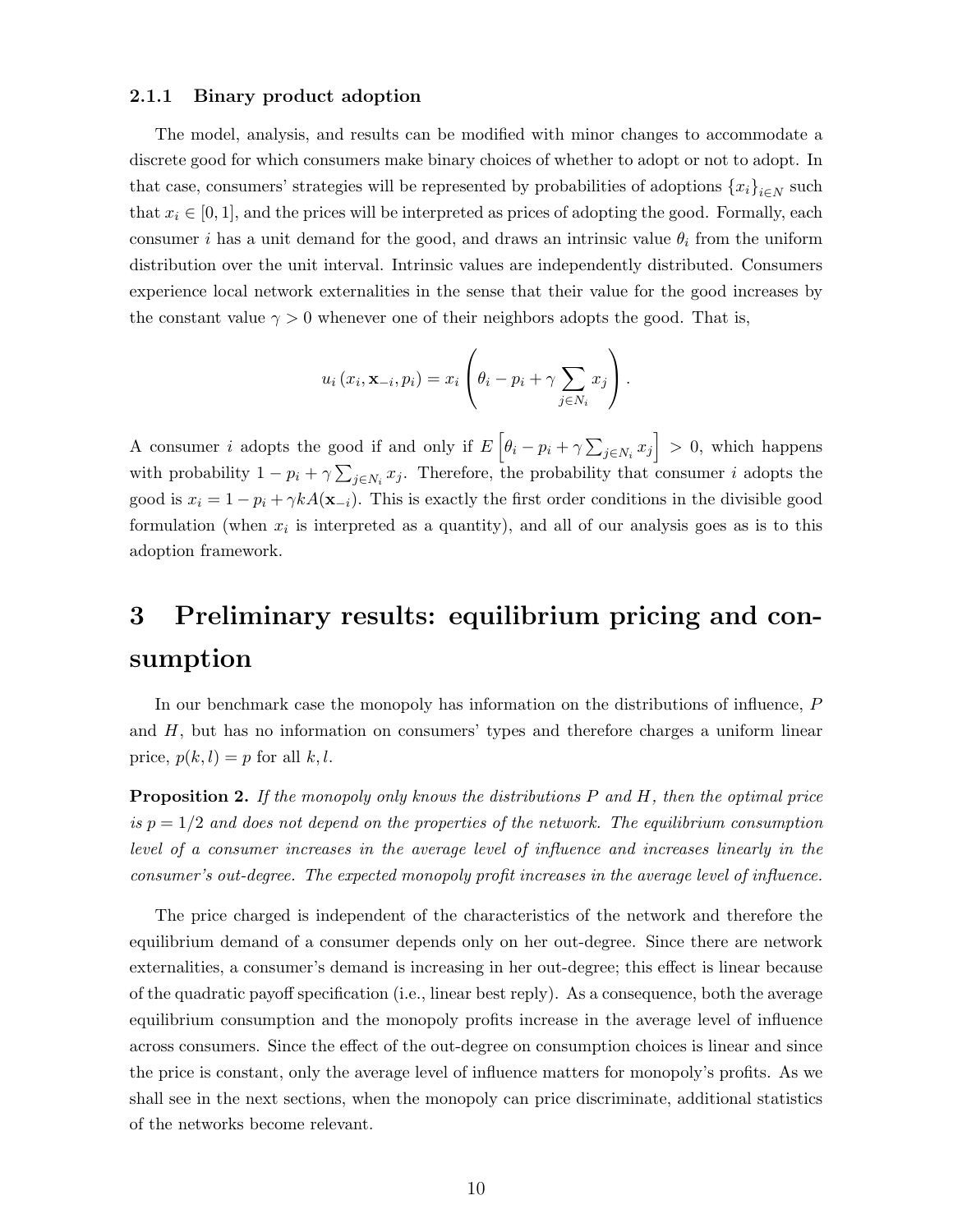#### 2.1.1 Binary product adoption

The model, analysis, and results can be modified with minor changes to accommodate a discrete good for which consumers make binary choices of whether to adopt or not to adopt. In that case, consumers' strategies will be represented by probabilities of adoptions $\{x_i\}_{i \in N}$ such that $x_i \in [0, 1]$, and the prices will be interpreted as prices of adopting the good. Formally, each consumer $i$ has a unit demand for the good, and draws an intrinsic value $\theta_i$ from the uniform distribution over the unit interval. Intrinsic values are independently distributed. Consumers experience local network externalities in the sense that their value for the good increases by the constant value $\gamma > 0$ whenever one of their neighbors adopts the good. That is,

$$u_i(x_i, \mathbf{x}_{-i}, p_i) = x_i \left( \theta_i - p_i + \gamma \sum_{j \in N_i} x_j \right).$$

A consumer $i$ adopts the good if and only if $E\left[\theta_i - p_i + \gamma \sum_{j \in N_i} x_j\right] > 0$, which happens with probability $1 - p_i + \gamma \sum_{j \in N_i} x_j$. Therefore, the probability that consumer $i$ adopts the good is $x_i = 1 - p_i + \gamma k A(\mathbf{x}_{-i})$. This is exactly the first order conditions in the divisible good formulation (when $x_i$ is interpreted as a quantity), and all of our analysis goes as is to this adoption framework.

# 3 Preliminary results: equilibrium pricing and consumption

In our benchmark case the monopoly has information on the distributions of influence, $P$ and $H$, but has no information on consumers' types and therefore charges a uniform linear price, $p(k, l) = p$ for all $k, l$.

**Proposition 2.** *If the monopoly only knows the distributions $P$ and $H$, then the optimal price is $p = 1/2$ and does not depend on the properties of the network. The equilibrium consumption level of a consumer increases in the average level of influence and increases linearly in the consumer's out-degree. The expected monopoly profit increases in the average level of influence.*

The price charged is independent of the characteristics of the network and therefore the equilibrium demand of a consumer depends only on her out-degree. Since there are network externalities, a consumer's demand is increasing in her out-degree; this effect is linear because of the quadratic payoff specification (i.e., linear best reply). As a consequence, both the average equilibrium consumption and the monopoly profits increase in the average level of influence across consumers. Since the effect of the out-degree on consumption choices is linear and since the price is constant, only the average level of influence matters for monopoly's profits. As we shall see in the next sections, when the monopoly can price discriminate, additional statistics of the networks become relevant.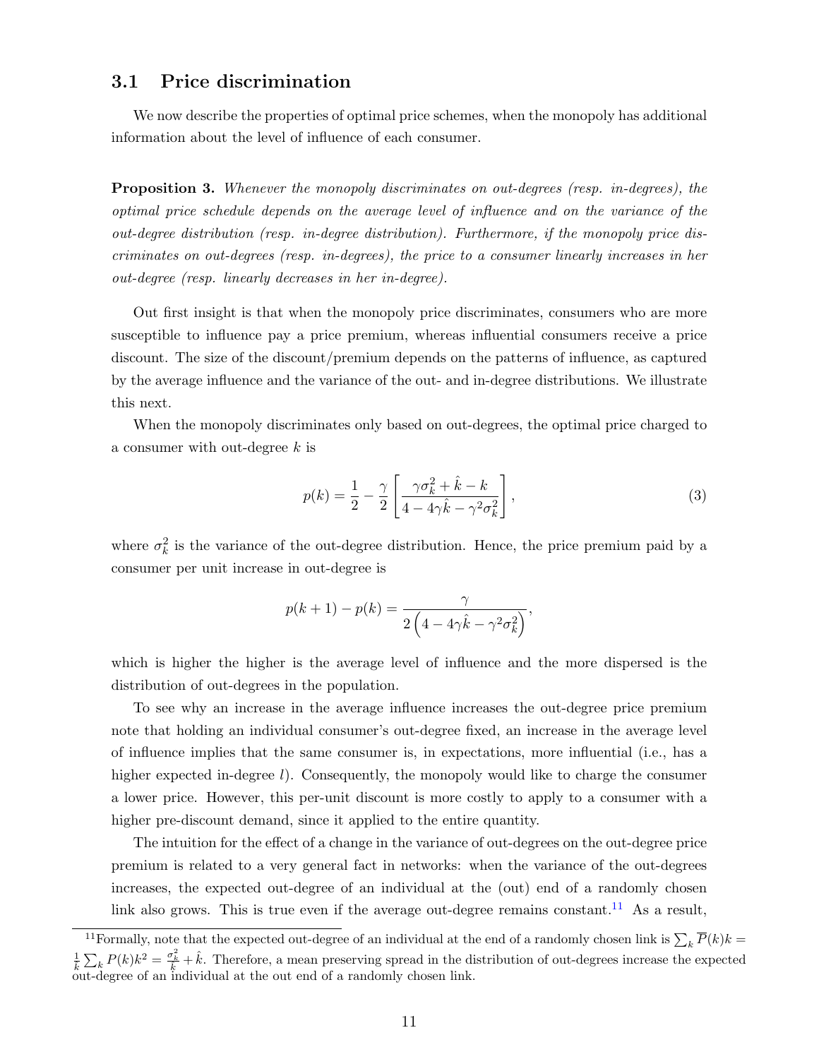## 3.1 Price discrimination

We now describe the properties of optimal price schemes, when the monopoly has additional information about the level of influence of each consumer.

**Proposition 3.** *Whenever the monopoly discriminates on out-degrees (resp. in-degrees), the optimal price schedule depends on the average level of influence and on the variance of the out-degree distribution (resp. in-degree distribution). Furthermore, if the monopoly price discriminates on out-degrees (resp. in-degrees), the price to a consumer linearly increases in her out-degree (resp. linearly decreases in her in-degree).*

Out first insight is that when the monopoly price discriminates, consumers who are more susceptible to influence pay a price premium, whereas influential consumers receive a price discount. The size of the discount/premium depends on the patterns of influence, as captured by the average influence and the variance of the out- and in-degree distributions. We illustrate this next.

When the monopoly discriminates only based on out-degrees, the optimal price charged to a consumer with out-degree $k$ is

$$p(k) = \frac{1}{2} - \frac{\gamma}{2}\left[\frac{\gamma\sigma_k^2 + \hat{k} - k}{4 - 4\gamma\hat{k} - \gamma^2\sigma_k^2}\right], \tag{3}$$

where $\sigma_k^2$ is the variance of the out-degree distribution. Hence, the price premium paid by a consumer per unit increase in out-degree is

$$p(k+1) - p(k) = \frac{\gamma}{2\left(4 - 4\gamma\hat{k} - \gamma^2\sigma_k^2\right)},$$

which is higher the higher is the average level of influence and the more dispersed is the distribution of out-degrees in the population.

To see why an increase in the average influence increases the out-degree price premium note that holding an individual consumer's out-degree fixed, an increase in the average level of influence implies that the same consumer is, in expectations, more influential (i.e., has a higher expected in-degree $l$). Consequently, the monopoly would like to charge the consumer a lower price. However, this per-unit discount is more costly to apply to a consumer with a higher pre-discount demand, since it applied to the entire quantity.

The intuition for the effect of a change in the variance of out-degrees on the out-degree price premium is related to a very general fact in networks: when the variance of the out-degrees increases, the expected out-degree of an individual at the (out) end of a randomly chosen link also grows. This is true even if the average out-degree remains constant.[11] As a result,

[11] Formally, note that the expected out-degree of an individual at the end of a randomly chosen link is $\sum_k \overline{P}(k)k = \frac{1}{\hat{k}}\sum_k P(k)k^2 = \frac{\sigma_k^2}{\hat{k}} + \hat{k}$. Therefore, a mean preserving spread in the distribution of out-degrees increase the expected out-degree of an individual at the out end of a randomly chosen link.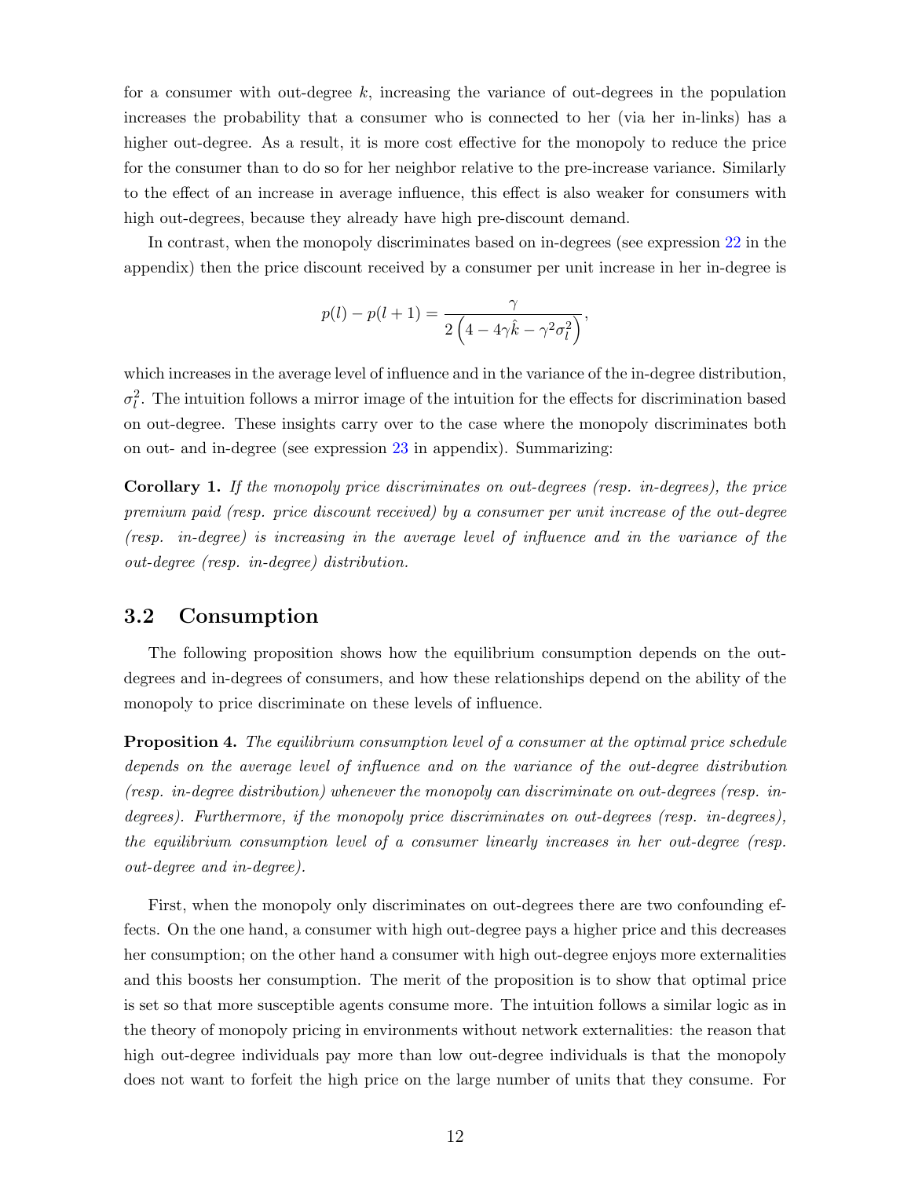for a consumer with out-degree $k$, increasing the variance of out-degrees in the population increases the probability that a consumer who is connected to her (via her in-links) has a higher out-degree. As a result, it is more cost effective for the monopoly to reduce the price for the consumer than to do so for her neighbor relative to the pre-increase variance. Similarly to the effect of an increase in average influence, this effect is also weaker for consumers with high out-degrees, because they already have high pre-discount demand.

In contrast, when the monopoly discriminates based on in-degrees (see expression 22 in the appendix) then the price discount received by a consumer per unit increase in her in-degree is

$$p(l) - p(l+1) = \frac{\gamma}{2\left(4 - 4\gamma\hat{k} - \gamma^2\sigma_l^2\right)},$$

which increases in the average level of influence and in the variance of the in-degree distribution, $\sigma_l^2$. The intuition follows a mirror image of the intuition for the effects for discrimination based on out-degree. These insights carry over to the case where the monopoly discriminates both on out- and in-degree (see expression 23 in appendix). Summarizing:

**Corollary 1.** *If the monopoly price discriminates on out-degrees (resp. in-degrees), the price premium paid (resp. price discount received) by a consumer per unit increase of the out-degree (resp. in-degree) is increasing in the average level of influence and in the variance of the out-degree (resp. in-degree) distribution.*

## 3.2 Consumption

The following proposition shows how the equilibrium consumption depends on the out-degrees and in-degrees of consumers, and how these relationships depend on the ability of the monopoly to price discriminate on these levels of influence.

**Proposition 4.** *The equilibrium consumption level of a consumer at the optimal price schedule depends on the average level of influence and on the variance of the out-degree distribution (resp. in-degree distribution) whenever the monopoly can discriminate on out-degrees (resp. in-degrees). Furthermore, if the monopoly price discriminates on out-degrees (resp. in-degrees), the equilibrium consumption level of a consumer linearly increases in her out-degree (resp. out-degree and in-degree).*

First, when the monopoly only discriminates on out-degrees there are two confounding effects. On the one hand, a consumer with high out-degree pays a higher price and this decreases her consumption; on the other hand a consumer with high out-degree enjoys more externalities and this boosts her consumption. The merit of the proposition is to show that optimal price is set so that more susceptible agents consume more. The intuition follows a similar logic as in the theory of monopoly pricing in environments without network externalities: the reason that high out-degree individuals pay more than low out-degree individuals is that the monopoly does not want to forfeit the high price on the large number of units that they consume. For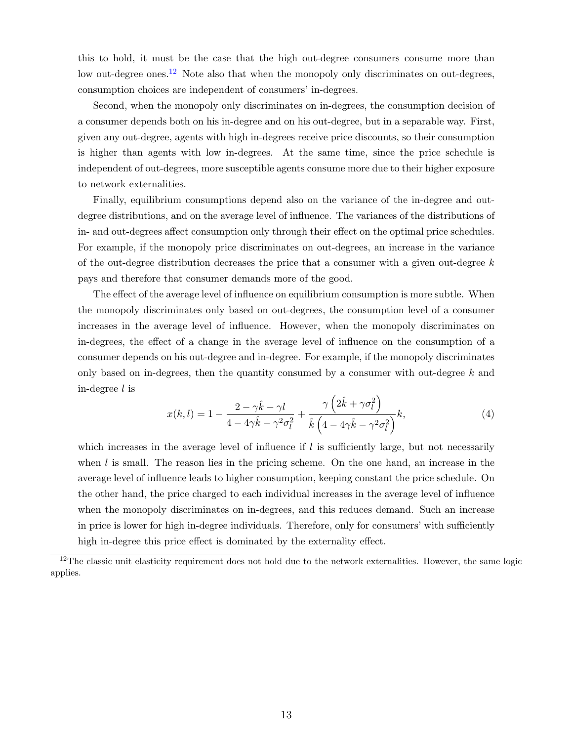this to hold, it must be the case that the high out-degree consumers consume more than low out-degree ones.[12] Note also that when the monopoly only discriminates on out-degrees, consumption choices are independent of consumers' in-degrees.

Second, when the monopoly only discriminates on in-degrees, the consumption decision of a consumer depends both on his in-degree and on his out-degree, but in a separable way. First, given any out-degree, agents with high in-degrees receive price discounts, so their consumption is higher than agents with low in-degrees. At the same time, since the price schedule is independent of out-degrees, more susceptible agents consume more due to their higher exposure to network externalities.

Finally, equilibrium consumptions depend also on the variance of the in-degree and out-degree distributions, and on the average level of influence. The variances of the distributions of in- and out-degrees affect consumption only through their effect on the optimal price schedules. For example, if the monopoly price discriminates on out-degrees, an increase in the variance of the out-degree distribution decreases the price that a consumer with a given out-degree $k$ pays and therefore that consumer demands more of the good.

The effect of the average level of influence on equilibrium consumption is more subtle. When the monopoly discriminates only based on out-degrees, the consumption level of a consumer increases in the average level of influence. However, when the monopoly discriminates on in-degrees, the effect of a change in the average level of influence on the consumption of a consumer depends on his out-degree and in-degree. For example, if the monopoly discriminates only based on in-degrees, then the quantity consumed by a consumer with out-degree $k$ and in-degree $l$ is

$$x(k,l) = 1 - \frac{2 - \gamma\hat{k} - \gamma l}{4 - 4\gamma\hat{k} - \gamma^2\sigma_l^2} + \frac{\gamma\left(2\hat{k} + \gamma\sigma_l^2\right)}{\hat{k}\left(4 - 4\gamma\hat{k} - \gamma^2\sigma_l^2\right)}k, \tag{4}$$

which increases in the average level of influence if $l$ is sufficiently large, but not necessarily when $l$ is small. The reason lies in the pricing scheme. On the one hand, an increase in the average level of influence leads to higher consumption, keeping constant the price schedule. On the other hand, the price charged to each individual increases in the average level of influence when the monopoly discriminates on in-degrees, and this reduces demand. Such an increase in price is lower for high in-degree individuals. Therefore, only for consumers' with sufficiently high in-degree this price effect is dominated by the externality effect.

[12] The classic unit elasticity requirement does not hold due to the network externalities. However, the same logic applies.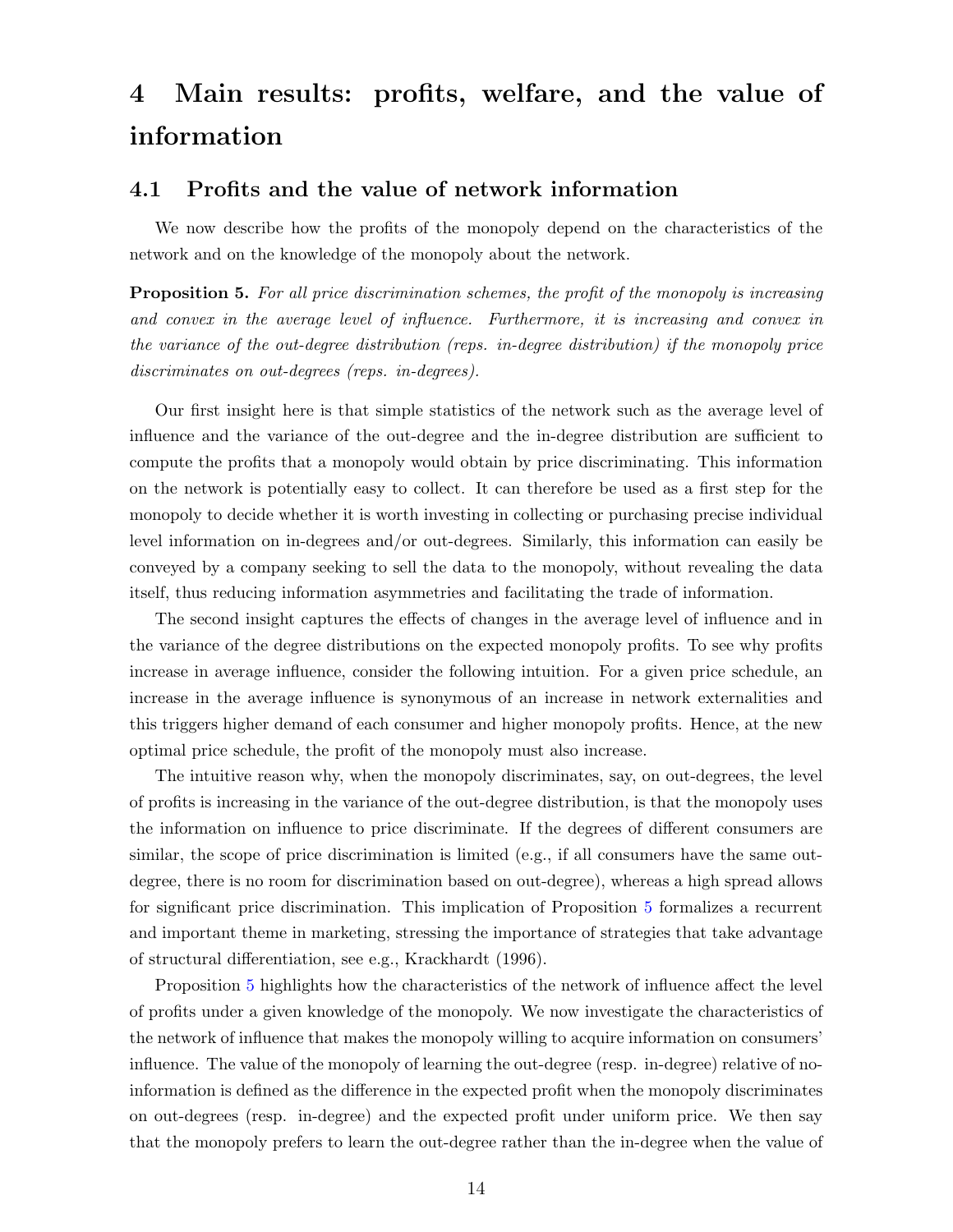# 4 Main results: profits, welfare, and the value of information

## 4.1 Profits and the value of network information

We now describe how the profits of the monopoly depend on the characteristics of the network and on the knowledge of the monopoly about the network.

**Proposition 5.** *For all price discrimination schemes, the profit of the monopoly is increasing and convex in the average level of influence. Furthermore, it is increasing and convex in the variance of the out-degree distribution (reps. in-degree distribution) if the monopoly price discriminates on out-degrees (reps. in-degrees).*

Our first insight here is that simple statistics of the network such as the average level of influence and the variance of the out-degree and the in-degree distribution are sufficient to compute the profits that a monopoly would obtain by price discriminating. This information on the network is potentially easy to collect. It can therefore be used as a first step for the monopoly to decide whether it is worth investing in collecting or purchasing precise individual level information on in-degrees and/or out-degrees. Similarly, this information can easily be conveyed by a company seeking to sell the data to the monopoly, without revealing the data itself, thus reducing information asymmetries and facilitating the trade of information.

The second insight captures the effects of changes in the average level of influence and in the variance of the degree distributions on the expected monopoly profits. To see why profits increase in average influence, consider the following intuition. For a given price schedule, an increase in the average influence is synonymous of an increase in network externalities and this triggers higher demand of each consumer and higher monopoly profits. Hence, at the new optimal price schedule, the profit of the monopoly must also increase.

The intuitive reason why, when the monopoly discriminates, say, on out-degrees, the level of profits is increasing in the variance of the out-degree distribution, is that the monopoly uses the information on influence to price discriminate. If the degrees of different consumers are similar, the scope of price discrimination is limited (e.g., if all consumers have the same out-degree, there is no room for discrimination based on out-degree), whereas a high spread allows for significant price discrimination. This implication of Proposition 5 formalizes a recurrent and important theme in marketing, stressing the importance of strategies that take advantage of structural differentiation, see e.g., Krackhardt (1996).

Proposition 5 highlights how the characteristics of the network of influence affect the level of profits under a given knowledge of the monopoly. We now investigate the characteristics of the network of influence that makes the monopoly willing to acquire information on consumers' influence. The value of the monopoly of learning the out-degree (resp. in-degree) relative of no-information is defined as the difference in the expected profit when the monopoly discriminates on out-degrees (resp. in-degree) and the expected profit under uniform price. We then say that the monopoly prefers to learn the out-degree rather than the in-degree when the value of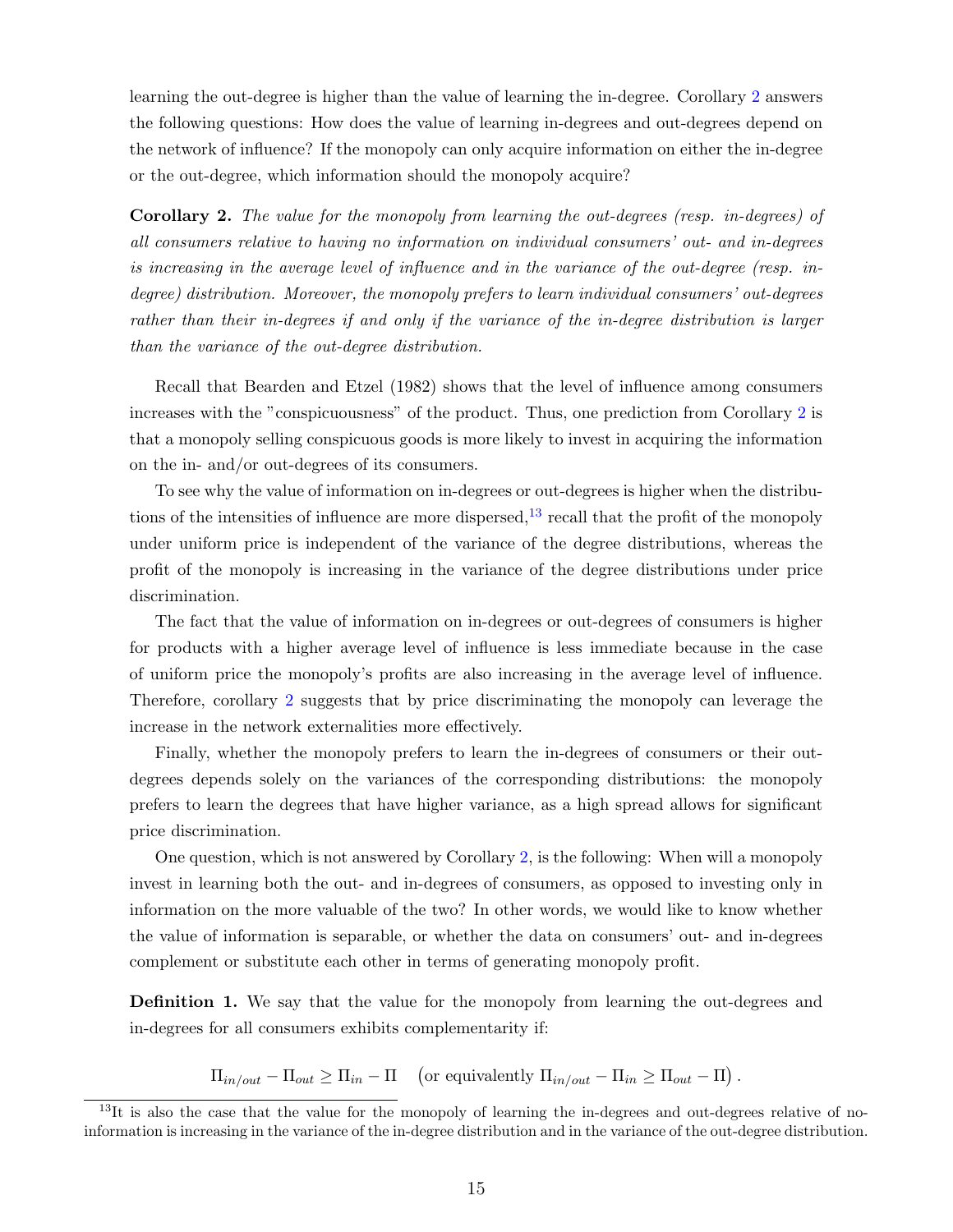learning the out-degree is higher than the value of learning the in-degree. Corollary 2 answers the following questions: How does the value of learning in-degrees and out-degrees depend on the network of influence? If the monopoly can only acquire information on either the in-degree or the out-degree, which information should the monopoly acquire?

**Corollary 2.** *The value for the monopoly from learning the out-degrees (resp. in-degrees) of all consumers relative to having no information on individual consumers' out- and in-degrees is increasing in the average level of influence and in the variance of the out-degree (resp. in-degree) distribution. Moreover, the monopoly prefers to learn individual consumers' out-degrees rather than their in-degrees if and only if the variance of the in-degree distribution is larger than the variance of the out-degree distribution.*

Recall that Bearden and Etzel (1982) shows that the level of influence among consumers increases with the "conspicuousness" of the product. Thus, one prediction from Corollary 2 is that a monopoly selling conspicuous goods is more likely to invest in acquiring the information on the in- and/or out-degrees of its consumers.

To see why the value of information on in-degrees or out-degrees is higher when the distributions of the intensities of influence are more dispersed,[13] recall that the profit of the monopoly under uniform price is independent of the variance of the degree distributions, whereas the profit of the monopoly is increasing in the variance of the degree distributions under price discrimination.

The fact that the value of information on in-degrees or out-degrees of consumers is higher for products with a higher average level of influence is less immediate because in the case of uniform price the monopoly's profits are also increasing in the average level of influence. Therefore, corollary 2 suggests that by price discriminating the monopoly can leverage the increase in the network externalities more effectively.

Finally, whether the monopoly prefers to learn the in-degrees of consumers or their out-degrees depends solely on the variances of the corresponding distributions: the monopoly prefers to learn the degrees that have higher variance, as a high spread allows for significant price discrimination.

One question, which is not answered by Corollary 2, is the following: When will a monopoly invest in learning both the out- and in-degrees of consumers, as opposed to investing only in information on the more valuable of the two? In other words, we would like to know whether the value of information is separable, or whether the data on consumers' out- and in-degrees complement or substitute each other in terms of generating monopoly profit.

**Definition 1.** We say that the value for the monopoly from learning the out-degrees and in-degrees for all consumers exhibits complementarity if:

$$\Pi_{in/out} - \Pi_{out} \geq \Pi_{in} - \Pi \quad \left(\text{or equivalently } \Pi_{in/out} - \Pi_{in} \geq \Pi_{out} - \Pi\right).$$

[13] It is also the case that the value for the monopoly of learning the in-degrees and out-degrees relative of no-information is increasing in the variance of the in-degree distribution and in the variance of the out-degree distribution.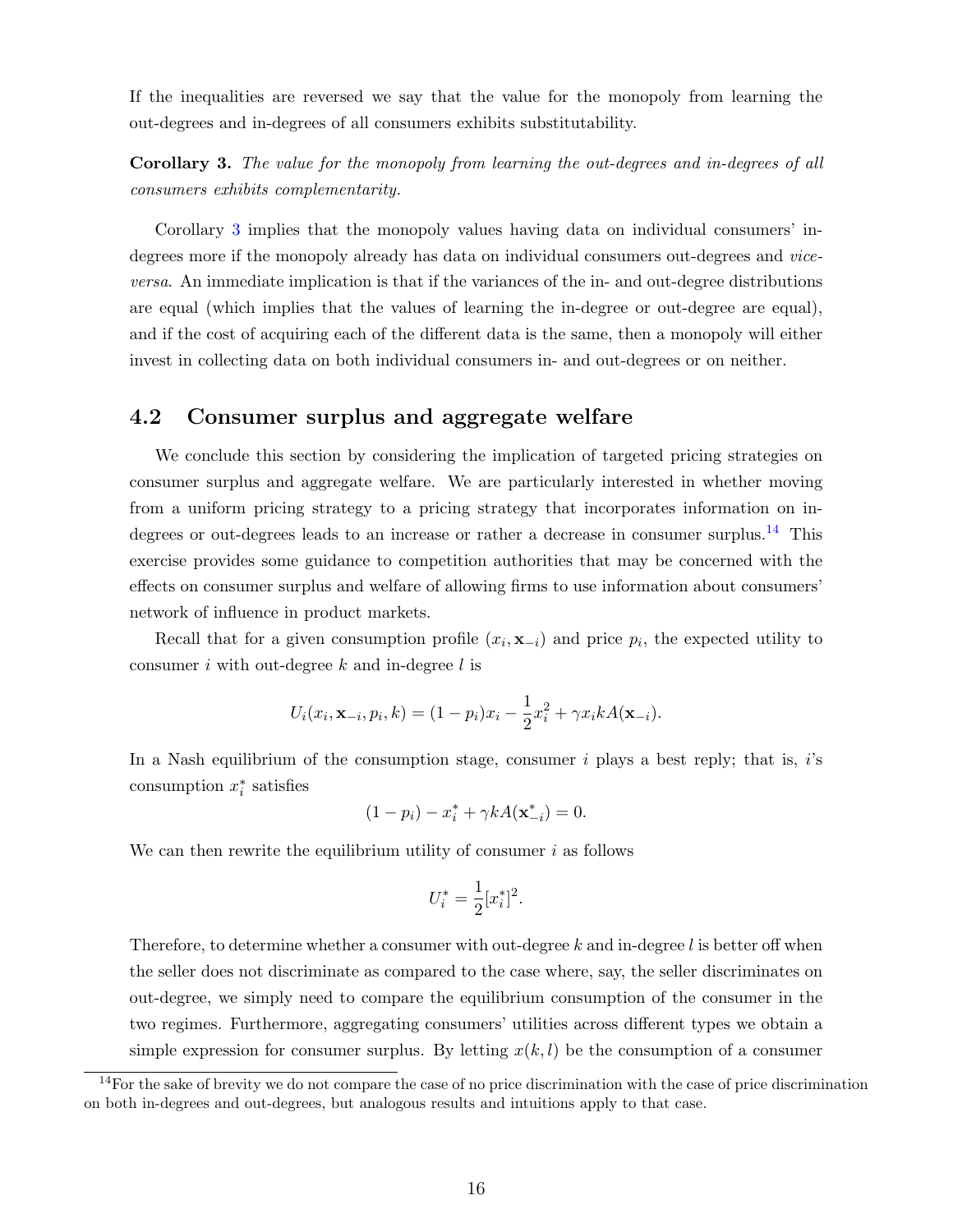If the inequalities are reversed we say that the value for the monopoly from learning the out-degrees and in-degrees of all consumers exhibits substitutability.

**Corollary 3.** *The value for the monopoly from learning the out-degrees and in-degrees of all consumers exhibits complementarity.*

Corollary 3 implies that the monopoly values having data on individual consumers' in-degrees more if the monopoly already has data on individual consumers out-degrees and *vice-versa*. An immediate implication is that if the variances of the in- and out-degree distributions are equal (which implies that the values of learning the in-degree or out-degree are equal), and if the cost of acquiring each of the different data is the same, then a monopoly will either invest in collecting data on both individual consumers in- and out-degrees or on neither.

## 4.2 Consumer surplus and aggregate welfare

We conclude this section by considering the implication of targeted pricing strategies on consumer surplus and aggregate welfare. We are particularly interested in whether moving from a uniform pricing strategy to a pricing strategy that incorporates information on in-degrees or out-degrees leads to an increase or rather a decrease in consumer surplus.[14] This exercise provides some guidance to competition authorities that may be concerned with the effects on consumer surplus and welfare of allowing firms to use information about consumers' network of influence in product markets.

Recall that for a given consumption profile $(x_i, \mathbf{x}_{-i})$ and price $p_i$, the expected utility to consumer $i$ with out-degree $k$ and in-degree $l$ is

$$U_i(x_i, \mathbf{x}_{-i}, p_i, k) = (1 - p_i)x_i - \frac{1}{2}x_i^2 + \gamma x_i k A(\mathbf{x}_{-i}).$$

In a Nash equilibrium of the consumption stage, consumer $i$ plays a best reply; that is, $i$'s consumption $x_i^*$ satisfies

$$(1 - p_i) - x_i^* + \gamma k A(\mathbf{x}_{-i}^*) = 0.$$

We can then rewrite the equilibrium utility of consumer $i$ as follows

$$U_i^* = \frac{1}{2}[x_i^*]^2.$$

Therefore, to determine whether a consumer with out-degree $k$ and in-degree $l$ is better off when the seller does not discriminate as compared to the case where, say, the seller discriminates on out-degree, we simply need to compare the equilibrium consumption of the consumer in the two regimes. Furthermore, aggregating consumers' utilities across different types we obtain a simple expression for consumer surplus. By letting $x(k, l)$ be the consumption of a consumer

[14] For the sake of brevity we do not compare the case of no price discrimination with the case of price discrimination on both in-degrees and out-degrees, but analogous results and intuitions apply to that case.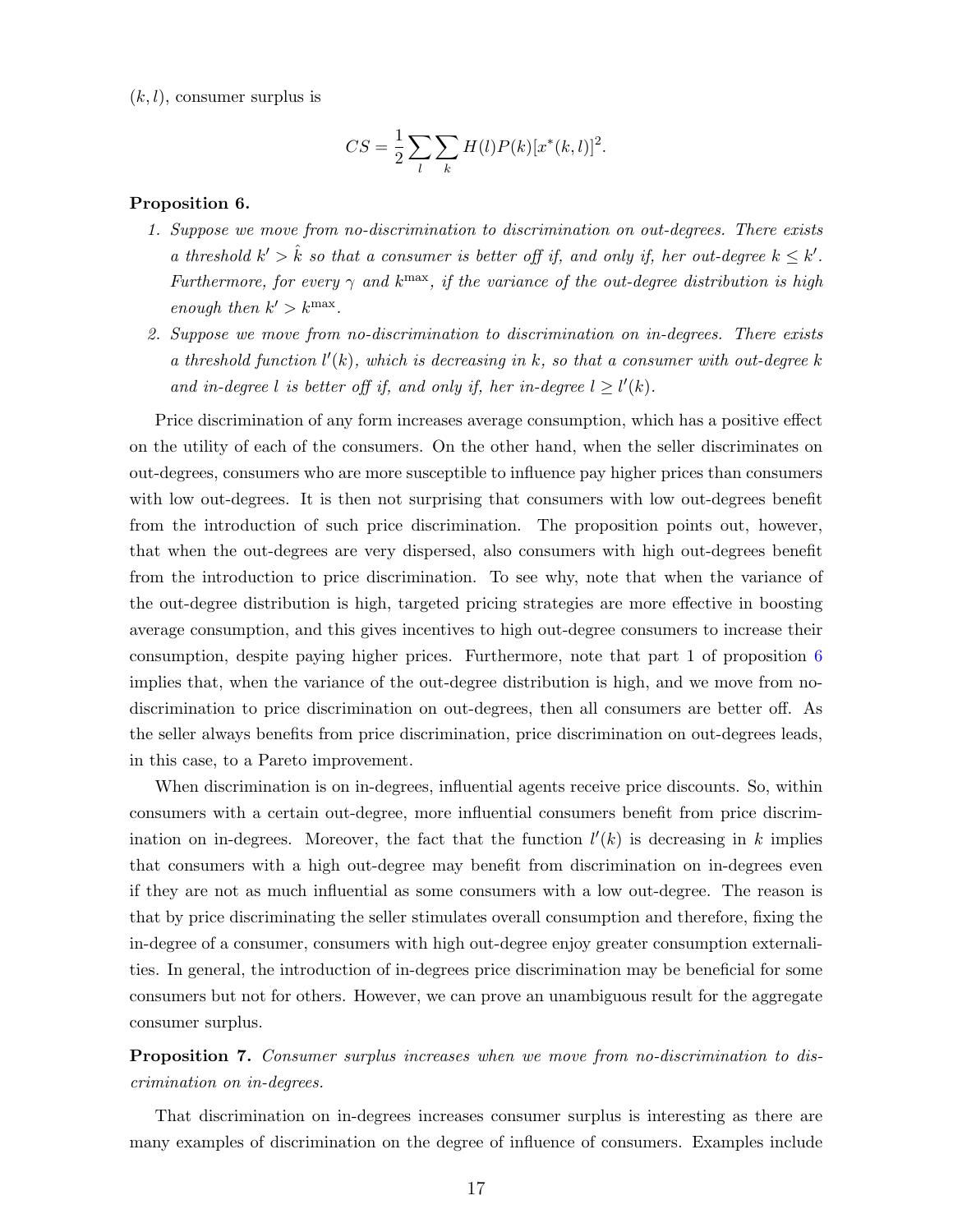$(k, l)$, consumer surplus is

$$CS = \frac{1}{2} \sum_l \sum_k H(l) P(k) [x^*(k,l)]^2.$$

**Proposition 6.**

1. *Suppose we move from no-discrimination to discrimination on out-degrees. There exists a threshold $k' > \hat{k}$ so that a consumer is better off if, and only if, her out-degree $k \leq k'$. Furthermore, for every $\gamma$ and $k^{\max}$, if the variance of the out-degree distribution is high enough then $k' > k^{\max}$.*
2. *Suppose we move from no-discrimination to discrimination on in-degrees. There exists a threshold function $l'(k)$, which is decreasing in $k$, so that a consumer with out-degree $k$ and in-degree $l$ is better off if, and only if, her in-degree $l \geq l'(k)$.*

Price discrimination of any form increases average consumption, which has a positive effect on the utility of each of the consumers. On the other hand, when the seller discriminates on out-degrees, consumers who are more susceptible to influence pay higher prices than consumers with low out-degrees. It is then not surprising that consumers with low out-degrees benefit from the introduction of such price discrimination. The proposition points out, however, that when the out-degrees are very dispersed, also consumers with high out-degrees benefit from the introduction to price discrimination. To see why, note that when the variance of the out-degree distribution is high, targeted pricing strategies are more effective in boosting average consumption, and this gives incentives to high out-degree consumers to increase their consumption, despite paying higher prices. Furthermore, note that part 1 of proposition 6 implies that, when the variance of the out-degree distribution is high, and we move from no-discrimination to price discrimination on out-degrees, then all consumers are better off. As the seller always benefits from price discrimination, price discrimination on out-degrees leads, in this case, to a Pareto improvement.

When discrimination is on in-degrees, influential agents receive price discounts. So, within consumers with a certain out-degree, more influential consumers benefit from price discrimination on in-degrees. Moreover, the fact that the function $l'(k)$ is decreasing in $k$ implies that consumers with a high out-degree may benefit from discrimination on in-degrees even if they are not as much influential as some consumers with a low out-degree. The reason is that by price discriminating the seller stimulates overall consumption and therefore, fixing the in-degree of a consumer, consumers with high out-degree enjoy greater consumption externalities. In general, the introduction of in-degrees price discrimination may be beneficial for some consumers but not for others. However, we can prove an unambiguous result for the aggregate consumer surplus.

**Proposition 7.** *Consumer surplus increases when we move from no-discrimination to discrimination on in-degrees.*

That discrimination on in-degrees increases consumer surplus is interesting as there are many examples of discrimination on the degree of influence of consumers. Examples include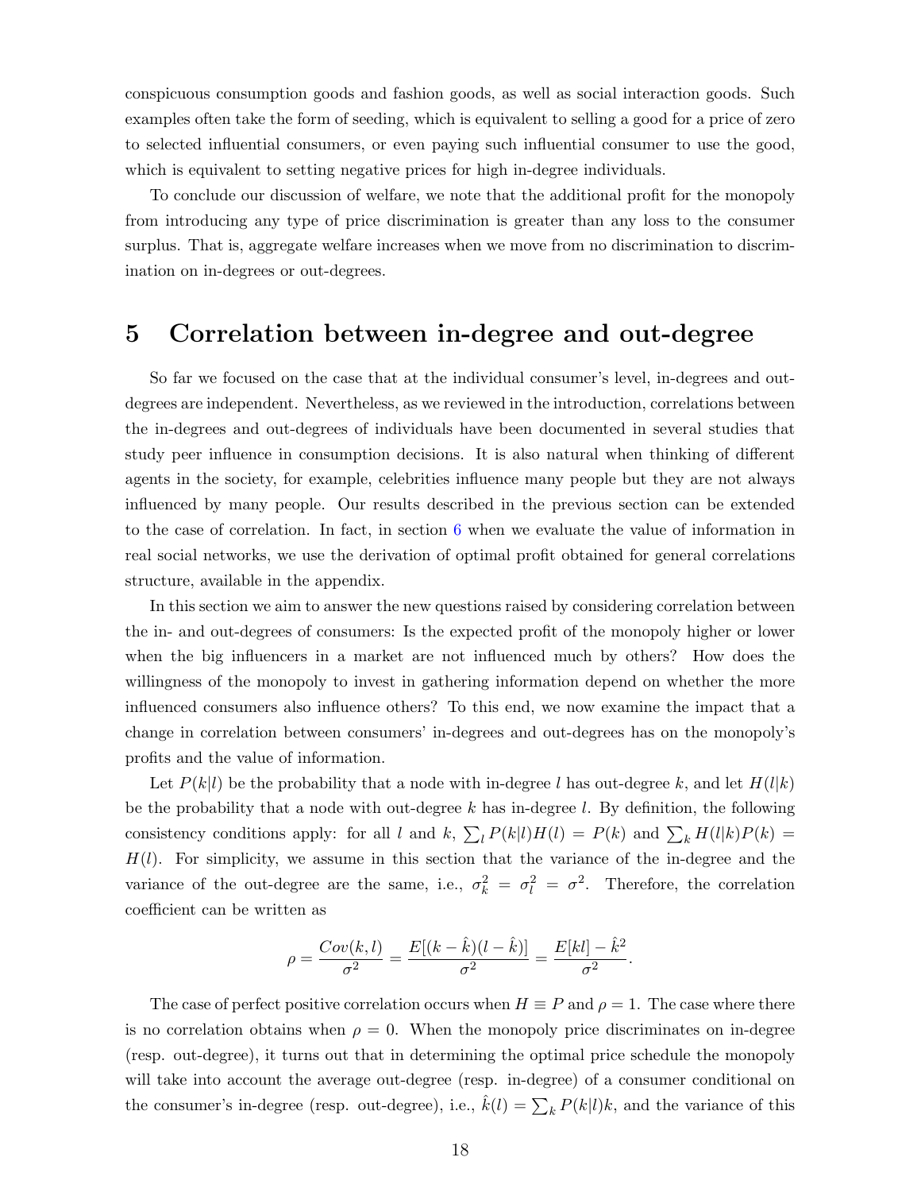conspicuous consumption goods and fashion goods, as well as social interaction goods. Such examples often take the form of seeding, which is equivalent to selling a good for a price of zero to selected influential consumers, or even paying such influential consumer to use the good, which is equivalent to setting negative prices for high in-degree individuals.

To conclude our discussion of welfare, we note that the additional profit for the monopoly from introducing any type of price discrimination is greater than any loss to the consumer surplus. That is, aggregate welfare increases when we move from no discrimination to discrimination on in-degrees or out-degrees.

# 5 Correlation between in-degree and out-degree

So far we focused on the case that at the individual consumer's level, in-degrees and out-degrees are independent. Nevertheless, as we reviewed in the introduction, correlations between the in-degrees and out-degrees of individuals have been documented in several studies that study peer influence in consumption decisions. It is also natural when thinking of different agents in the society, for example, celebrities influence many people but they are not always influenced by many people. Our results described in the previous section can be extended to the case of correlation. In fact, in section 6 when we evaluate the value of information in real social networks, we use the derivation of optimal profit obtained for general correlations structure, available in the appendix.

In this section we aim to answer the new questions raised by considering correlation between the in- and out-degrees of consumers: Is the expected profit of the monopoly higher or lower when the big influencers in a market are not influenced much by others? How does the willingness of the monopoly to invest in gathering information depend on whether the more influenced consumers also influence others? To this end, we now examine the impact that a change in correlation between consumers' in-degrees and out-degrees has on the monopoly's profits and the value of information.

Let $P(k|l)$ be the probability that a node with in-degree $l$ has out-degree $k$, and let $H(l|k)$ be the probability that a node with out-degree $k$ has in-degree $l$. By definition, the following consistency conditions apply: for all $l$ and $k$, $\sum_l P(k|l)H(l) = P(k)$ and $\sum_k H(l|k)P(k) = H(l)$. For simplicity, we assume in this section that the variance of the in-degree and the variance of the out-degree are the same, i.e., $\sigma_k^2 = \sigma_l^2 = \sigma^2$. Therefore, the correlation coefficient can be written as

$$\rho = \frac{Cov(k,l)}{\sigma^2} = \frac{E[(k-\hat{k})(l-\hat{k})]}{\sigma^2} = \frac{E[kl]-\hat{k}^2}{\sigma^2}.$$

The case of perfect positive correlation occurs when $H \equiv P$ and $\rho = 1$. The case where there is no correlation obtains when $\rho = 0$. When the monopoly price discriminates on in-degree (resp. out-degree), it turns out that in determining the optimal price schedule the monopoly will take into account the average out-degree (resp. in-degree) of a consumer conditional on the consumer's in-degree (resp. out-degree), i.e., $\hat{k}(l) = \sum_k P(k|l)k$, and the variance of this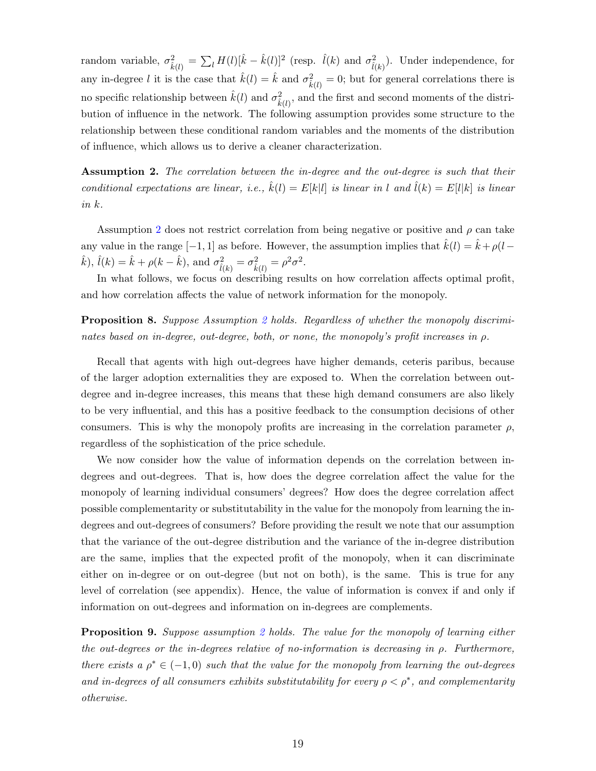random variable, $\sigma^2_{\hat{k}(l)} = \sum_l H(l)[\hat{k} - \hat{k}(l)]^2$ (resp. $\hat{l}(k)$ and $\sigma^2_{\hat{l}(k)}$). Under independence, for any in-degree $l$ it is the case that $\hat{k}(l) = \hat{k}$ and $\sigma^2_{\hat{k}(l)} = 0$; but for general correlations there is no specific relationship between $\hat{k}(l)$ and $\sigma^2_{\hat{k}(l)}$, and the first and second moments of the distribution of influence in the network. The following assumption provides some structure to the relationship between these conditional random variables and the moments of the distribution of influence, which allows us to derive a cleaner characterization.

**Assumption 2.** *The correlation between the in-degree and the out-degree is such that their conditional expectations are linear, i.e., $\hat{k}(l) = E[k|l]$ is linear in $l$ and $\hat{l}(k) = E[l|k]$ is linear in $k$.*

Assumption 2 does not restrict correlation from being negative or positive and $\rho$ can take any value in the range $[-1, 1]$ as before. However, the assumption implies that $\hat{k}(l) = \hat{k} + \rho(l - \hat{k})$, $\hat{l}(k) = \hat{k} + \rho(k - \hat{k})$, and $\sigma^2_{\hat{l}(k)} = \sigma^2_{\hat{k}(l)} = \rho^2\sigma^2$.

In what follows, we focus on describing results on how correlation affects optimal profit, and how correlation affects the value of network information for the monopoly.

**Proposition 8.** *Suppose Assumption 2 holds. Regardless of whether the monopoly discriminates based on in-degree, out-degree, both, or none, the monopoly's profit increases in $\rho$.*

Recall that agents with high out-degrees have higher demands, ceteris paribus, because of the larger adoption externalities they are exposed to. When the correlation between out-degree and in-degree increases, this means that these high demand consumers are also likely to be very influential, and this has a positive feedback to the consumption decisions of other consumers. This is why the monopoly profits are increasing in the correlation parameter $\rho$, regardless of the sophistication of the price schedule.

We now consider how the value of information depends on the correlation between in-degrees and out-degrees. That is, how does the degree correlation affect the value for the monopoly of learning individual consumers' degrees? How does the degree correlation affect possible complementarity or substitutability in the value for the monopoly from learning the in-degrees and out-degrees of consumers? Before providing the result we note that our assumption that the variance of the out-degree distribution and the variance of the in-degree distribution are the same, implies that the expected profit of the monopoly, when it can discriminate either on in-degree or on out-degree (but not on both), is the same. This is true for any level of correlation (see appendix). Hence, the value of information is convex if and only if information on out-degrees and information on in-degrees are complements.

**Proposition 9.** *Suppose assumption 2 holds. The value for the monopoly of learning either the out-degrees or the in-degrees relative of no-information is decreasing in $\rho$. Furthermore, there exists a $\rho^* \in (-1, 0)$ such that the value for the monopoly from learning the out-degrees and in-degrees of all consumers exhibits substitutability for every $\rho < \rho^*$, and complementarity otherwise.*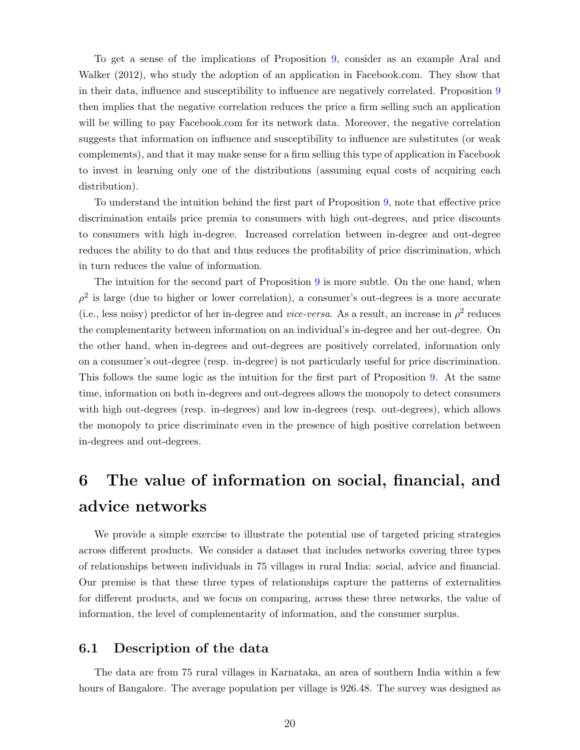To get a sense of the implications of Proposition 9, consider as an example Aral and Walker (2012), who study the adoption of an application in Facebook.com. They show that in their data, influence and susceptibility to influence are negatively correlated. Proposition 9 then implies that the negative correlation reduces the price a firm selling such an application will be willing to pay Facebook.com for its network data. Moreover, the negative correlation suggests that information on influence and susceptibility to influence are substitutes (or weak complements), and that it may make sense for a firm selling this type of application in Facebook to invest in learning only one of the distributions (assuming equal costs of acquiring each distribution).

To understand the intuition behind the first part of Proposition 9, note that effective price discrimination entails price premia to consumers with high out-degrees, and price discounts to consumers with high in-degree. Increased correlation between in-degree and out-degree reduces the ability to do that and thus reduces the profitability of price discrimination, which in turn reduces the value of information.

The intuition for the second part of Proposition 9 is more subtle. On the one hand, when $\rho^2$ is large (due to higher or lower correlation), a consumer's out-degrees is a more accurate (i.e., less noisy) predictor of her in-degree and *vice-versa*. As a result, an increase in $\rho^2$ reduces the complementarity between information on an individual's in-degree and her out-degree. On the other hand, when in-degrees and out-degrees are positively correlated, information only on a consumer's out-degree (resp. in-degree) is not particularly useful for price discrimination. This follows the same logic as the intuition for the first part of Proposition 9. At the same time, information on both in-degrees and out-degrees allows the monopoly to detect consumers with high out-degrees (resp. in-degrees) and low in-degrees (resp. out-degrees), which allows the monopoly to price discriminate even in the presence of high positive correlation between in-degrees and out-degrees.

# 6 The value of information on social, financial, and advice networks

We provide a simple exercise to illustrate the potential use of targeted pricing strategies across different products. We consider a dataset that includes networks covering three types of relationships between individuals in 75 villages in rural India: social, advice and financial. Our premise is that these three types of relationships capture the patterns of externalities for different products, and we focus on comparing, across these three networks, the value of information, the level of complementarity of information, and the consumer surplus.

## 6.1 Description of the data

The data are from 75 rural villages in Karnataka, an area of southern India within a few hours of Bangalore. The average population per village is 926.48. The survey was designed as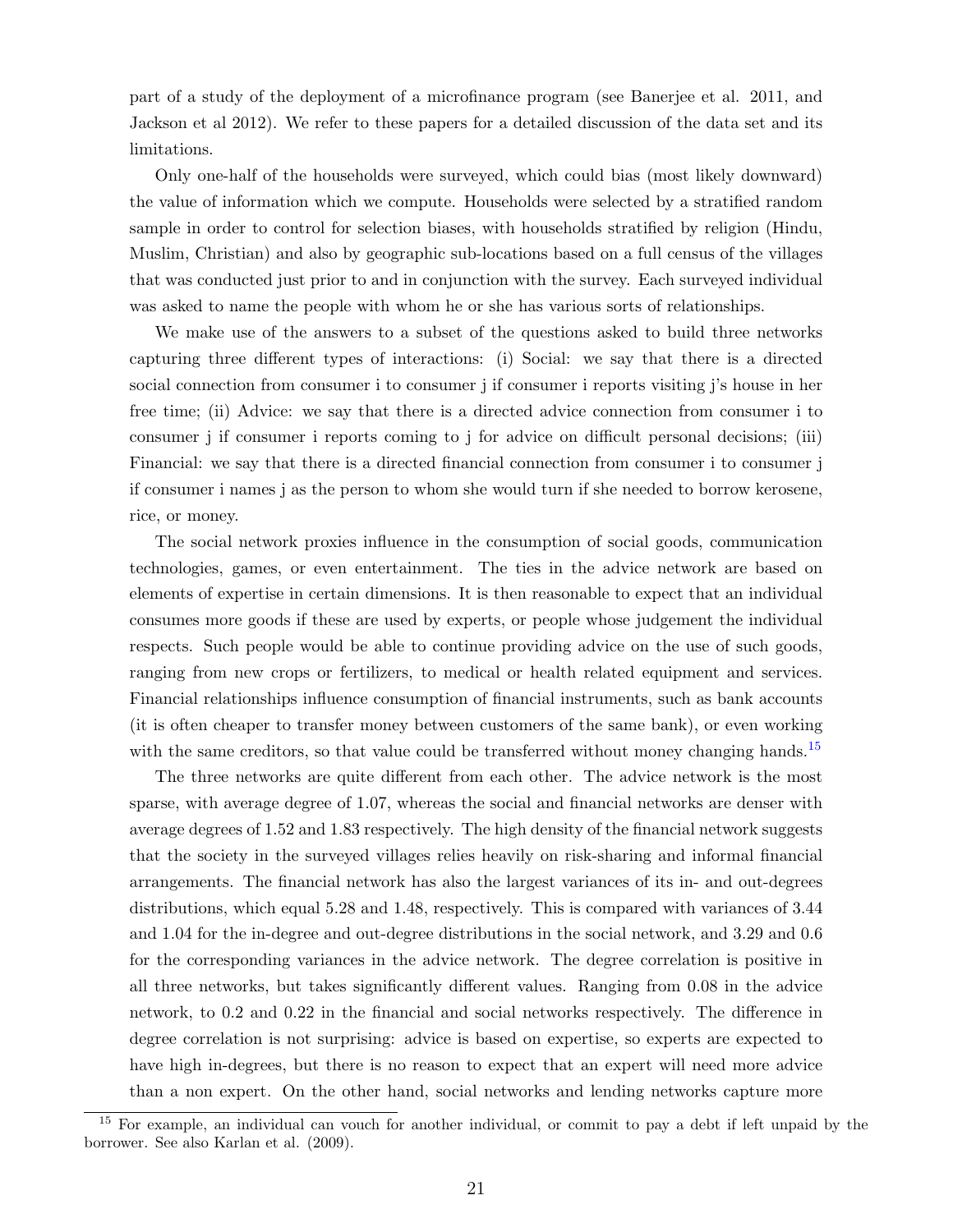part of a study of the deployment of a microfinance program (see Banerjee et al. 2011, and Jackson et al 2012). We refer to these papers for a detailed discussion of the data set and its limitations.

Only one-half of the households were surveyed, which could bias (most likely downward) the value of information which we compute. Households were selected by a stratified random sample in order to control for selection biases, with households stratified by religion (Hindu, Muslim, Christian) and also by geographic sub-locations based on a full census of the villages that was conducted just prior to and in conjunction with the survey. Each surveyed individual was asked to name the people with whom he or she has various sorts of relationships.

We make use of the answers to a subset of the questions asked to build three networks capturing three different types of interactions: (i) Social: we say that there is a directed social connection from consumer i to consumer j if consumer i reports visiting j's house in her free time; (ii) Advice: we say that there is a directed advice connection from consumer i to consumer j if consumer i reports coming to j for advice on difficult personal decisions; (iii) Financial: we say that there is a directed financial connection from consumer i to consumer j if consumer i names j as the person to whom she would turn if she needed to borrow kerosene, rice, or money.

The social network proxies influence in the consumption of social goods, communication technologies, games, or even entertainment. The ties in the advice network are based on elements of expertise in certain dimensions. It is then reasonable to expect that an individual consumes more goods if these are used by experts, or people whose judgement the individual respects. Such people would be able to continue providing advice on the use of such goods, ranging from new crops or fertilizers, to medical or health related equipment and services. Financial relationships influence consumption of financial instruments, such as bank accounts (it is often cheaper to transfer money between customers of the same bank), or even working with the same creditors, so that value could be transferred without money changing hands.[15]

The three networks are quite different from each other. The advice network is the most sparse, with average degree of 1.07, whereas the social and financial networks are denser with average degrees of 1.52 and 1.83 respectively. The high density of the financial network suggests that the society in the surveyed villages relies heavily on risk-sharing and informal financial arrangements. The financial network has also the largest variances of its in- and out-degrees distributions, which equal 5.28 and 1.48, respectively. This is compared with variances of 3.44 and 1.04 for the in-degree and out-degree distributions in the social network, and 3.29 and 0.6 for the corresponding variances in the advice network. The degree correlation is positive in all three networks, but takes significantly different values. Ranging from 0.08 in the advice network, to 0.2 and 0.22 in the financial and social networks respectively. The difference in degree correlation is not surprising: advice is based on expertise, so experts are expected to have high in-degrees, but there is no reason to expect that an expert will need more advice than a non expert. On the other hand, social networks and lending networks capture more

[15] For example, an individual can vouch for another individual, or commit to pay a debt if left unpaid by the borrower. See also Karlan et al. (2009).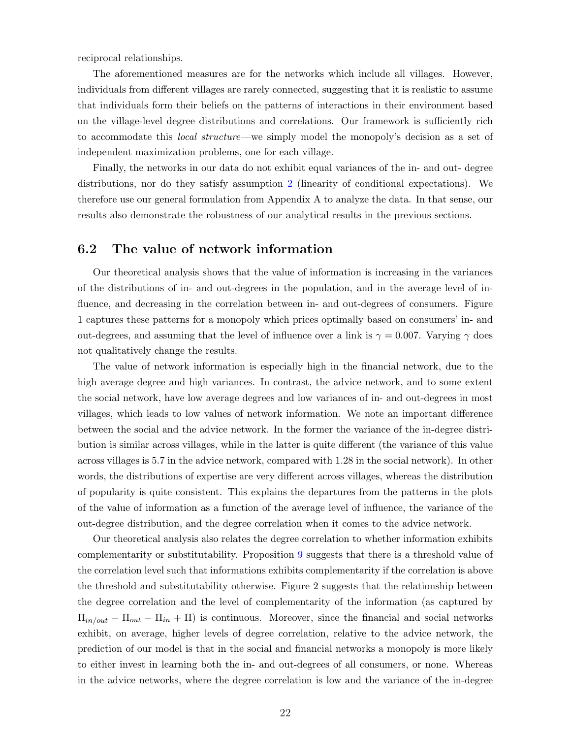reciprocal relationships.

The aforementioned measures are for the networks which include all villages. However, individuals from different villages are rarely connected, suggesting that it is realistic to assume that individuals form their beliefs on the patterns of interactions in their environment based on the village-level degree distributions and correlations. Our framework is sufficiently rich to accommodate this *local structure*—we simply model the monopoly's decision as a set of independent maximization problems, one for each village.

Finally, the networks in our data do not exhibit equal variances of the in- and out- degree distributions, nor do they satisfy assumption 2 (linearity of conditional expectations). We therefore use our general formulation from Appendix A to analyze the data. In that sense, our results also demonstrate the robustness of our analytical results in the previous sections.

## 6.2 The value of network information

Our theoretical analysis shows that the value of information is increasing in the variances of the distributions of in- and out-degrees in the population, and in the average level of influence, and decreasing in the correlation between in- and out-degrees of consumers. Figure 1 captures these patterns for a monopoly which prices optimally based on consumers' in- and out-degrees, and assuming that the level of influence over a link is $\gamma = 0.007$. Varying $\gamma$ does not qualitatively change the results.

The value of network information is especially high in the financial network, due to the high average degree and high variances. In contrast, the advice network, and to some extent the social network, have low average degrees and low variances of in- and out-degrees in most villages, which leads to low values of network information. We note an important difference between the social and the advice network. In the former the variance of the in-degree distribution is similar across villages, while in the latter is quite different (the variance of this value across villages is 5.7 in the advice network, compared with 1.28 in the social network). In other words, the distributions of expertise are very different across villages, whereas the distribution of popularity is quite consistent. This explains the departures from the patterns in the plots of the value of information as a function of the average level of influence, the variance of the out-degree distribution, and the degree correlation when it comes to the advice network.

Our theoretical analysis also relates the degree correlation to whether information exhibits complementarity or substitutability. Proposition 9 suggests that there is a threshold value of the correlation level such that informations exhibits complementarity if the correlation is above the threshold and substitutability otherwise. Figure 2 suggests that the relationship between the degree correlation and the level of complementarity of the information (as captured by $\Pi_{in/out} - \Pi_{out} - \Pi_{in} + \Pi$) is continuous. Moreover, since the financial and social networks exhibit, on average, higher levels of degree correlation, relative to the advice network, the prediction of our model is that in the social and financial networks a monopoly is more likely to either invest in learning both the in- and out-degrees of all consumers, or none. Whereas in the advice networks, where the degree correlation is low and the variance of the in-degree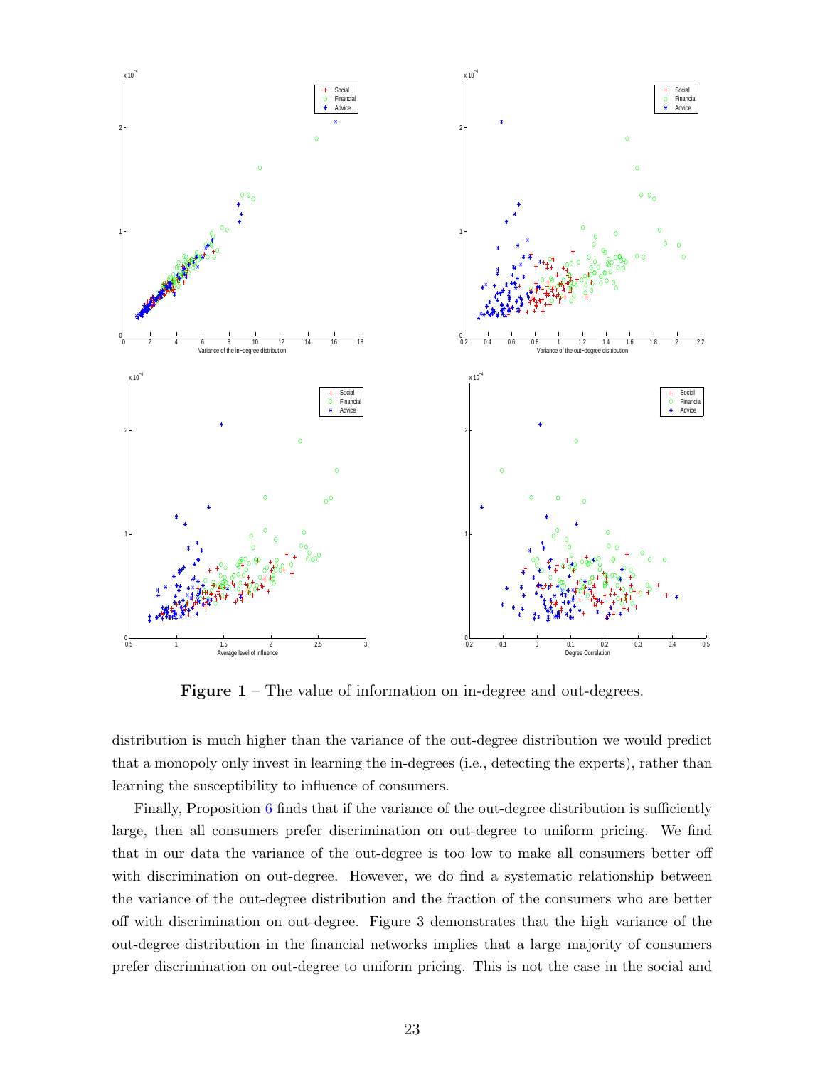Figure 1 – The value of information on in-degree and out-degrees.

distribution is much higher than the variance of the out-degree distribution we would predict that a monopoly only invest in learning the in-degrees (i.e., detecting the experts), rather than learning the susceptibility to influence of consumers.

Finally, Proposition 6 finds that if the variance of the out-degree distribution is sufficiently large, then all consumers prefer discrimination on out-degree to uniform pricing. We find that in our data the variance of the out-degree is too low to make all consumers better off with discrimination on out-degree. However, we do find a systematic relationship between the variance of the out-degree distribution and the fraction of the consumers who are better off with discrimination on out-degree. Figure 3 demonstrates that the high variance of the out-degree distribution in the financial networks implies that a large majority of consumers prefer discrimination on out-degree to uniform pricing. This is not the case in the social and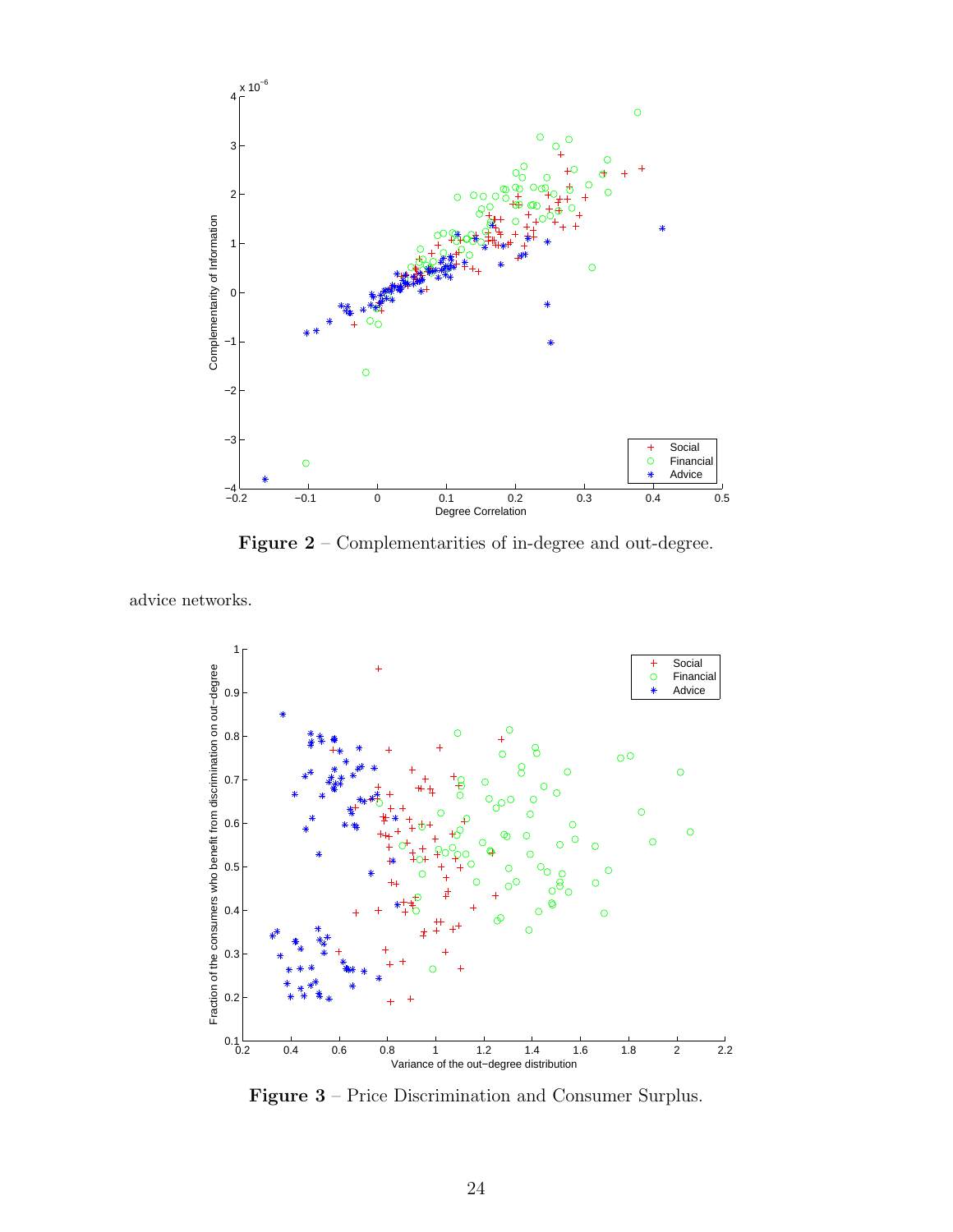**Figure 2** – Complementarities of in-degree and out-degree.

advice networks.

**Figure 3** – Price Discrimination and Consumer Surplus.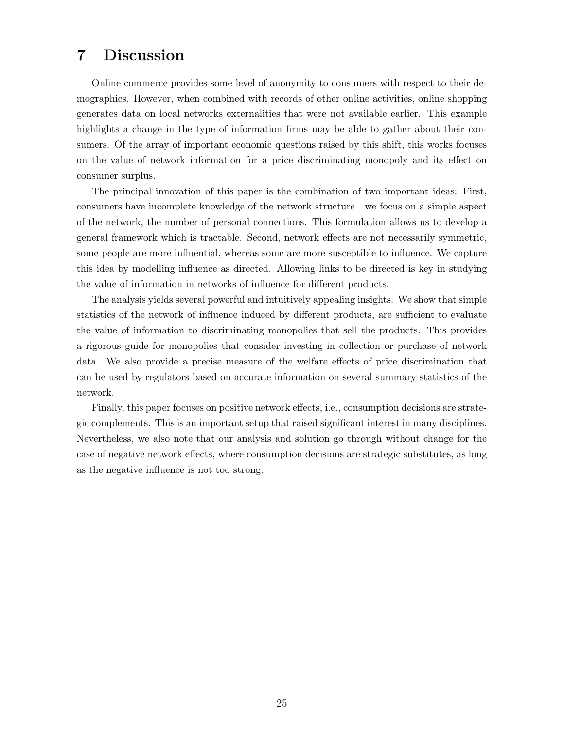# 7 Discussion

Online commerce provides some level of anonymity to consumers with respect to their demographics. However, when combined with records of other online activities, online shopping generates data on local networks externalities that were not available earlier. This example highlights a change in the type of information firms may be able to gather about their consumers. Of the array of important economic questions raised by this shift, this works focuses on the value of network information for a price discriminating monopoly and its effect on consumer surplus.

The principal innovation of this paper is the combination of two important ideas: First, consumers have incomplete knowledge of the network structure—we focus on a simple aspect of the network, the number of personal connections. This formulation allows us to develop a general framework which is tractable. Second, network effects are not necessarily symmetric, some people are more influential, whereas some are more susceptible to influence. We capture this idea by modelling influence as directed. Allowing links to be directed is key in studying the value of information in networks of influence for different products.

The analysis yields several powerful and intuitively appealing insights. We show that simple statistics of the network of influence induced by different products, are sufficient to evaluate the value of information to discriminating monopolies that sell the products. This provides a rigorous guide for monopolies that consider investing in collection or purchase of network data. We also provide a precise measure of the welfare effects of price discrimination that can be used by regulators based on accurate information on several summary statistics of the network.

Finally, this paper focuses on positive network effects, i.e., consumption decisions are strategic complements. This is an important setup that raised significant interest in many disciplines. Nevertheless, we also note that our analysis and solution go through without change for the case of negative network effects, where consumption decisions are strategic substitutes, as long as the negative influence is not too strong.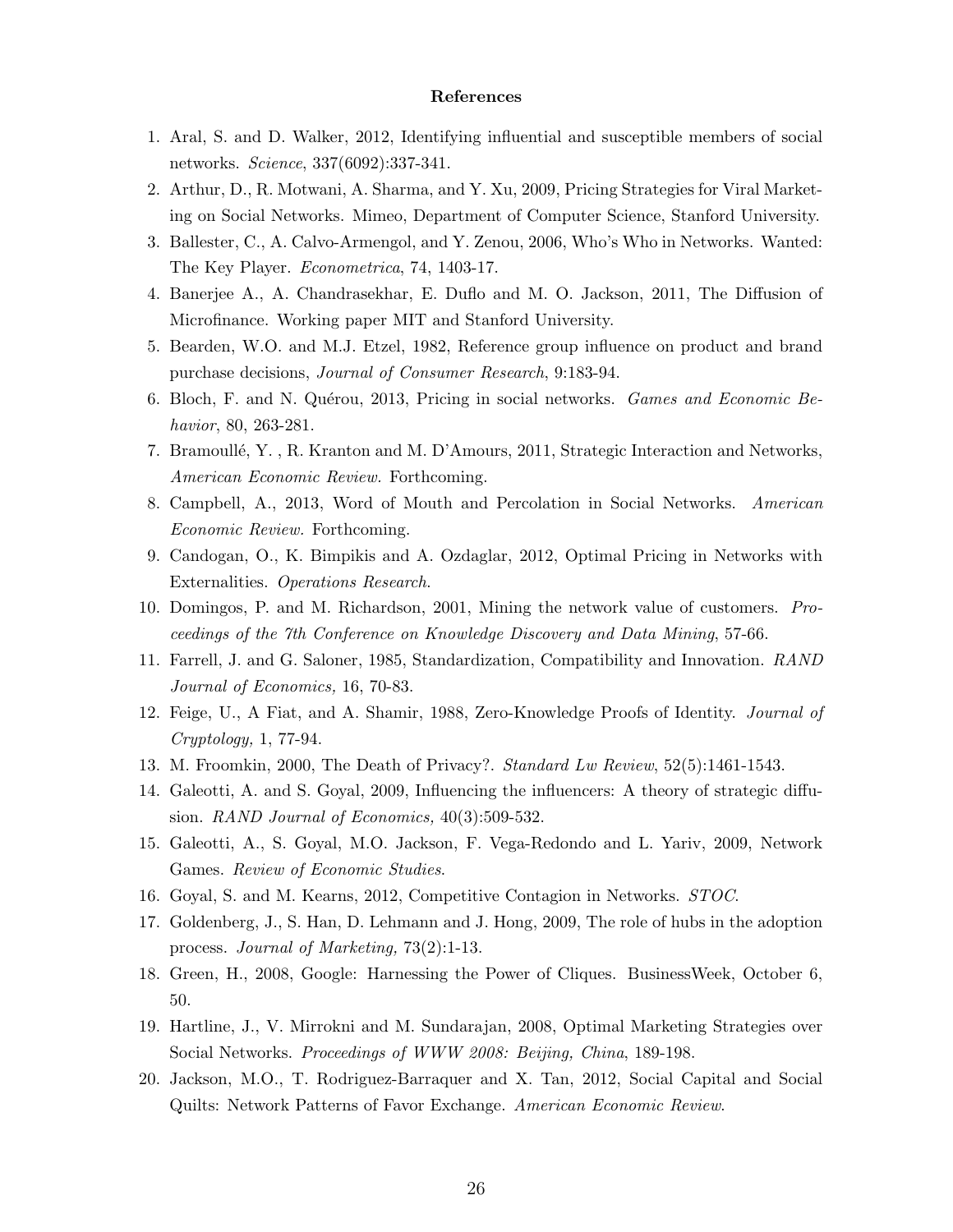## References

1. Aral, S. and D. Walker, 2012, Identifying influential and susceptible members of social networks. *Science*, 337(6092):337-341.
2. Arthur, D., R. Motwani, A. Sharma, and Y. Xu, 2009, Pricing Strategies for Viral Marketing on Social Networks. Mimeo, Department of Computer Science, Stanford University.
3. Ballester, C., A. Calvo-Armengol, and Y. Zenou, 2006, Who's Who in Networks. Wanted: The Key Player. *Econometrica*, 74, 1403-17.
4. Banerjee A., A. Chandrasekhar, E. Duflo and M. O. Jackson, 2011, The Diffusion of Microfinance. Working paper MIT and Stanford University.
5. Bearden, W.O. and M.J. Etzel, 1982, Reference group influence on product and brand purchase decisions, *Journal of Consumer Research*, 9:183-94.
6. Bloch, F. and N. Quérou, 2013, Pricing in social networks. *Games and Economic Behavior*, 80, 263-281.
7. Bramoullé, Y. , R. Kranton and M. D'Amours, 2011, Strategic Interaction and Networks, *American Economic Review.* Forthcoming.
8. Campbell, A., 2013, Word of Mouth and Percolation in Social Networks. *American Economic Review.* Forthcoming.
9. Candogan, O., K. Bimpikis and A. Ozdaglar, 2012, Optimal Pricing in Networks with Externalities. *Operations Research*.
10. Domingos, P. and M. Richardson, 2001, Mining the network value of customers. *Proceedings of the 7th Conference on Knowledge Discovery and Data Mining*, 57-66.
11. Farrell, J. and G. Saloner, 1985, Standardization, Compatibility and Innovation. *RAND Journal of Economics,* 16, 70-83.
12. Feige, U., A Fiat, and A. Shamir, 1988, Zero-Knowledge Proofs of Identity. *Journal of Cryptology,* 1, 77-94.
13. M. Froomkin, 2000, The Death of Privacy?. *Standard Lw Review*, 52(5):1461-1543.
14. Galeotti, A. and S. Goyal, 2009, Influencing the influencers: A theory of strategic diffusion. *RAND Journal of Economics,* 40(3):509-532.
15. Galeotti, A., S. Goyal, M.O. Jackson, F. Vega-Redondo and L. Yariv, 2009, Network Games. *Review of Economic Studies*.
16. Goyal, S. and M. Kearns, 2012, Competitive Contagion in Networks. *STOC*.
17. Goldenberg, J., S. Han, D. Lehmann and J. Hong, 2009, The role of hubs in the adoption process. *Journal of Marketing,* 73(2):1-13.
18. Green, H., 2008, Google: Harnessing the Power of Cliques. BusinessWeek, October 6, 50.
19. Hartline, J., V. Mirrokni and M. Sundarajan, 2008, Optimal Marketing Strategies over Social Networks. *Proceedings of WWW 2008: Beijing, China*, 189-198.
20. Jackson, M.O., T. Rodriguez-Barraquer and X. Tan, 2012, Social Capital and Social Quilts: Network Patterns of Favor Exchange. *American Economic Review*.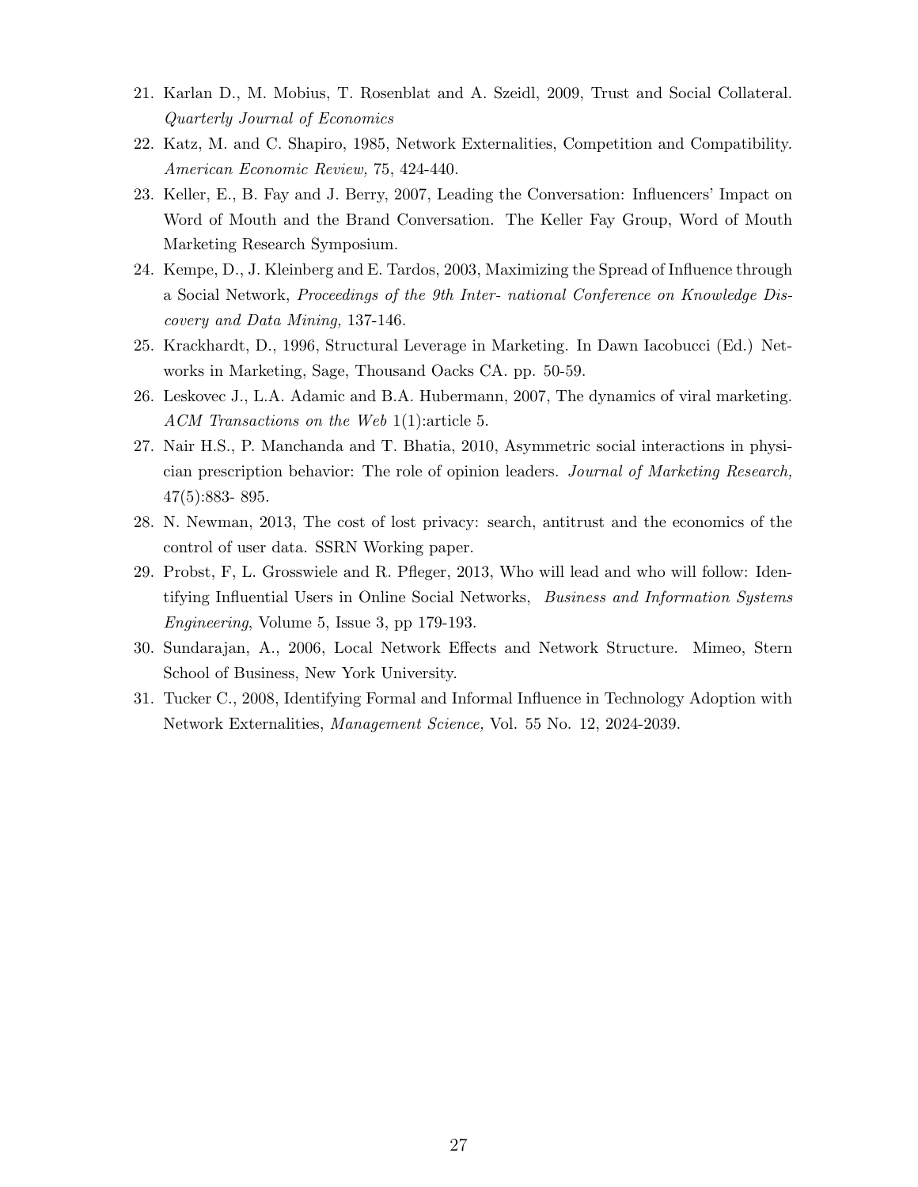21. Karlan D., M. Mobius, T. Rosenblat and A. Szeidl, 2009, Trust and Social Collateral. *Quarterly Journal of Economics*
22. Katz, M. and C. Shapiro, 1985, Network Externalities, Competition and Compatibility. *American Economic Review,* 75, 424-440.
23. Keller, E., B. Fay and J. Berry, 2007, Leading the Conversation: Influencers' Impact on Word of Mouth and the Brand Conversation. The Keller Fay Group, Word of Mouth Marketing Research Symposium.
24. Kempe, D., J. Kleinberg and E. Tardos, 2003, Maximizing the Spread of Influence through a Social Network, *Proceedings of the 9th Inter- national Conference on Knowledge Discovery and Data Mining,* 137-146.
25. Krackhardt, D., 1996, Structural Leverage in Marketing. In Dawn Iacobucci (Ed.) Networks in Marketing, Sage, Thousand Oacks CA. pp. 50-59.
26. Leskovec J., L.A. Adamic and B.A. Hubermann, 2007, The dynamics of viral marketing. *ACM Transactions on the Web* 1(1):article 5.
27. Nair H.S., P. Manchanda and T. Bhatia, 2010, Asymmetric social interactions in physician prescription behavior: The role of opinion leaders. *Journal of Marketing Research,* 47(5):883- 895.
28. N. Newman, 2013, The cost of lost privacy: search, antitrust and the economics of the control of user data. SSRN Working paper.
29. Probst, F, L. Grosswiele and R. Pfleger, 2013, Who will lead and who will follow: Identifying Influential Users in Online Social Networks, *Business and Information Systems Engineering*, Volume 5, Issue 3, pp 179-193.
30. Sundarajan, A., 2006, Local Network Effects and Network Structure. Mimeo, Stern School of Business, New York University.
31. Tucker C., 2008, Identifying Formal and Informal Influence in Technology Adoption with Network Externalities, *Management Science,* Vol. 55 No. 12, 2024-2039.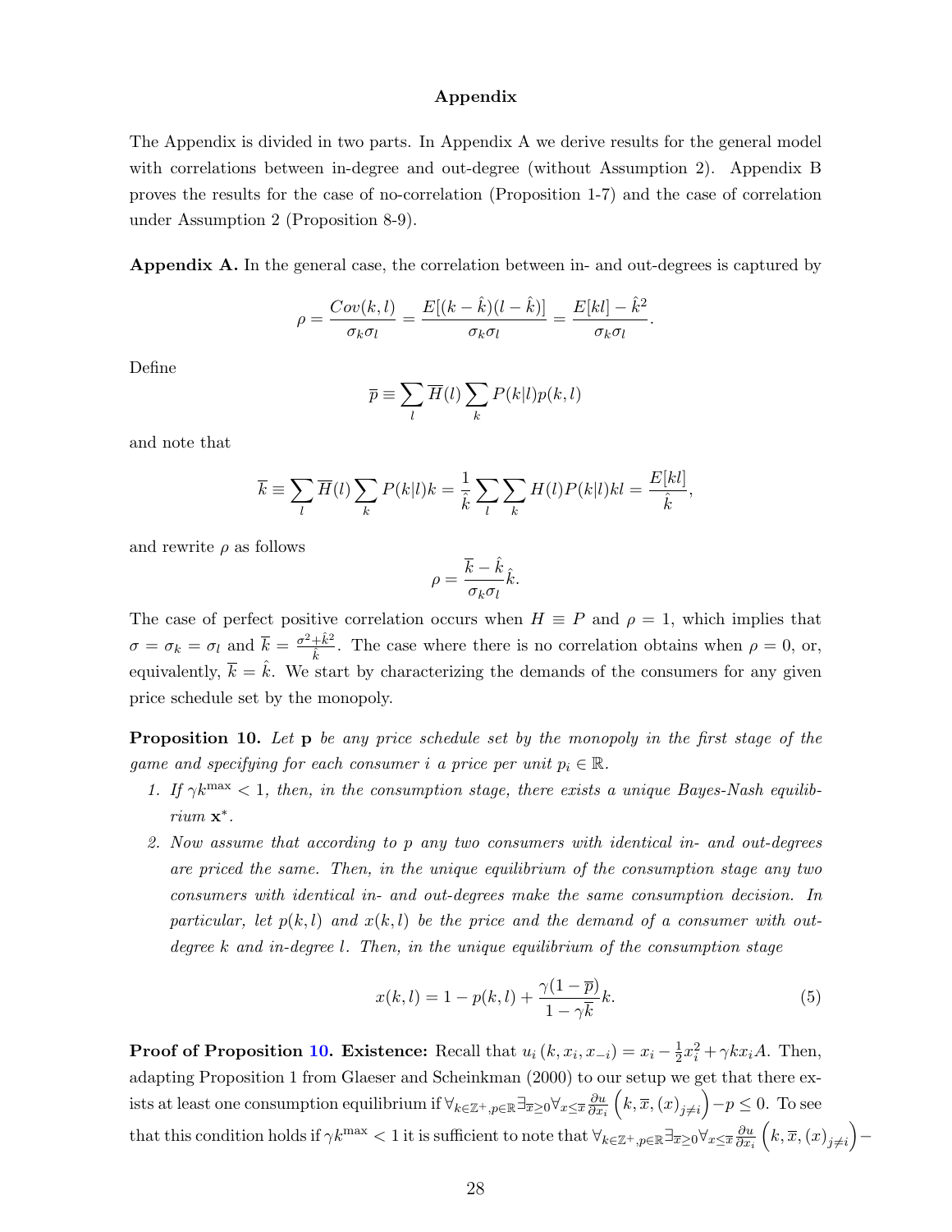## Appendix

The Appendix is divided in two parts. In Appendix A we derive results for the general model with correlations between in-degree and out-degree (without Assumption 2). Appendix B proves the results for the case of no-correlation (Proposition 1-7) and the case of correlation under Assumption 2 (Proposition 8-9).

**Appendix A.** In the general case, the correlation between in- and out-degrees is captured by

$$\rho = \frac{Cov(k,l)}{\sigma_k \sigma_l} = \frac{E[(k-\hat{k})(l-\hat{k})]}{\sigma_k \sigma_l} = \frac{E[kl] - \hat{k}^2}{\sigma_k \sigma_l}.$$

Define

$$\overline{p} \equiv \sum_l \overline{H}(l) \sum_k P(k|l) p(k,l)$$

and note that

$$\overline{k} \equiv \sum_l \overline{H}(l) \sum_k P(k|l) k = \frac{1}{\hat{k}} \sum_l \sum_k H(l) P(k|l) kl = \frac{E[kl]}{\hat{k}},$$

and rewrite $\rho$ as follows

$$\rho = \frac{\overline{k} - \hat{k}}{\sigma_k \sigma_l} \hat{k}.$$

The case of perfect positive correlation occurs when $H \equiv P$ and $\rho = 1$, which implies that $\sigma = \sigma_k = \sigma_l$ and $\overline{k} = \frac{\sigma^2 + \hat{k}^2}{\hat{k}}$. The case where there is no correlation obtains when $\rho = 0$, or, equivalently, $\overline{k} = \hat{k}$. We start by characterizing the demands of the consumers for any given price schedule set by the monopoly.

**Proposition 10.** *Let* $\mathbf{p}$ *be any price schedule set by the monopoly in the first stage of the game and specifying for each consumer* $i$ *a price per unit* $p_i \in \mathbb{R}$.

1. *If* $\gamma k^{\max} < 1$*, then, in the consumption stage, there exists a unique Bayes-Nash equilibrium* $\mathbf{x}^*$.
2. *Now assume that according to* $p$ *any two consumers with identical in- and out-degrees are priced the same. Then, in the unique equilibrium of the consumption stage any two consumers with identical in- and out-degrees make the same consumption decision. In particular, let* $p(k,l)$ *and* $x(k,l)$ *be the price and the demand of a consumer with out-degree* $k$ *and in-degree* $l$*. Then, in the unique equilibrium of the consumption stage*

$$x(k,l) = 1 - p(k,l) + \frac{\gamma(1-\overline{p})}{1-\gamma\overline{k}} k. \tag{5}$$

**Proof of Proposition 10. Existence:** Recall that $u_i(k, x_i, x_{-i}) = x_i - \frac{1}{2}x_i^2 + \gamma k x_i A$. Then, adapting Proposition 1 from Glaeser and Scheinkman (2000) to our setup we get that there exists at least one consumption equilibrium if $\forall_{k \in \mathbb{Z}^+, p \in \mathbb{R}} \exists_{\overline{x} \geq 0} \forall_{x \leq \overline{x}} \frac{\partial u}{\partial x_i}\left(k, \overline{x}, (x)_{j \neq i}\right) - p \leq 0$. To see that this condition holds if $\gamma k^{\max} < 1$ it is sufficient to note that $\forall_{k \in \mathbb{Z}^+, p \in \mathbb{R}} \exists_{\overline{x} \geq 0} \forall_{x \leq \overline{x}} \frac{\partial u}{\partial x_i}\left(k, \overline{x}, (x)_{j \neq i}\right) -$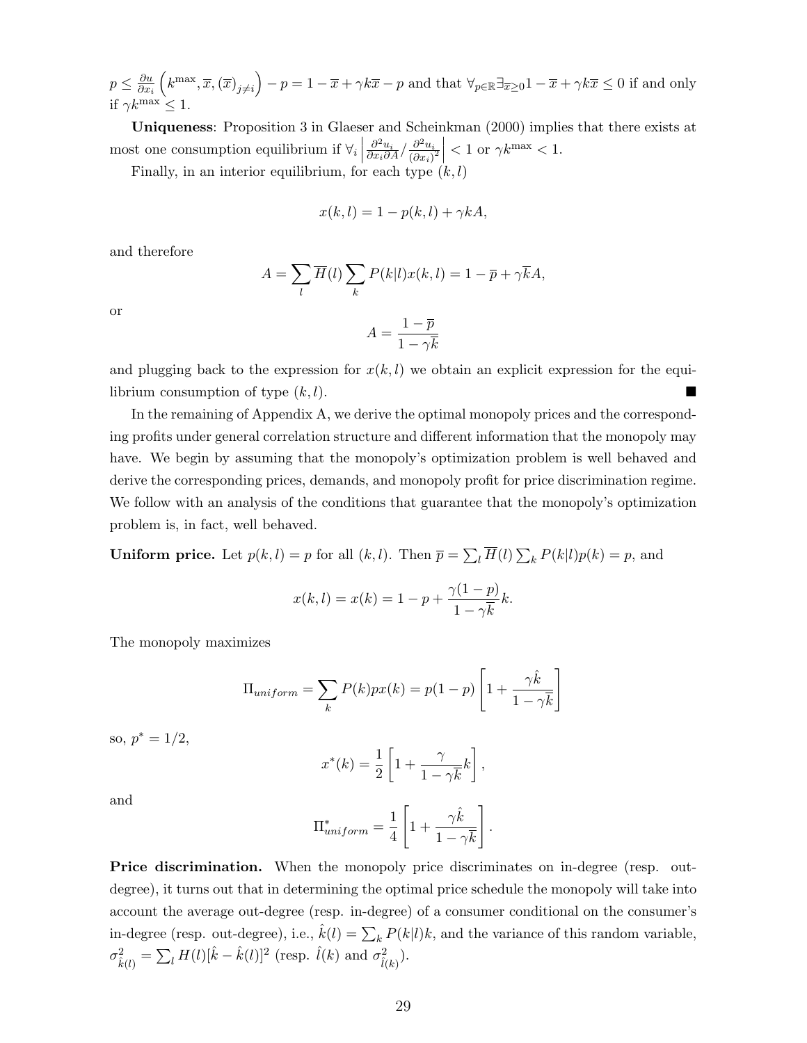$p \leq \frac{\partial u}{\partial x_i}\left(k^{\max}, \overline{x}, (\overline{x})_{j \neq i}\right) - p = 1 - \overline{x} + \gamma k \overline{x} - p$ and that $\forall_{p \in \mathbb{R}} \exists_{\overline{x} \geq 0} 1 - \overline{x} + \gamma k \overline{x} \leq 0$ if and only if $\gamma k^{\max} \leq 1$.

**Uniqueness**: Proposition 3 in Glaeser and Scheinkman (2000) implies that there exists at most one consumption equilibrium if $\forall_i \left| \frac{\partial^2 u_i}{\partial x_i \partial A} / \frac{\partial^2 u_i}{(\partial x_i)^2} \right| < 1$ or $\gamma k^{\max} < 1$.

Finally, in an interior equilibrium, for each type $(k, l)$

$$x(k,l) = 1 - p(k,l) + \gamma k A,$$

and therefore

$$A = \sum_l \overline{H}(l) \sum_k P(k|l) x(k,l) = 1 - \overline{p} + \gamma \overline{k} A,$$

or

$$A = \frac{1 - \overline{p}}{1 - \gamma \overline{k}}$$

and plugging back to the expression for $x(k,l)$ we obtain an explicit expression for the equilibrium consumption of type $(k,l)$. ■

In the remaining of Appendix A, we derive the optimal monopoly prices and the corresponding profits under general correlation structure and different information that the monopoly may have. We begin by assuming that the monopoly's optimization problem is well behaved and derive the corresponding prices, demands, and monopoly profit for price discrimination regime. We follow with an analysis of the conditions that guarantee that the monopoly's optimization problem is, in fact, well behaved.

**Uniform price.** Let $p(k,l) = p$ for all $(k,l)$. Then $\overline{p} = \sum_l \overline{H}(l) \sum_k P(k|l) p(k) = p$, and

$$x(k,l) = x(k) = 1 - p + \frac{\gamma(1-p)}{1 - \gamma \overline{k}} k.$$

The monopoly maximizes

$$\Pi_{uniform} = \sum_k P(k) p x(k) = p(1-p)\left[1 + \frac{\gamma \hat{k}}{1 - \gamma \overline{k}}\right]$$

so, $p^* = 1/2$,

$$x^*(k) = \frac{1}{2}\left[1 + \frac{\gamma}{1 - \gamma \overline{k}} k\right],$$

and

$$\Pi^*_{uniform} = \frac{1}{4}\left[1 + \frac{\gamma \hat{k}}{1 - \gamma \overline{k}}\right].$$

**Price discrimination.** When the monopoly price discriminates on in-degree (resp. out-degree), it turns out that in determining the optimal price schedule the monopoly will take into account the average out-degree (resp. in-degree) of a consumer conditional on the consumer's in-degree (resp. out-degree), i.e., $\hat{k}(l) = \sum_k P(k|l) k$, and the variance of this random variable, $\sigma^2_{\hat{k}(l)} = \sum_l H(l)[\hat{k} - \hat{k}(l)]^2$ (resp. $\hat{l}(k)$ and $\sigma^2_{\hat{l}(k)}$).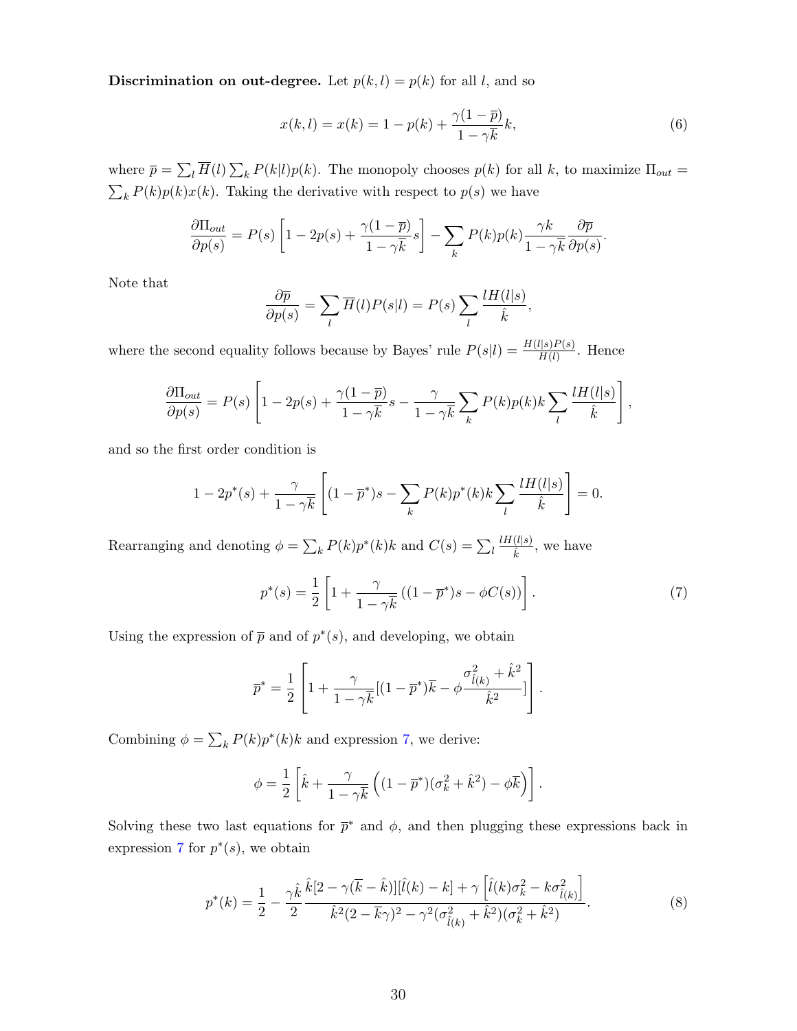**Discrimination on out-degree.** Let $p(k,l) = p(k)$ for all $l$, and so

$$x(k,l) = x(k) = 1 - p(k) + \frac{\gamma(1-\overline{p})}{1-\gamma\overline{k}}k, \tag{6}$$

where $\overline{p} = \sum_l \overline{H}(l) \sum_k P(k|l)p(k)$. The monopoly chooses $p(k)$ for all $k$, to maximize $\Pi_{out} = \sum_k P(k)p(k)x(k)$. Taking the derivative with respect to $p(s)$ we have

$$\frac{\partial \Pi_{out}}{\partial p(s)} = P(s)\left[1 - 2p(s) + \frac{\gamma(1-\overline{p})}{1-\gamma\overline{k}}s\right] - \sum_k P(k)p(k)\frac{\gamma k}{1-\gamma\overline{k}}\frac{\partial \overline{p}}{\partial p(s)}.$$

Note that

$$\frac{\partial \overline{p}}{\partial p(s)} = \sum_l \overline{H}(l)P(s|l) = P(s)\sum_l \frac{lH(l|s)}{\hat{k}},$$

where the second equality follows because by Bayes' rule $P(s|l) = \frac{H(l|s)P(s)}{H(l)}$. Hence

$$\frac{\partial \Pi_{out}}{\partial p(s)} = P(s)\left[1 - 2p(s) + \frac{\gamma(1-\overline{p})}{1-\gamma\overline{k}}s - \frac{\gamma}{1-\gamma\overline{k}}\sum_k P(k)p(k)k\sum_l \frac{lH(l|s)}{\hat{k}}\right],$$

and so the first order condition is

$$1 - 2p^*(s) + \frac{\gamma}{1-\gamma\overline{k}}\left[(1-\overline{p}^*)s - \sum_k P(k)p^*(k)k\sum_l \frac{lH(l|s)}{\hat{k}}\right] = 0.$$

Rearranging and denoting $\phi = \sum_k P(k)p^*(k)k$ and $C(s) = \sum_l \frac{lH(l|s)}{\hat{k}}$, we have

$$p^*(s) = \frac{1}{2}\left[1 + \frac{\gamma}{1-\gamma\overline{k}}\left((1-\overline{p}^*)s - \phi C(s)\right)\right]. \tag{7}$$

Using the expression of $\overline{p}$ and of $p^*(s)$, and developing, we obtain

$$\overline{p}^* = \frac{1}{2}\left[1 + \frac{\gamma}{1-\gamma\overline{k}}[(1-\overline{p}^*)\overline{k} - \phi\frac{\sigma^2_{\hat{l}(k)} + \hat{k}^2}{\hat{k}^2}]\right].$$

Combining $\phi = \sum_k P(k)p^*(k)k$ and expression 7, we derive:

$$\phi = \frac{1}{2}\left[\hat{k} + \frac{\gamma}{1-\gamma\overline{k}}\left((1-\overline{p}^*)(\sigma^2_k + \hat{k}^2) - \phi\overline{k}\right)\right].$$

Solving these two last equations for $\overline{p}^*$ and $\phi$, and then plugging these expressions back in expression 7 for $p^*(s)$, we obtain

$$p^*(k) = \frac{1}{2} - \frac{\gamma\hat{k}}{2}\frac{\hat{k}[2-\gamma(\overline{k}-\hat{k})][\hat{l}(k)-k] + \gamma\left[\hat{l}(k)\sigma^2_k - k\sigma^2_{\hat{l}(k)}\right]}{\hat{k}^2(2-\overline{k}\gamma)^2 - \gamma^2(\sigma^2_{\hat{l}(k)} + \hat{k}^2)(\sigma^2_k + \hat{k}^2)}. \tag{8}$$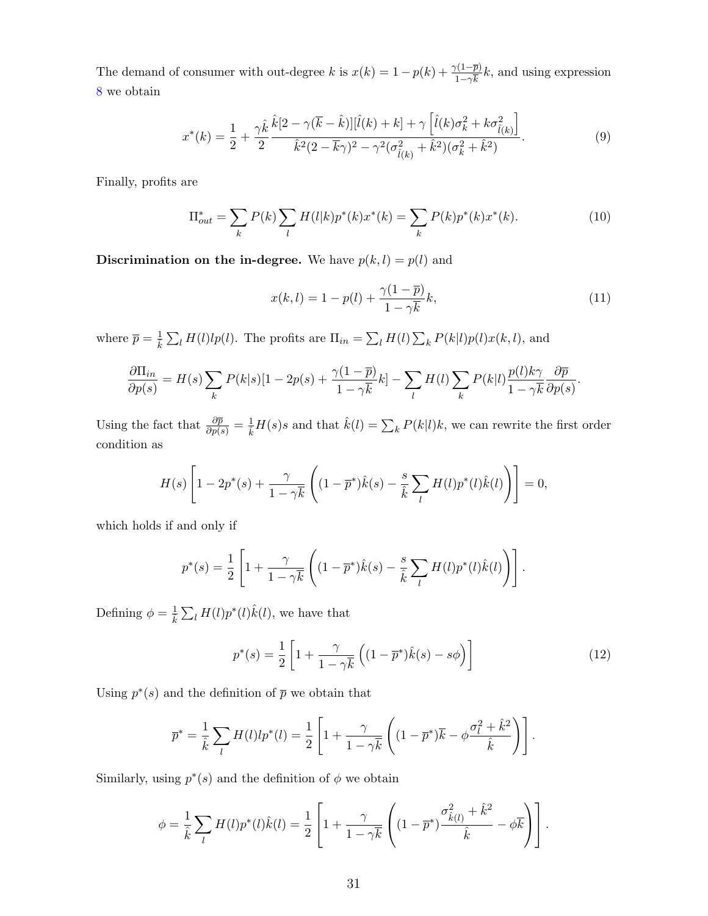The demand of consumer with out-degree $k$ is $x(k) = 1 - p(k) + \frac{\gamma(1-\overline{p})}{1-\gamma\overline{k}}k$, and using expression 8 we obtain

$$x^*(k) = \frac{1}{2} + \frac{\gamma\hat{k}}{2}\frac{\hat{k}[2-\gamma(\overline{k}-\hat{k})][\hat{l}(k)+k] + \gamma\left[\hat{l}(k)\sigma_k^2 + k\sigma_{\hat{l}(k)}^2\right]}{\hat{k}^2(2-\overline{k}\gamma)^2 - \gamma^2(\sigma_{\hat{l}(k)}^2 + \hat{k}^2)(\sigma_k^2 + \hat{k}^2)}. \tag{9}$$

Finally, profits are

$$\Pi_{out}^* = \sum_k P(k)\sum_l H(l|k)p^*(k)x^*(k) = \sum_k P(k)p^*(k)x^*(k). \tag{10}$$

**Discrimination on the in-degree.** We have $p(k,l) = p(l)$ and

$$x(k,l) = 1 - p(l) + \frac{\gamma(1-\overline{p})}{1-\gamma\overline{k}}k, \tag{11}$$

where $\overline{p} = \frac{1}{\hat{k}}\sum_l H(l)lp(l)$. The profits are $\Pi_{in} = \sum_l H(l)\sum_k P(k|l)p(l)x(k,l)$, and

$$\frac{\partial \Pi_{in}}{\partial p(s)} = H(s)\sum_k P(k|s)[1 - 2p(s) + \frac{\gamma(1-\overline{p})}{1-\gamma\overline{k}}k] - \sum_l H(l)\sum_k P(k|l)\frac{p(l)k\gamma}{1-\gamma\overline{k}}\frac{\partial\overline{p}}{\partial p(s)}.$$

Using the fact that $\frac{\partial\overline{p}}{\partial p(s)} = \frac{1}{\hat{k}}H(s)s$ and that $\hat{k}(l) = \sum_k P(k|l)k$, we can rewrite the first order condition as

$$H(s)\left[1 - 2p^*(s) + \frac{\gamma}{1-\gamma\overline{k}}\left((1-\overline{p}^*)\hat{k}(s) - \frac{s}{\hat{k}}\sum_l H(l)p^*(l)\hat{k}(l)\right)\right] = 0,$$

which holds if and only if

$$p^*(s) = \frac{1}{2}\left[1 + \frac{\gamma}{1-\gamma\overline{k}}\left((1-\overline{p}^*)\hat{k}(s) - \frac{s}{\hat{k}}\sum_l H(l)p^*(l)\hat{k}(l)\right)\right].$$

Defining $\phi = \frac{1}{\hat{k}}\sum_l H(l)p^*(l)\hat{k}(l)$, we have that

$$p^*(s) = \frac{1}{2}\left[1 + \frac{\gamma}{1-\gamma\overline{k}}\left((1-\overline{p}^*)\hat{k}(s) - s\phi\right)\right] \tag{12}$$

Using $p^*(s)$ and the definition of $\overline{p}$ we obtain that

$$\overline{p}^* = \frac{1}{\hat{k}}\sum_l H(l)lp^*(l) = \frac{1}{2}\left[1 + \frac{\gamma}{1-\gamma\overline{k}}\left((1-\overline{p}^*)\overline{k} - \phi\frac{\sigma_l^2 + \hat{k}^2}{\hat{k}}\right)\right].$$

Similarly, using $p^*(s)$ and the definition of $\phi$ we obtain

$$\phi = \frac{1}{\hat{k}}\sum_l H(l)p^*(l)\hat{k}(l) = \frac{1}{2}\left[1 + \frac{\gamma}{1-\gamma\overline{k}}\left((1-\overline{p}^*)\frac{\sigma_{\hat{k}(l)}^2 + \hat{k}^2}{\hat{k}} - \phi\overline{k}\right)\right].$$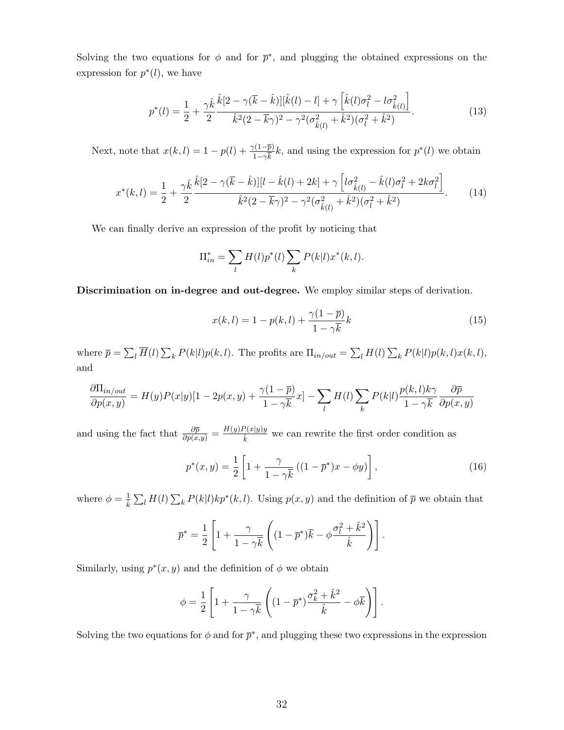Solving the two equations for $\phi$ and for $\overline{p}^*$, and plugging the obtained expressions on the expression for $p^*(l)$, we have

$$p^*(l) = \frac{1}{2} + \frac{\gamma \hat{k}}{2} \frac{\hat{k}[2-\gamma(\overline{k}-\hat{k})][\hat{k}(l)-l] + \gamma\left[\hat{k}(l)\sigma_l^2 - l\sigma_{\hat{k}(l)}^2\right]}{\hat{k}^2(2-\overline{k}\gamma)^2 - \gamma^2(\sigma_{\hat{k}(l)}^2 + \hat{k}^2)(\sigma_l^2+\hat{k}^2)}. \tag{13}$$

Next, note that $x(k,l) = 1 - p(l) + \frac{\gamma(1-\overline{p})}{1-\gamma\overline{k}}k$, and using the expression for $p^*(l)$ we obtain

$$x^*(k,l) = \frac{1}{2} + \frac{\gamma \hat{k}}{2} \frac{\hat{k}[2-\gamma(\overline{k}-\hat{k})][l-\hat{k}(l)+2k] + \gamma\left[l\sigma_{\hat{k}(l)}^2 - \hat{k}(l)\sigma_l^2 + 2k\sigma_l^2\right]}{\hat{k}^2(2-\overline{k}\gamma)^2 - \gamma^2(\sigma_{\hat{k}(l)}^2 + \hat{k}^2)(\sigma_l^2+\hat{k}^2)}. \tag{14}$$

We can finally derive an expression of the profit by noticing that

$$\Pi_{in}^* = \sum_l H(l)p^*(l)\sum_k P(k|l)x^*(k,l).$$

**Discrimination on in-degree and out-degree.** We employ similar steps of derivation.

$$x(k,l) = 1 - p(k,l) + \frac{\gamma(1-\overline{p})}{1-\gamma\overline{k}}k \tag{15}$$

where $\overline{p} = \sum_l \overline{H}(l)\sum_k P(k|l)p(k,l)$. The profits are $\Pi_{in/out} = \sum_l H(l)\sum_k P(k|l)p(k,l)x(k,l)$, and

$$\frac{\partial \Pi_{in/out}}{\partial p(x,y)} = H(y)P(x|y)[1 - 2p(x,y) + \frac{\gamma(1-\overline{p})}{1-\gamma\overline{k}}x] - \sum_l H(l)\sum_k P(k|l)\frac{p(k,l)k\gamma}{1-\gamma\overline{k}}\frac{\partial \overline{p}}{\partial p(x,y)}$$

and using the fact that $\frac{\partial \overline{p}}{\partial p(x,y)} = \frac{H(y)P(x|y)y}{\hat{k}}$ we can rewrite the first order condition as

$$p^*(x,y) = \frac{1}{2}\left[1 + \frac{\gamma}{1-\gamma\overline{k}}\left((1-\overline{p}^*)x - \phi y\right)\right], \tag{16}$$

where $\phi = \frac{1}{\hat{k}}\sum_l H(l)\sum_k P(k|l)kp^*(k,l)$. Using $p(x,y)$ and the definition of $\overline{p}$ we obtain that

$$\overline{p}^* = \frac{1}{2}\left[1 + \frac{\gamma}{1-\gamma\overline{k}}\left((1-\overline{p}^*)\overline{k} - \phi\frac{\sigma_l^2 + \hat{k}^2}{\hat{k}}\right)\right].$$

Similarly, using $p^*(x,y)$ and the definition of $\phi$ we obtain

$$\phi = \frac{1}{2}\left[1 + \frac{\gamma}{1-\gamma\overline{k}}\left((1-\overline{p}^*)\frac{\sigma_k^2 + \hat{k}^2}{\hat{k}} - \phi\overline{k}\right)\right].$$

Solving the two equations for $\phi$ and for $\overline{p}^*$, and plugging these two expressions in the expression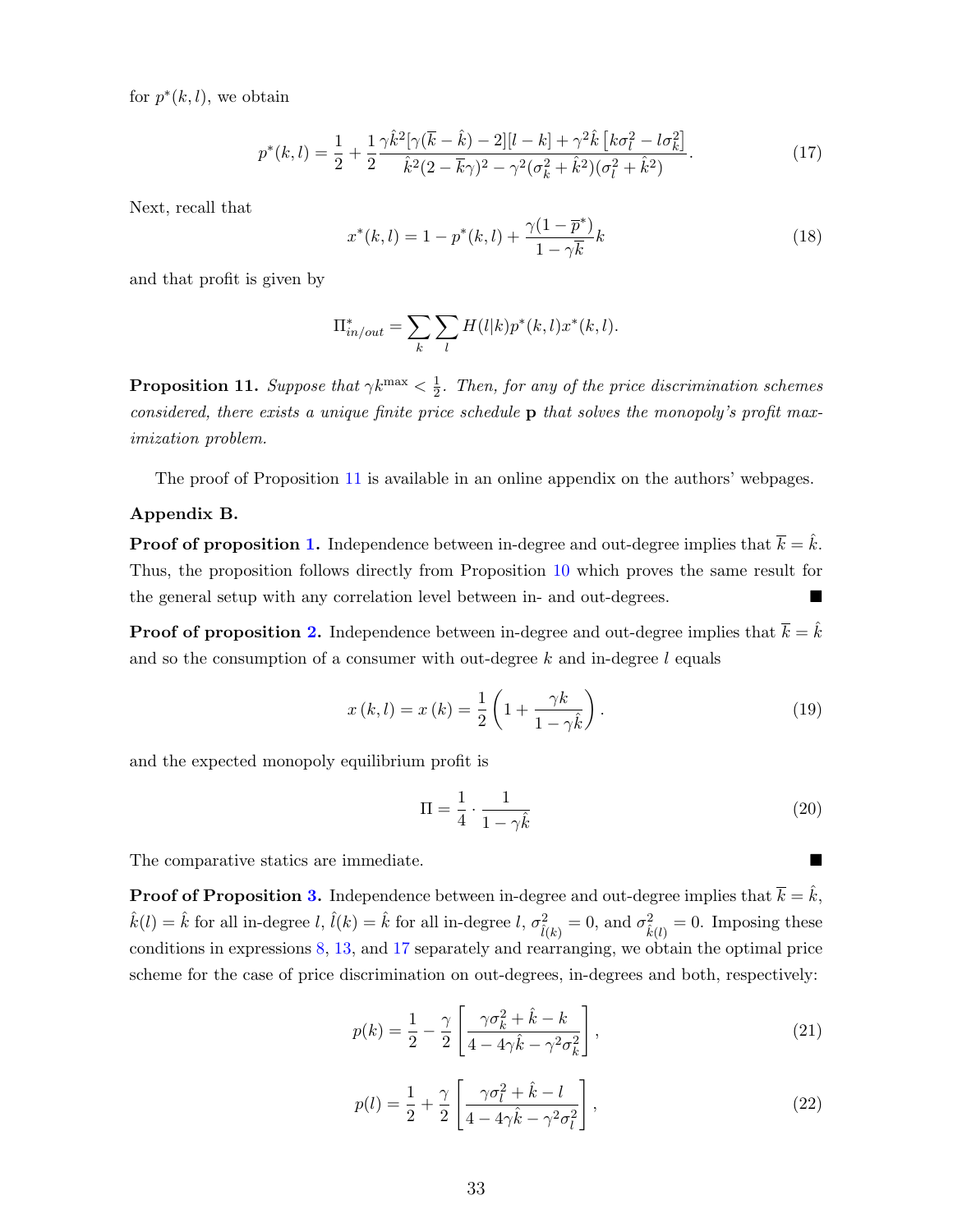for $p^*(k,l)$, we obtain

$$p^*(k,l) = \frac{1}{2} + \frac{1}{2}\frac{\gamma\hat{k}^2[\gamma(\overline{k}-\hat{k})-2][l-k] + \gamma^2\hat{k}\left[k\sigma_l^2 - l\sigma_k^2\right]}{\hat{k}^2(2-\overline{k}\gamma)^2 - \gamma^2(\sigma_k^2+\hat{k}^2)(\sigma_l^2+\hat{k}^2)}. \tag{17}$$

Next, recall that

$$x^*(k,l) = 1 - p^*(k,l) + \frac{\gamma(1-\overline{p}^*)}{1-\gamma\overline{k}}k \tag{18}$$

and that profit is given by

$$\Pi^*_{in/out} = \sum_k \sum_l H(l|k)p^*(k,l)x^*(k,l).$$

**Proposition 11.** *Suppose that $\gamma k^{\max} < \frac{1}{2}$. Then, for any of the price discrimination schemes considered, there exists a unique finite price schedule* $\mathbf{p}$ *that solves the monopoly's profit maximization problem.*

The proof of Proposition 11 is available in an online appendix on the authors' webpages.

**Appendix B.**

**Proof of proposition 1.** Independence between in-degree and out-degree implies that $\overline{k} = \hat{k}$. Thus, the proposition follows directly from Proposition 10 which proves the same result for the general setup with any correlation level between in- and out-degrees. ■

**Proof of proposition 2.** Independence between in-degree and out-degree implies that $\overline{k} = \hat{k}$ and so the consumption of a consumer with out-degree $k$ and in-degree $l$ equals

$$x(k,l) = x(k) = \frac{1}{2}\left(1 + \frac{\gamma k}{1-\gamma\hat{k}}\right). \tag{19}$$

and the expected monopoly equilibrium profit is

$$\Pi = \frac{1}{4}\cdot\frac{1}{1-\gamma\hat{k}} \tag{20}$$

The comparative statics are immediate. ■

**Proof of Proposition 3.** Independence between in-degree and out-degree implies that $\overline{k} = \hat{k}$, $\hat{k}(l) = \hat{k}$ for all in-degree $l$, $\hat{l}(k) = \hat{k}$ for all in-degree $l$, $\sigma^2_{\hat{l}(k)} = 0$, and $\sigma^2_{\hat{k}(l)} = 0$. Imposing these conditions in expressions 8, 13, and 17 separately and rearranging, we obtain the optimal price scheme for the case of price discrimination on out-degrees, in-degrees and both, respectively:

$$p(k) = \frac{1}{2} - \frac{\gamma}{2}\left[\frac{\gamma\sigma_k^2 + \hat{k} - k}{4 - 4\gamma\hat{k} - \gamma^2\sigma_k^2}\right], \tag{21}$$

$$p(l) = \frac{1}{2} + \frac{\gamma}{2}\left[\frac{\gamma\sigma_l^2 + \hat{k} - l}{4 - 4\gamma\hat{k} - \gamma^2\sigma_l^2}\right], \tag{22}$$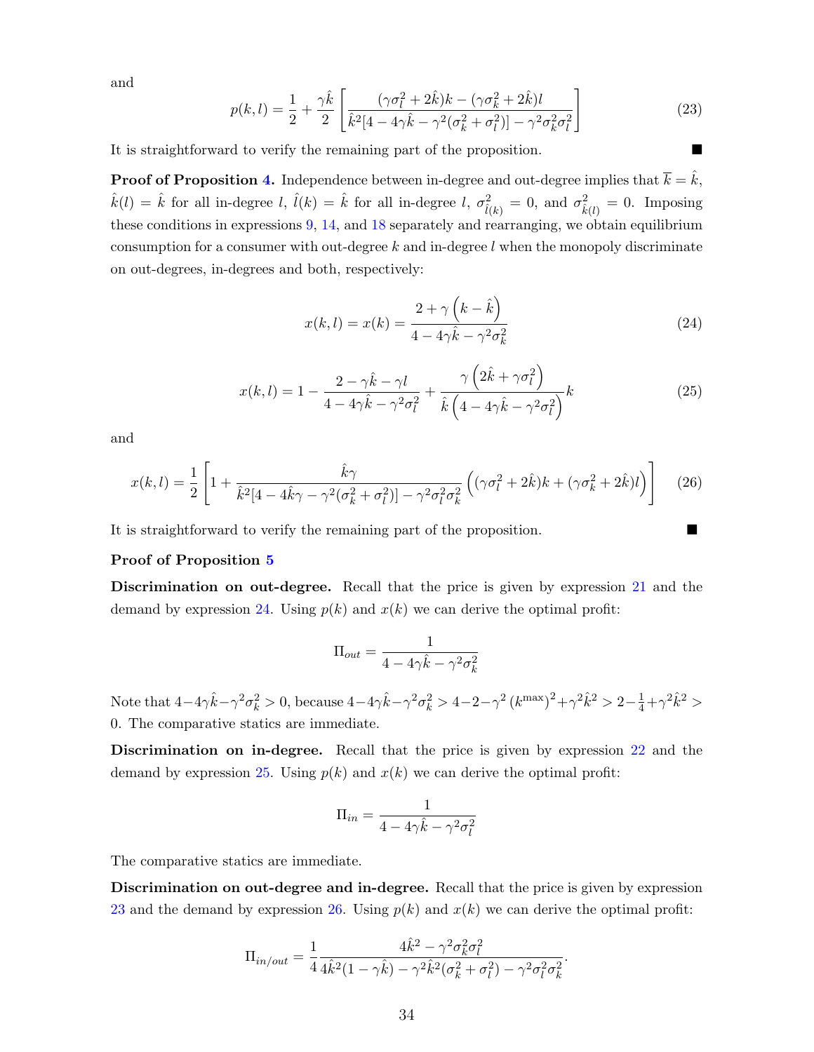and

$$p(k,l) = \frac{1}{2} + \frac{\gamma\hat{k}}{2}\left[\frac{(\gamma\sigma_l^2 + 2\hat{k})k - (\gamma\sigma_k^2 + 2\hat{k})l}{\hat{k}^2[4 - 4\gamma\hat{k} - \gamma^2(\sigma_k^2 + \sigma_l^2)] - \gamma^2\sigma_k^2\sigma_l^2}\right] \tag{23}$$

It is straightforward to verify the remaining part of the proposition. ■

**Proof of Proposition 4.** Independence between in-degree and out-degree implies that $\overline{k} = \hat{k}$, $\hat{k}(l) = \hat{k}$ for all in-degree $l$, $\hat{l}(k) = \hat{k}$ for all in-degree $l$, $\sigma^2_{\hat{l}(k)} = 0$, and $\sigma^2_{\hat{k}(l)} = 0$. Imposing these conditions in expressions 9, 14, and 18 separately and rearranging, we obtain equilibrium consumption for a consumer with out-degree $k$ and in-degree $l$ when the monopoly discriminate on out-degrees, in-degrees and both, respectively:

$$x(k,l) = x(k) = \frac{2 + \gamma\left(k - \hat{k}\right)}{4 - 4\gamma\hat{k} - \gamma^2\sigma_k^2} \tag{24}$$

$$x(k,l) = 1 - \frac{2 - \gamma\hat{k} - \gamma l}{4 - 4\gamma\hat{k} - \gamma^2\sigma_l^2} + \frac{\gamma\left(2\hat{k} + \gamma\sigma_l^2\right)}{\hat{k}\left(4 - 4\gamma\hat{k} - \gamma^2\sigma_l^2\right)}k \tag{25}$$

and

$$x(k,l) = \frac{1}{2}\left[1 + \frac{\hat{k}\gamma}{\hat{k}^2[4 - 4\hat{k}\gamma - \gamma^2(\sigma_k^2 + \sigma_l^2)] - \gamma^2\sigma_l^2\sigma_k^2}\left((\gamma\sigma_l^2 + 2\hat{k})k + (\gamma\sigma_k^2 + 2\hat{k})l\right)\right] \tag{26}$$

It is straightforward to verify the remaining part of the proposition. ■

**Proof of Proposition 5**

**Discrimination on out-degree.** Recall that the price is given by expression 21 and the demand by expression 24. Using $p(k)$ and $x(k)$ we can derive the optimal profit:

$$\Pi_{out} = \frac{1}{4 - 4\gamma\hat{k} - \gamma^2\sigma_k^2}$$

Note that $4 - 4\gamma\hat{k} - \gamma^2\sigma_k^2 > 0$, because $4 - 4\gamma\hat{k} - \gamma^2\sigma_k^2 > 4 - 2 - \gamma^2\left(k^{\max}\right)^2 + \gamma^2\hat{k}^2 > 2 - \frac{1}{4} + \gamma^2\hat{k}^2 > 0$. The comparative statics are immediate.

**Discrimination on in-degree.** Recall that the price is given by expression 22 and the demand by expression 25. Using $p(k)$ and $x(k)$ we can derive the optimal profit:

$$\Pi_{in} = \frac{1}{4 - 4\gamma\hat{k} - \gamma^2\sigma_l^2}$$

The comparative statics are immediate.

**Discrimination on out-degree and in-degree.** Recall that the price is given by expression 23 and the demand by expression 26. Using $p(k)$ and $x(k)$ we can derive the optimal profit:

$$\Pi_{in/out} = \frac{1}{4}\frac{4\hat{k}^2 - \gamma^2\sigma_k^2\sigma_l^2}{4\hat{k}^2(1 - \gamma\hat{k}) - \gamma^2\hat{k}^2(\sigma_k^2 + \sigma_l^2) - \gamma^2\sigma_l^2\sigma_k^2}.$$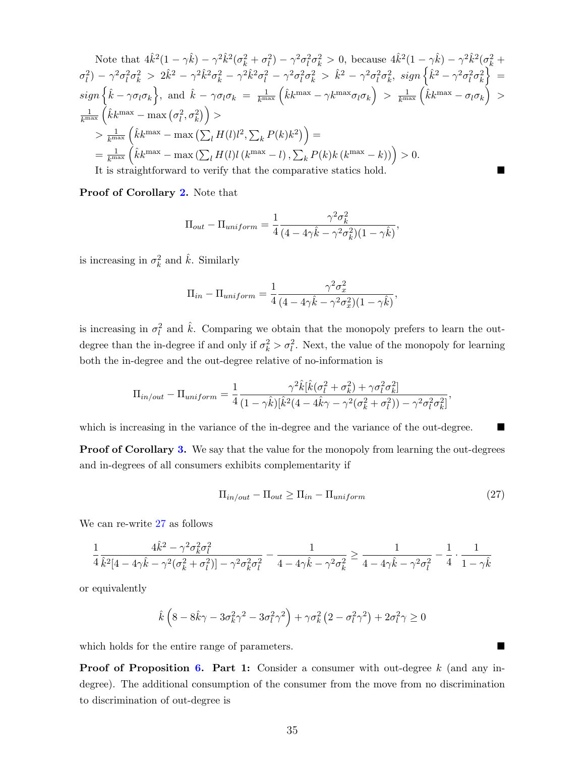Note that $4\hat{k}^2(1-\gamma\hat{k}) - \gamma^2\hat{k}^2(\sigma_k^2+\sigma_l^2) - \gamma^2\sigma_l^2\sigma_k^2 > 0$, because $4\hat{k}^2(1-\gamma\hat{k}) - \gamma^2\hat{k}^2(\sigma_k^2+\sigma_l^2) - \gamma^2\sigma_l^2\sigma_k^2 > 2\hat{k}^2 - \gamma^2\hat{k}^2\sigma_k^2 - \gamma^2\hat{k}^2\sigma_l^2 - \gamma^2\sigma_l^2\sigma_k^2 > \hat{k}^2 - \gamma^2\sigma_l^2\sigma_k^2$, $sign\left\{\hat{k}^2 - \gamma^2\sigma_l^2\sigma_k^2\right\} = sign\left\{\hat{k} - \gamma\sigma_l\sigma_k\right\}$, and $\hat{k} - \gamma\sigma_l\sigma_k = \frac{1}{k^{\max}}\left(\hat{k}k^{\max} - \gamma k^{\max}\sigma_l\sigma_k\right) > \frac{1}{k^{\max}}\left(\hat{k}k^{\max} - \sigma_l\sigma_k\right) > \frac{1}{k^{\max}}\left(\hat{k}k^{\max} - \max\left(\sigma_l^2, \sigma_k^2\right)\right) >$
$> \frac{1}{k^{\max}}\left(\hat{k}k^{\max} - \max\left(\sum_l H(l)l^2, \sum_k P(k)k^2\right)\right) =$
$= \frac{1}{k^{\max}}\left(\hat{k}k^{\max} - \max\left(\sum_l H(l)l\left(k^{\max}-l\right), \sum_k P(k)k\left(k^{\max}-k\right)\right)\right) > 0.$
It is straightforward to verify that the comparative statics hold. ■

**Proof of Corollary 2.** Note that

$$\Pi_{out} - \Pi_{uniform} = \frac{1}{4}\frac{\gamma^2\sigma_k^2}{(4-4\gamma\hat{k}-\gamma^2\sigma_k^2)(1-\gamma\hat{k})},$$

is increasing in $\sigma_k^2$ and $\hat{k}$. Similarly

$$\Pi_{in} - \Pi_{uniform} = \frac{1}{4}\frac{\gamma^2\sigma_x^2}{(4-4\gamma\hat{k}-\gamma^2\sigma_x^2)(1-\gamma\hat{k})},$$

is increasing in $\sigma_l^2$ and $\hat{k}$. Comparing we obtain that the monopoly prefers to learn the out-degree than the in-degree if and only if $\sigma_k^2 > \sigma_l^2$. Next, the value of the monopoly for learning both the in-degree and the out-degree relative of no-information is

$$\Pi_{in/out} - \Pi_{uniform} = \frac{1}{4}\frac{\gamma^2\hat{k}[\hat{k}(\sigma_l^2+\sigma_k^2)+\gamma\sigma_l^2\sigma_k^2]}{(1-\gamma\hat{k})[\hat{k}^2(4-4\hat{k}\gamma-\gamma^2(\sigma_k^2+\sigma_l^2))-\gamma^2\sigma_l^2\sigma_k^2]},$$

which is increasing in the variance of the in-degree and the variance of the out-degree. ■

**Proof of Corollary 3.** We say that the value for the monopoly from learning the out-degrees and in-degrees of all consumers exhibits complementarity if

$$\Pi_{in/out} - \Pi_{out} \geq \Pi_{in} - \Pi_{uniform} \tag{27}$$

We can re-write 27 as follows

$$\frac{1}{4}\frac{4\hat{k}^2-\gamma^2\sigma_k^2\sigma_l^2}{\hat{k}^2[4-4\gamma\hat{k}-\gamma^2(\sigma_k^2+\sigma_l^2)]-\gamma^2\sigma_k^2\sigma_l^2} - \frac{1}{4-4\gamma\hat{k}-\gamma^2\sigma_k^2} \geq \frac{1}{4-4\gamma\hat{k}-\gamma^2\sigma_l^2} - \frac{1}{4}\cdot\frac{1}{1-\gamma\hat{k}}$$

or equivalently

$$\hat{k}\left(8-8\hat{k}\gamma-3\sigma_k^2\gamma^2-3\sigma_l^2\gamma^2\right)+\gamma\sigma_k^2\left(2-\sigma_l^2\gamma^2\right)+2\sigma_l^2\gamma \geq 0$$

which holds for the entire range of parameters. ■

**Proof of Proposition 6. Part 1:** Consider a consumer with out-degree $k$ (and any in-degree). The additional consumption of the consumer from the move from no discrimination to discrimination of out-degree is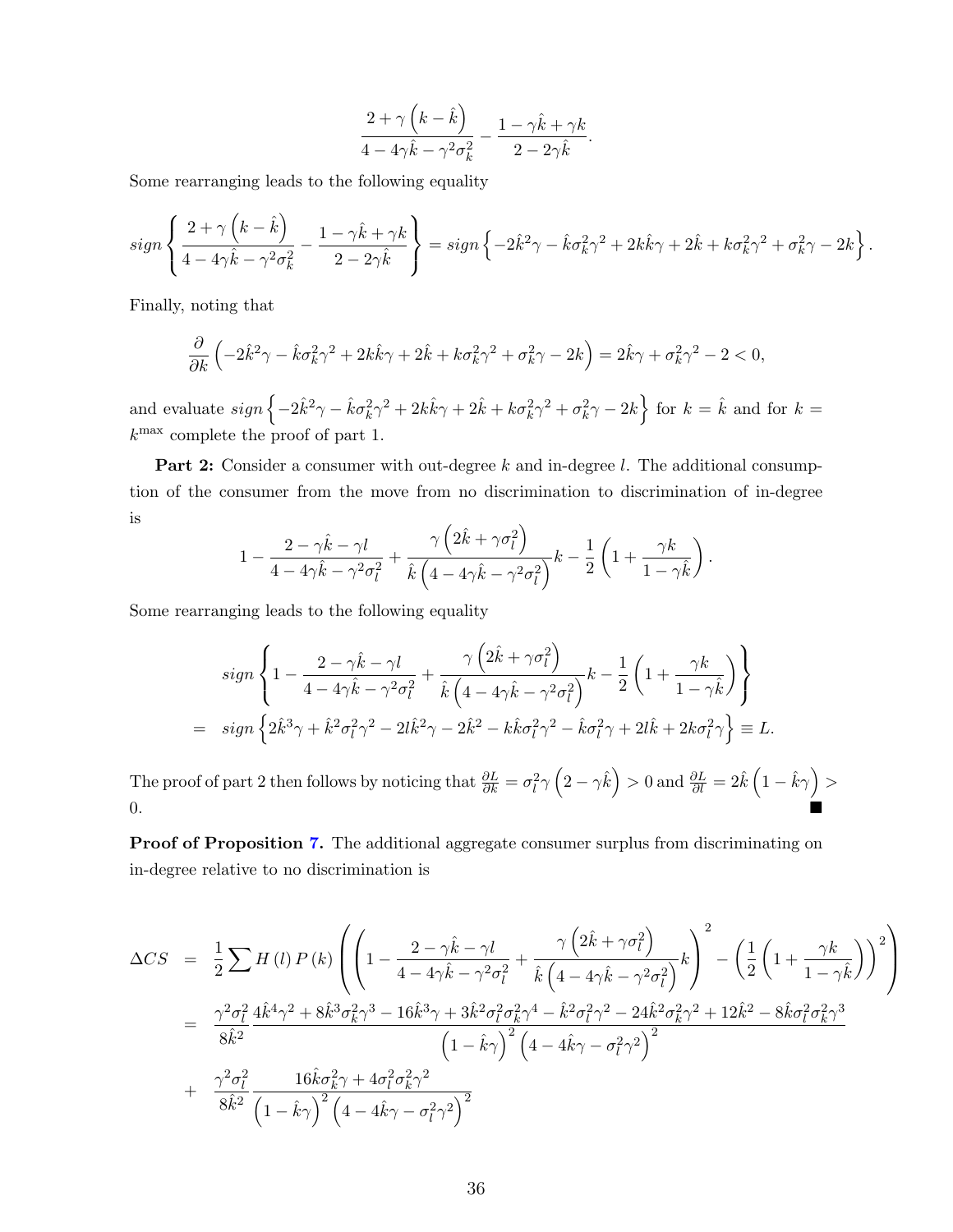$$\frac{2+\gamma\left(k-\hat{k}\right)}{4-4\gamma\hat{k}-\gamma^2\sigma_k^2}-\frac{1-\gamma\hat{k}+\gamma k}{2-2\gamma\hat{k}}.$$

Some rearranging leads to the following equality

$$sign\left\{\frac{2+\gamma\left(k-\hat{k}\right)}{4-4\gamma\hat{k}-\gamma^2\sigma_k^2}-\frac{1-\gamma\hat{k}+\gamma k}{2-2\gamma\hat{k}}\right\}=sign\left\{-2\hat{k}^2\gamma-\hat{k}\sigma_k^2\gamma^2+2k\hat{k}\gamma+2\hat{k}+k\sigma_k^2\gamma^2+\sigma_k^2\gamma-2k\right\}.$$

Finally, noting that

$$\frac{\partial}{\partial k}\left(-2\hat{k}^2\gamma-\hat{k}\sigma_k^2\gamma^2+2k\hat{k}\gamma+2\hat{k}+k\sigma_k^2\gamma^2+\sigma_k^2\gamma-2k\right)=2\hat{k}\gamma+\sigma_k^2\gamma^2-2<0,$$

and evaluate $sign\left\{-2\hat{k}^2\gamma-\hat{k}\sigma_k^2\gamma^2+2k\hat{k}\gamma+2\hat{k}+k\sigma_k^2\gamma^2+\sigma_k^2\gamma-2k\right\}$ for $k=\hat{k}$ and for $k=k^{\max}$ complete the proof of part 1.

**Part 2:** Consider a consumer with out-degree $k$ and in-degree $l$. The additional consumption of the consumer from the move from no discrimination to discrimination of in-degree is

$$1-\frac{2-\gamma\hat{k}-\gamma l}{4-4\gamma\hat{k}-\gamma^2\sigma_l^2}+\frac{\gamma\left(2\hat{k}+\gamma\sigma_l^2\right)}{\hat{k}\left(4-4\gamma\hat{k}-\gamma^2\sigma_l^2\right)}k-\frac{1}{2}\left(1+\frac{\gamma k}{1-\gamma\hat{k}}\right).$$

Some rearranging leads to the following equality

$$\begin{aligned}
&sign\left\{1-\frac{2-\gamma\hat{k}-\gamma l}{4-4\gamma\hat{k}-\gamma^2\sigma_l^2}+\frac{\gamma\left(2\hat{k}+\gamma\sigma_l^2\right)}{\hat{k}\left(4-4\gamma\hat{k}-\gamma^2\sigma_l^2\right)}k-\frac{1}{2}\left(1+\frac{\gamma k}{1-\gamma\hat{k}}\right)\right\}\\
=\;& sign\left\{2\hat{k}^3\gamma+\hat{k}^2\sigma_l^2\gamma^2-2l\hat{k}^2\gamma-2\hat{k}^2-k\hat{k}\sigma_l^2\gamma^2-\hat{k}\sigma_l^2\gamma+2l\hat{k}+2k\sigma_l^2\gamma\right\}\equiv L.
\end{aligned}$$

The proof of part 2 then follows by noticing that $\frac{\partial L}{\partial k}=\sigma_l^2\gamma\left(2-\gamma\hat{k}\right)>0$ and $\frac{\partial L}{\partial l}=2\hat{k}\left(1-\hat{k}\gamma\right)>0$. ■

**Proof of Proposition 7.** The additional aggregate consumer surplus from discriminating on in-degree relative to no discrimination is

$$\begin{aligned}
\Delta CS \;&=\; \frac{1}{2}\sum H(l)\,P(k)\left(\left(1-\frac{2-\gamma\hat{k}-\gamma l}{4-4\gamma\hat{k}-\gamma^2\sigma_l^2}+\frac{\gamma\left(2\hat{k}+\gamma\sigma_l^2\right)}{\hat{k}\left(4-4\gamma\hat{k}-\gamma^2\sigma_l^2\right)}k\right)^2-\left(\frac{1}{2}\left(1+\frac{\gamma k}{1-\gamma\hat{k}}\right)\right)^2\right)\\
&=\; \frac{\gamma^2\sigma_l^2}{8\hat{k}^2}\frac{4\hat{k}^4\gamma^2+8\hat{k}^3\sigma_k^2\gamma^3-16\hat{k}^3\gamma+3\hat{k}^2\sigma_l^2\sigma_k^2\gamma^4-\hat{k}^2\sigma_l^2\gamma^2-24\hat{k}^2\sigma_k^2\gamma^2+12\hat{k}^2-8\hat{k}\sigma_l^2\sigma_k^2\gamma^3}{\left(1-\hat{k}\gamma\right)^2\left(4-4\hat{k}\gamma-\sigma_l^2\gamma^2\right)^2}\\
&+\; \frac{\gamma^2\sigma_l^2}{8\hat{k}^2}\frac{16\hat{k}\sigma_k^2\gamma+4\sigma_l^2\sigma_k^2\gamma^2}{\left(1-\hat{k}\gamma\right)^2\left(4-4\hat{k}\gamma-\sigma_l^2\gamma^2\right)^2}
\end{aligned}$$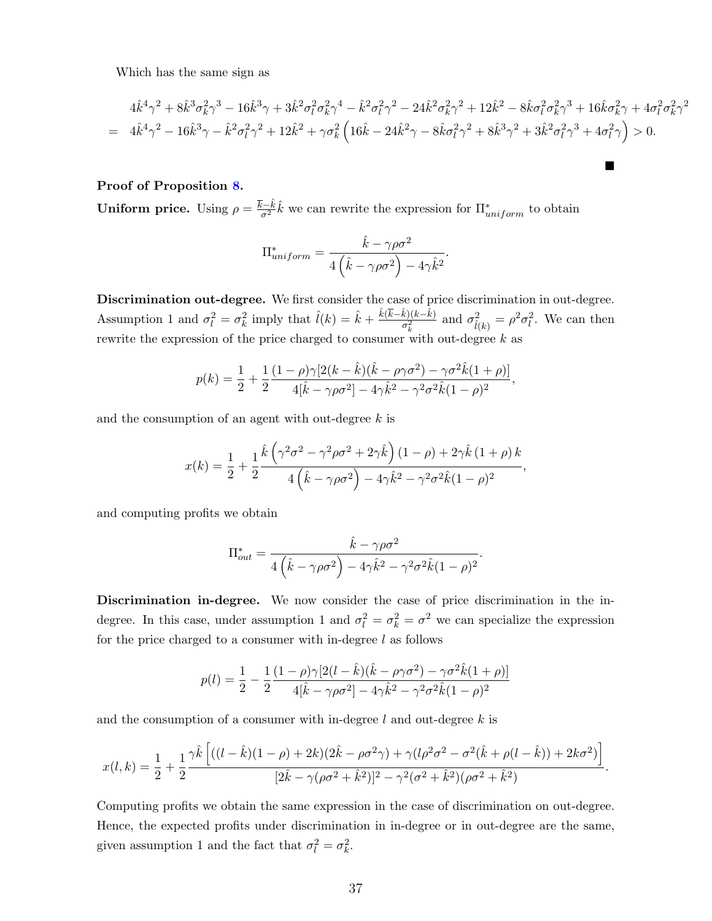Which has the same sign as

$$
\begin{aligned}
& 4\hat{k}^4\gamma^2 + 8\hat{k}^3\sigma_k^2\gamma^3 - 16\hat{k}^3\gamma + 3\hat{k}^2\sigma_l^2\sigma_k^2\gamma^4 - \hat{k}^2\sigma_l^2\gamma^2 - 24\hat{k}^2\sigma_k^2\gamma^2 + 12\hat{k}^2 - 8\hat{k}\sigma_l^2\sigma_k^2\gamma^3 + 16\hat{k}\sigma_k^2\gamma + 4\sigma_l^2\sigma_k^2\gamma^2 \\
= \; & 4\hat{k}^4\gamma^2 - 16\hat{k}^3\gamma - \hat{k}^2\sigma_l^2\gamma^2 + 12\hat{k}^2 + \gamma\sigma_k^2\left(16\hat{k} - 24\hat{k}^2\gamma - 8\hat{k}\sigma_l^2\gamma^2 + 8\hat{k}^3\gamma^2 + 3\hat{k}^2\sigma_l^2\gamma^3 + 4\sigma_l^2\gamma\right) > 0.
\end{aligned}
$$

■

**Proof of Proposition 8.**

**Uniform price.** Using $\rho = \frac{\overline{k}-\hat{k}}{\sigma^2}\hat{k}$ we can rewrite the expression for $\Pi^*_{uniform}$ to obtain

$$
\Pi^*_{uniform} = \frac{\hat{k} - \gamma\rho\sigma^2}{4\left(\hat{k} - \gamma\rho\sigma^2\right) - 4\gamma\hat{k}^2}.
$$

**Discrimination out-degree.** We first consider the case of price discrimination in out-degree. Assumption 1 and $\sigma_l^2 = \sigma_k^2$ imply that $\hat{l}(k) = \hat{k} + \frac{\hat{k}(\overline{k}-\hat{k})(k-\hat{k})}{\sigma_k^2}$ and $\sigma^2_{\hat{l}(k)} = \rho^2\sigma_l^2$. We can then rewrite the expression of the price charged to consumer with out-degree $k$ as

$$
p(k) = \frac{1}{2} + \frac{1}{2}\frac{(1-\rho)\gamma[2(k-\hat{k})(\hat{k}-\rho\gamma\sigma^2) - \gamma\sigma^2\hat{k}(1+\rho)]}{4[\hat{k}-\gamma\rho\sigma^2] - 4\gamma\hat{k}^2 - \gamma^2\sigma^2\hat{k}(1-\rho)^2},
$$

and the consumption of an agent with out-degree $k$ is

$$
x(k) = \frac{1}{2} + \frac{1}{2}\frac{\hat{k}\left(\gamma^2\sigma^2 - \gamma^2\rho\sigma^2 + 2\gamma\hat{k}\right)(1-\rho) + 2\gamma\hat{k}\left(1+\rho\right)k}{4\left(\hat{k}-\gamma\rho\sigma^2\right) - 4\gamma\hat{k}^2 - \gamma^2\sigma^2\hat{k}(1-\rho)^2},
$$

and computing profits we obtain

$$
\Pi^*_{out} = \frac{\hat{k} - \gamma\rho\sigma^2}{4\left(\hat{k} - \gamma\rho\sigma^2\right) - 4\gamma\hat{k}^2 - \gamma^2\sigma^2\hat{k}(1-\rho)^2}.
$$

**Discrimination in-degree.** We now consider the case of price discrimination in the in-degree. In this case, under assumption 1 and $\sigma_l^2 = \sigma_k^2 = \sigma^2$ we can specialize the expression for the price charged to a consumer with in-degree $l$ as follows

$$
p(l) = \frac{1}{2} - \frac{1}{2}\frac{(1-\rho)\gamma[2(l-\hat{k})(\hat{k}-\rho\gamma\sigma^2) - \gamma\sigma^2\hat{k}(1+\rho)]}{4[\hat{k}-\gamma\rho\sigma^2] - 4\gamma\hat{k}^2 - \gamma^2\sigma^2\hat{k}(1-\rho)^2}
$$

and the consumption of a consumer with in-degree $l$ and out-degree $k$ is

$$
x(l,k) = \frac{1}{2} + \frac{1}{2}\frac{\gamma\hat{k}\left[((l-\hat{k})(1-\rho) + 2k)(2\hat{k} - \rho\sigma^2\gamma) + \gamma(l\rho^2\sigma^2 - \sigma^2(\hat{k} + \rho(l-\hat{k})) + 2k\sigma^2)\right]}{[2\hat{k} - \gamma(\rho\sigma^2 + \hat{k}^2)]^2 - \gamma^2(\sigma^2 + \hat{k}^2)(\rho\sigma^2 + \hat{k}^2)}.
$$

Computing profits we obtain the same expression in the case of discrimination on out-degree. Hence, the expected profits under discrimination in in-degree or in out-degree are the same, given assumption 1 and the fact that $\sigma_l^2 = \sigma_k^2$.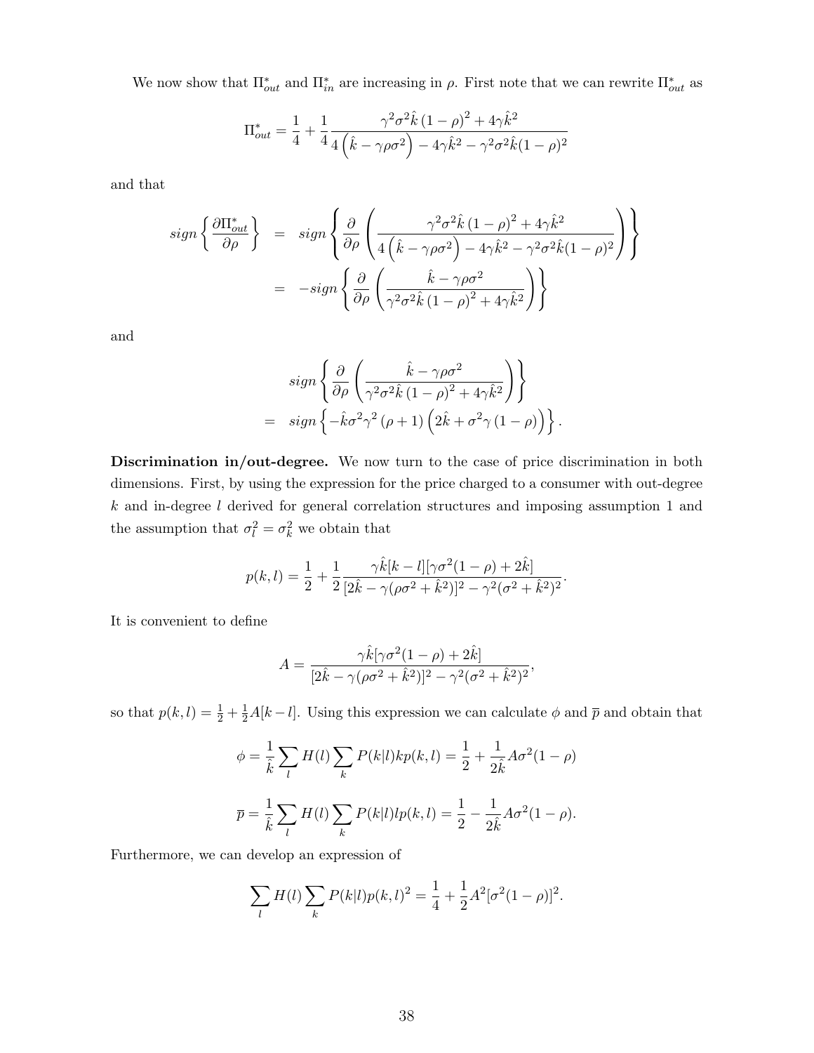We now show that $\Pi^*_{out}$ and $\Pi^*_{in}$ are increasing in $\rho$. First note that we can rewrite $\Pi^*_{out}$ as

$$\Pi^*_{out} = \frac{1}{4} + \frac{1}{4}\frac{\gamma^2\sigma^2\hat{k}\left(1-\rho\right)^2 + 4\gamma\hat{k}^2}{4\left(\hat{k}-\gamma\rho\sigma^2\right) - 4\gamma\hat{k}^2 - \gamma^2\sigma^2\hat{k}(1-\rho)^2}$$

and that

$$\begin{aligned} sign\left\{\frac{\partial \Pi^*_{out}}{\partial \rho}\right\} &= sign\left\{\frac{\partial}{\partial \rho}\left(\frac{\gamma^2\sigma^2\hat{k}\left(1-\rho\right)^2 + 4\gamma\hat{k}^2}{4\left(\hat{k}-\gamma\rho\sigma^2\right) - 4\gamma\hat{k}^2 - \gamma^2\sigma^2\hat{k}(1-\rho)^2}\right)\right\} \\ &= -sign\left\{\frac{\partial}{\partial \rho}\left(\frac{\hat{k}-\gamma\rho\sigma^2}{\gamma^2\sigma^2\hat{k}\left(1-\rho\right)^2 + 4\gamma\hat{k}^2}\right)\right\} \end{aligned}$$

and

$$\begin{aligned} & sign\left\{\frac{\partial}{\partial \rho}\left(\frac{\hat{k}-\gamma\rho\sigma^2}{\gamma^2\sigma^2\hat{k}\left(1-\rho\right)^2 + 4\gamma\hat{k}^2}\right)\right\} \\ = \quad & sign\left\{-\hat{k}\sigma^2\gamma^2\left(\rho+1\right)\left(2\hat{k}+\sigma^2\gamma\left(1-\rho\right)\right)\right\}. \end{aligned}$$

**Discrimination in/out-degree.** We now turn to the case of price discrimination in both dimensions. First, by using the expression for the price charged to a consumer with out-degree $k$ and in-degree $l$ derived for general correlation structures and imposing assumption 1 and the assumption that $\sigma_l^2 = \sigma_k^2$ we obtain that

$$p(k,l) = \frac{1}{2} + \frac{1}{2}\frac{\gamma\hat{k}[k-l][\gamma\sigma^2(1-\rho)+2\hat{k}]}{[2\hat{k}-\gamma(\rho\sigma^2+\hat{k}^2)]^2 - \gamma^2(\sigma^2+\hat{k}^2)^2}.$$

It is convenient to define

$$A = \frac{\gamma\hat{k}[\gamma\sigma^2(1-\rho)+2\hat{k}]}{[2\hat{k}-\gamma(\rho\sigma^2+\hat{k}^2)]^2 - \gamma^2(\sigma^2+\hat{k}^2)^2},$$

so that $p(k,l) = \frac{1}{2} + \frac{1}{2}A[k-l]$. Using this expression we can calculate $\phi$ and $\overline{p}$ and obtain that

$$\phi = \frac{1}{\hat{k}}\sum_l H(l)\sum_k P(k|l)kp(k,l) = \frac{1}{2} + \frac{1}{2\hat{k}}A\sigma^2(1-\rho)$$

$$\overline{p} = \frac{1}{\hat{k}}\sum_l H(l)\sum_k P(k|l)lp(k,l) = \frac{1}{2} - \frac{1}{2\hat{k}}A\sigma^2(1-\rho).$$

Furthermore, we can develop an expression of

$$\sum_l H(l)\sum_k P(k|l)p(k,l)^2 = \frac{1}{4} + \frac{1}{2}A^2[\sigma^2(1-\rho)]^2.$$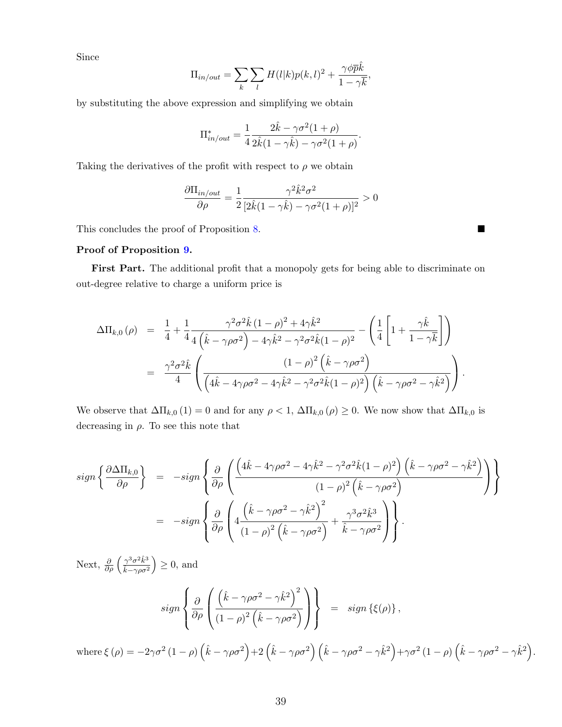Since

$$\Pi_{in/out} = \sum_k \sum_l H(l|k) p(k,l)^2 + \frac{\gamma \phi \overline{p} \hat{k}}{1 - \gamma \overline{k}},$$

by substituting the above expression and simplifying we obtain

$$\Pi^*_{in/out} = \frac{1}{4} \frac{2\hat{k} - \gamma\sigma^2(1+\rho)}{2\hat{k}(1-\gamma\hat{k}) - \gamma\sigma^2(1+\rho)}.$$

Taking the derivatives of the profit with respect to $\rho$ we obtain

$$\frac{\partial \Pi_{in/out}}{\partial \rho} = \frac{1}{2} \frac{\gamma^2 \hat{k}^2 \sigma^2}{[2\hat{k}(1-\gamma\hat{k}) - \gamma\sigma^2(1+\rho)]^2} > 0$$

This concludes the proof of Proposition 8. ■

**Proof of Proposition 9.**

**First Part.** The additional profit that a monopoly gets for being able to discriminate on out-degree relative to charge a uniform price is

$$\begin{aligned}
\Delta\Pi_{k,0}(\rho) &= \frac{1}{4} + \frac{1}{4} \frac{\gamma^2\sigma^2\hat{k}(1-\rho)^2 + 4\gamma\hat{k}^2}{4\left(\hat{k} - \gamma\rho\sigma^2\right) - 4\gamma\hat{k}^2 - \gamma^2\sigma^2\hat{k}(1-\rho)^2} - \left(\frac{1}{4}\left[1 + \frac{\gamma\hat{k}}{1-\gamma\overline{k}}\right]\right) \\
&= \frac{\gamma^2\sigma^2\hat{k}}{4}\left(\frac{(1-\rho)^2\left(\hat{k} - \gamma\rho\sigma^2\right)}{\left(4\hat{k} - 4\gamma\rho\sigma^2 - 4\gamma\hat{k}^2 - \gamma^2\sigma^2\hat{k}(1-\rho)^2\right)\left(\hat{k} - \gamma\rho\sigma^2 - \gamma\hat{k}^2\right)}\right).
\end{aligned}$$

We observe that $\Delta\Pi_{k,0}(1) = 0$ and for any $\rho < 1$, $\Delta\Pi_{k,0}(\rho) \geq 0$. We now show that $\Delta\Pi_{k,0}$ is decreasing in $\rho$. To see this note that

$$\begin{aligned}
sign\left\{\frac{\partial \Delta\Pi_{k,0}}{\partial \rho}\right\} &= -sign\left\{\frac{\partial}{\partial \rho}\left(\frac{\left(4\hat{k} - 4\gamma\rho\sigma^2 - 4\gamma\hat{k}^2 - \gamma^2\sigma^2\hat{k}(1-\rho)^2\right)\left(\hat{k} - \gamma\rho\sigma^2 - \gamma\hat{k}^2\right)}{(1-\rho)^2\left(\hat{k} - \gamma\rho\sigma^2\right)}\right)\right\} \\
&= -sign\left\{\frac{\partial}{\partial \rho}\left(4\frac{\left(\hat{k} - \gamma\rho\sigma^2 - \gamma\hat{k}^2\right)^2}{(1-\rho)^2\left(\hat{k} - \gamma\rho\sigma^2\right)} + \frac{\gamma^3\sigma^2\hat{k}^3}{\hat{k} - \gamma\rho\sigma^2}\right)\right\}.
\end{aligned}$$

Next, $\frac{\partial}{\partial \rho}\left(\frac{\gamma^3\sigma^2\hat{k}^3}{\hat{k} - \gamma\rho\sigma^2}\right) \geq 0$, and

$$sign\left\{\frac{\partial}{\partial \rho}\left(\frac{\left(\hat{k} - \gamma\rho\sigma^2 - \gamma\hat{k}^2\right)^2}{(1-\rho)^2\left(\hat{k} - \gamma\rho\sigma^2\right)}\right)\right\} = sign\left\{\xi(\rho)\right\},$$

where $\xi(\rho) = -2\gamma\sigma^2(1-\rho)\left(\hat{k} - \gamma\rho\sigma^2\right) + 2\left(\hat{k} - \gamma\rho\sigma^2\right)\left(\hat{k} - \gamma\rho\sigma^2 - \gamma\hat{k}^2\right) + \gamma\sigma^2(1-\rho)\left(\hat{k} - \gamma\rho\sigma^2 - \gamma\hat{k}^2\right)$.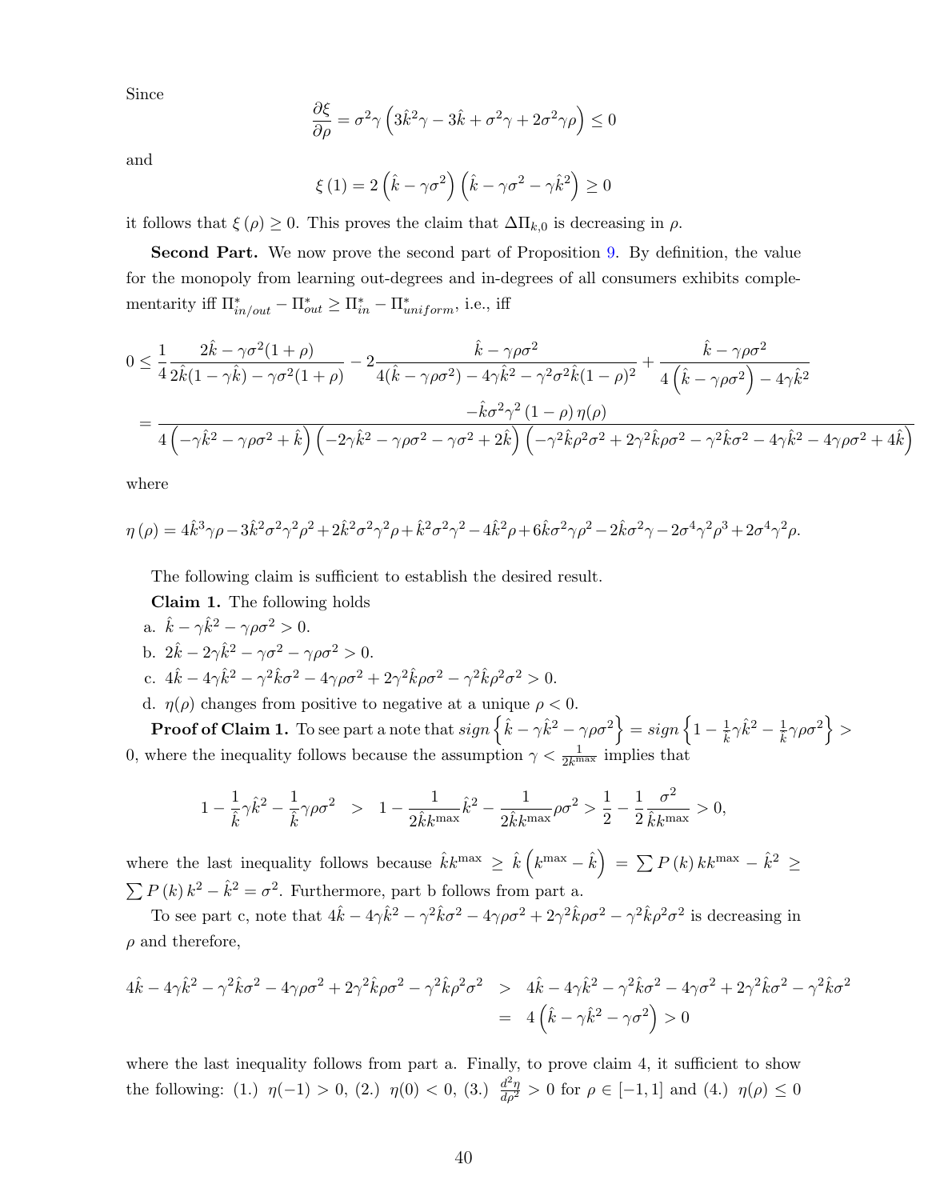Since

$$\frac{\partial \xi}{\partial \rho} = \sigma^2 \gamma \left(3\hat{k}^2\gamma - 3\hat{k} + \sigma^2\gamma + 2\sigma^2\gamma\rho\right) \leq 0$$

and

$$\xi(1) = 2\left(\hat{k} - \gamma\sigma^2\right)\left(\hat{k} - \gamma\sigma^2 - \gamma\hat{k}^2\right) \geq 0$$

it follows that $\xi(\rho) \geq 0$. This proves the claim that $\Delta\Pi_{k,0}$ is decreasing in $\rho$.

**Second Part.** We now prove the second part of Proposition 9. By definition, the value for the monopoly from learning out-degrees and in-degrees of all consumers exhibits complementarity iff $\Pi^*_{in/out} - \Pi^*_{out} \geq \Pi^*_{in} - \Pi^*_{uniform}$, i.e., iff

$$0 \leq \frac{1}{4}\frac{2\hat{k} - \gamma\sigma^2(1+\rho)}{2\hat{k}(1-\gamma\hat{k}) - \gamma\sigma^2(1+\rho)} - 2\frac{\hat{k} - \gamma\rho\sigma^2}{4(\hat{k} - \gamma\rho\sigma^2) - 4\gamma\hat{k}^2 - \gamma^2\sigma^2\hat{k}(1-\rho)^2} + \frac{\hat{k} - \gamma\rho\sigma^2}{4\left(\hat{k} - \gamma\rho\sigma^2\right) - 4\gamma\hat{k}^2}$$

$$= \frac{-\hat{k}\sigma^2\gamma^2(1-\rho)\,\eta(\rho)}{4\left(-\gamma\hat{k}^2 - \gamma\rho\sigma^2 + \hat{k}\right)\left(-2\gamma\hat{k}^2 - \gamma\rho\sigma^2 - \gamma\sigma^2 + 2\hat{k}\right)\left(-\gamma^2\hat{k}\rho^2\sigma^2 + 2\gamma^2\hat{k}\rho\sigma^2 - \gamma^2\hat{k}\sigma^2 - 4\gamma\hat{k}^2 - 4\gamma\rho\sigma^2 + 4\hat{k}\right)}$$

where

$$\eta(\rho) = 4\hat{k}^3\gamma\rho - 3\hat{k}^2\sigma^2\gamma^2\rho^2 + 2\hat{k}^2\sigma^2\gamma^2\rho + \hat{k}^2\sigma^2\gamma^2 - 4\hat{k}^2\rho + 6\hat{k}\sigma^2\gamma\rho^2 - 2\hat{k}\sigma^2\gamma - 2\sigma^4\gamma^2\rho^3 + 2\sigma^4\gamma^2\rho.$$

The following claim is sufficient to establish the desired result.

**Claim 1.** The following holds

a. $\hat{k} - \gamma\hat{k}^2 - \gamma\rho\sigma^2 > 0$.

b. $2\hat{k} - 2\gamma\hat{k}^2 - \gamma\sigma^2 - \gamma\rho\sigma^2 > 0$.

c. $4\hat{k} - 4\gamma\hat{k}^2 - \gamma^2\hat{k}\sigma^2 - 4\gamma\rho\sigma^2 + 2\gamma^2\hat{k}\rho\sigma^2 - \gamma^2\hat{k}\rho^2\sigma^2 > 0$.

d. $\eta(\rho)$ changes from positive to negative at a unique $\rho < 0$.

**Proof of Claim 1.** To see part a note that $sign\left\{\hat{k} - \gamma\hat{k}^2 - \gamma\rho\sigma^2\right\} = sign\left\{1 - \frac{1}{\hat{k}}\gamma\hat{k}^2 - \frac{1}{\hat{k}}\gamma\rho\sigma^2\right\} > 0$, where the inequality follows because the assumption $\gamma < \frac{1}{2k^{\max}}$ implies that

$$1 - \frac{1}{\hat{k}}\gamma\hat{k}^2 - \frac{1}{\hat{k}}\gamma\rho\sigma^2 \quad > \quad 1 - \frac{1}{2\hat{k}k^{\max}}\hat{k}^2 - \frac{1}{2\hat{k}k^{\max}}\rho\sigma^2 > \frac{1}{2} - \frac{1}{2}\frac{\sigma^2}{\hat{k}k^{\max}} > 0,$$

where the last inequality follows because $\hat{k}k^{\max} \geq \hat{k}\left(k^{\max} - \hat{k}\right) = \sum P(k)\,kk^{\max} - \hat{k}^2 \geq \sum P(k)\,k^2 - \hat{k}^2 = \sigma^2$. Furthermore, part b follows from part a.

To see part c, note that $4\hat{k} - 4\gamma\hat{k}^2 - \gamma^2\hat{k}\sigma^2 - 4\gamma\rho\sigma^2 + 2\gamma^2\hat{k}\rho\sigma^2 - \gamma^2\hat{k}\rho^2\sigma^2$ is decreasing in $\rho$ and therefore,

$$\begin{aligned} 4\hat{k} - 4\gamma\hat{k}^2 - \gamma^2\hat{k}\sigma^2 - 4\gamma\rho\sigma^2 + 2\gamma^2\hat{k}\rho\sigma^2 - \gamma^2\hat{k}\rho^2\sigma^2 &> 4\hat{k} - 4\gamma\hat{k}^2 - \gamma^2\hat{k}\sigma^2 - 4\gamma\sigma^2 + 2\gamma^2\hat{k}\sigma^2 - \gamma^2\hat{k}\sigma^2 \\ &= 4\left(\hat{k} - \gamma\hat{k}^2 - \gamma\sigma^2\right) > 0 \end{aligned}$$

where the last inequality follows from part a. Finally, to prove claim 4, it sufficient to show the following: (1.) $\eta(-1) > 0$, (2.) $\eta(0) < 0$, (3.) $\frac{d^2\eta}{d\rho^2} > 0$ for $\rho \in [-1, 1]$ and (4.) $\eta(\rho) \leq 0$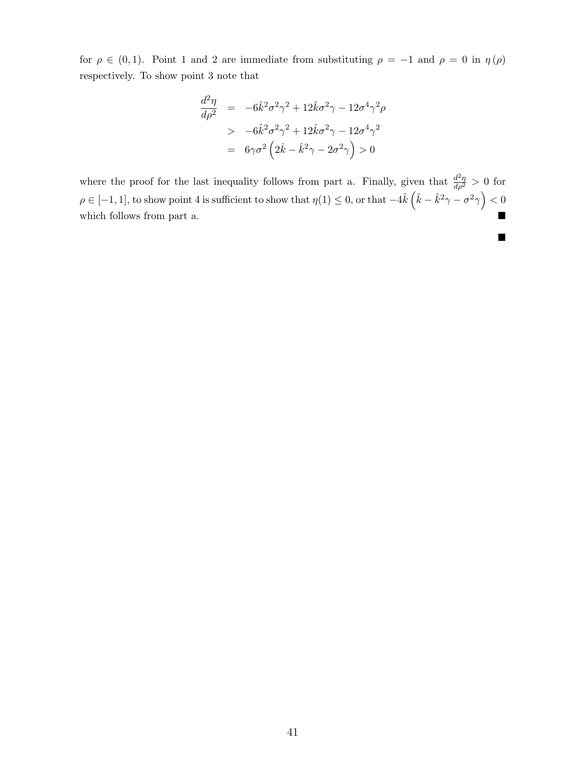for $\rho \in (0,1)$. Point 1 and 2 are immediate from substituting $\rho = -1$ and $\rho = 0$ in $\eta(\rho)$ respectively. To show point 3 note that

$$
\begin{aligned}
\frac{d^2\eta}{d\rho^2} &= -6\hat{k}^2\sigma^2\gamma^2 + 12\hat{k}\sigma^2\gamma - 12\sigma^4\gamma^2\rho \\
&> -6\hat{k}^2\sigma^2\gamma^2 + 12\hat{k}\sigma^2\gamma - 12\sigma^4\gamma^2 \\
&= 6\gamma\sigma^2\left(2\hat{k} - \hat{k}^2\gamma - 2\sigma^2\gamma\right) > 0
\end{aligned}
$$

where the proof for the last inequality follows from part a. Finally, given that $\frac{d^2\eta}{d\rho^2} > 0$ for $\rho \in [-1,1]$, to show point 4 is sufficient to show that $\eta(1) \leq 0$, or that $-4\hat{k}\left(\hat{k} - \hat{k}^2\gamma - \sigma^2\gamma\right) < 0$ which follows from part a. ∎

∎